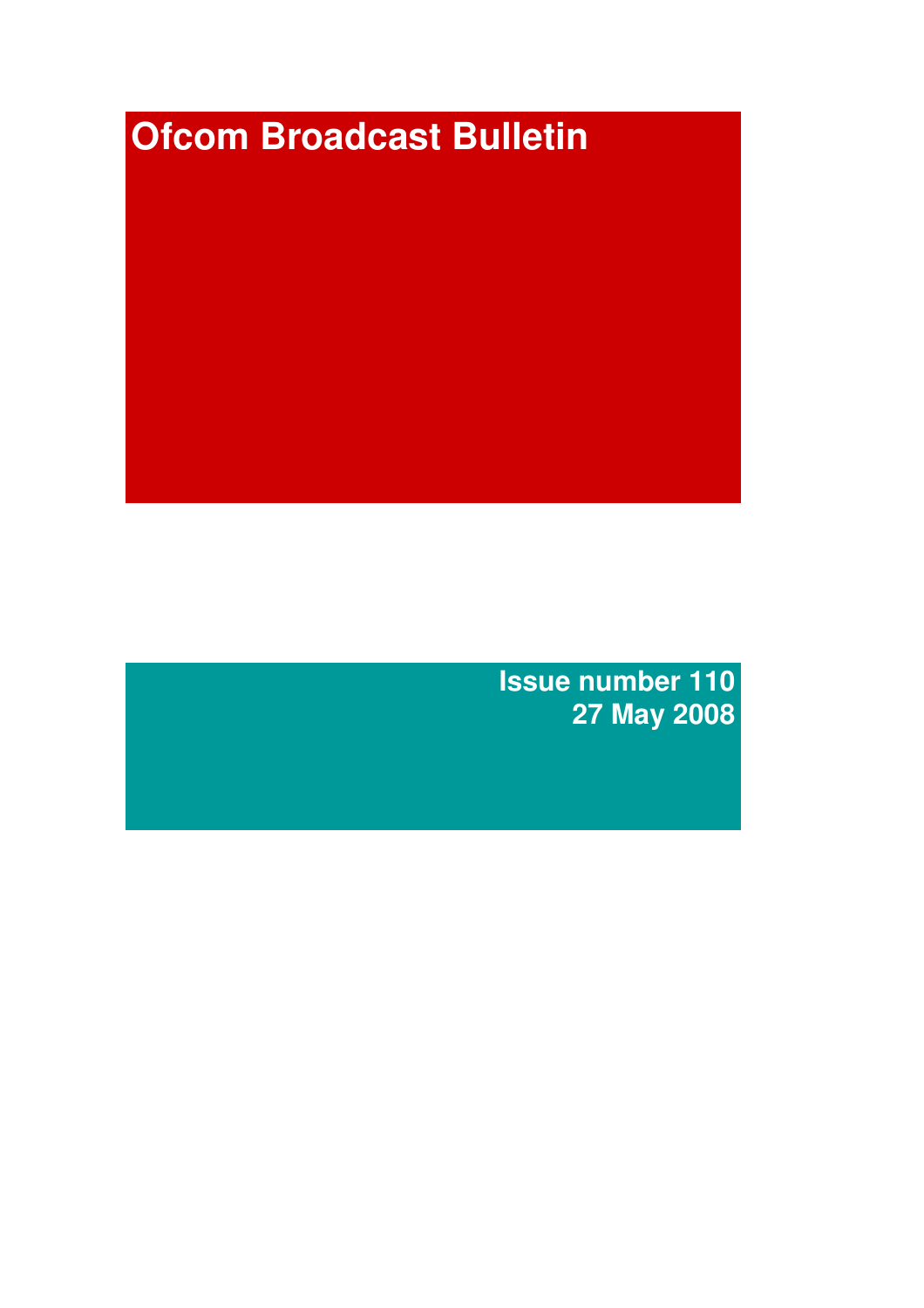# Ofcom Broadcast Bulletin

**Issue number 110**
**27 May 2008**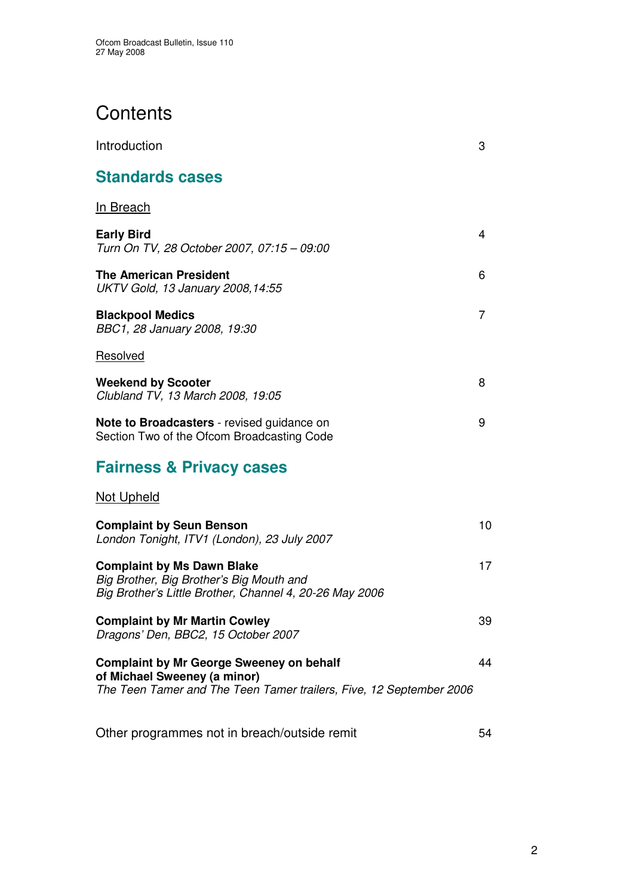# Contents

Introduction 3

## Standards cases

In Breach

**Early Bird** 4
*Turn On TV, 28 October 2007, 07:15 – 09:00*

**The American President** 6
*UKTV Gold, 13 January 2008,14:55*

**Blackpool Medics** 7
*BBC1, 28 January 2008, 19:30*

Resolved

**Weekend by Scooter** 8
*Clubland TV, 13 March 2008, 19:05*

**Note to Broadcasters** - revised guidance on Section Two of the Ofcom Broadcasting Code 9

## Fairness & Privacy cases

Not Upheld

**Complaint by Seun Benson** 10
*London Tonight, ITV1 (London), 23 July 2007*

**Complaint by Ms Dawn Blake** 17
*Big Brother, Big Brother's Big Mouth and Big Brother's Little Brother, Channel 4, 20-26 May 2006*

**Complaint by Mr Martin Cowley** 39
*Dragons' Den, BBC2, 15 October 2007*

**Complaint by Mr George Sweeney on behalf of Michael Sweeney (a minor)** 44
*The Teen Tamer and The Teen Tamer trailers, Five, 12 September 2006*

Other programmes not in breach/outside remit 54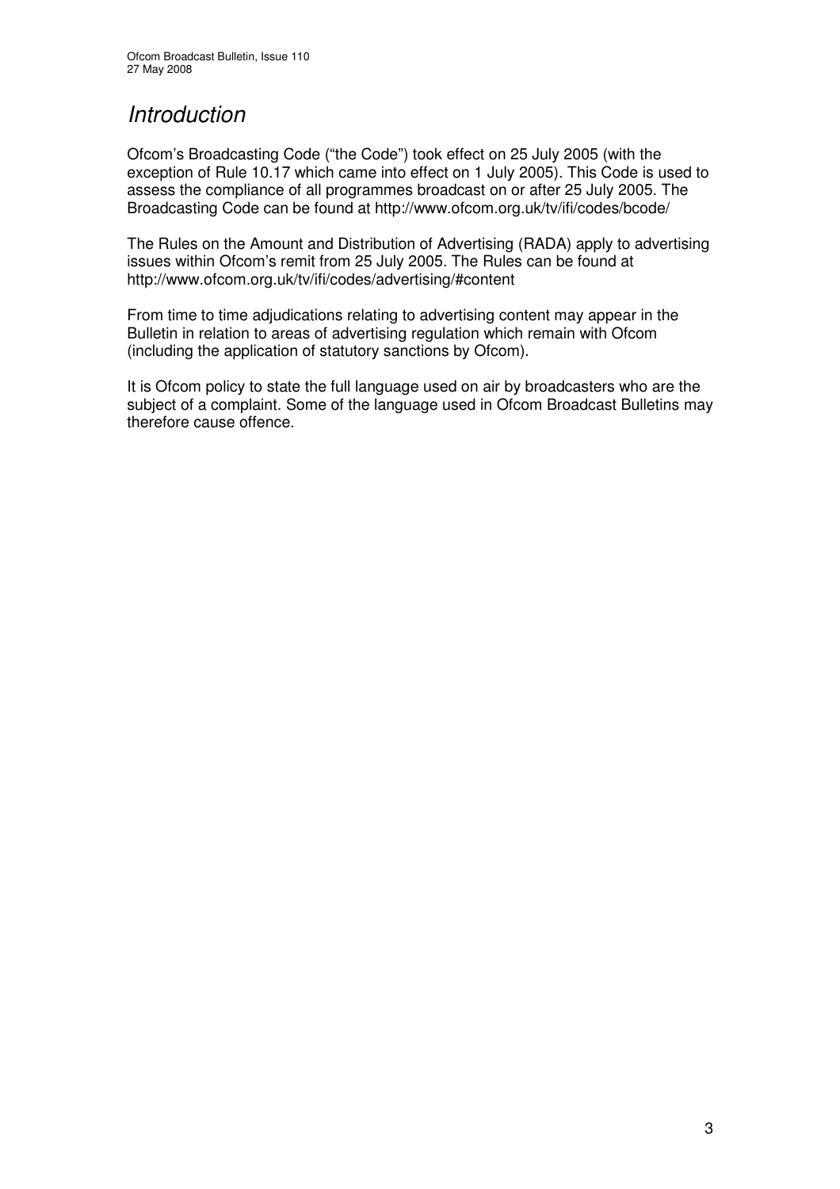# *Introduction*

Ofcom's Broadcasting Code ("the Code") took effect on 25 July 2005 (with the exception of Rule 10.17 which came into effect on 1 July 2005). This Code is used to assess the compliance of all programmes broadcast on or after 25 July 2005. The Broadcasting Code can be found at http://www.ofcom.org.uk/tv/ifi/codes/bcode/

The Rules on the Amount and Distribution of Advertising (RADA) apply to advertising issues within Ofcom's remit from 25 July 2005. The Rules can be found at http://www.ofcom.org.uk/tv/ifi/codes/advertising/#content

From time to time adjudications relating to advertising content may appear in the Bulletin in relation to areas of advertising regulation which remain with Ofcom (including the application of statutory sanctions by Ofcom).

It is Ofcom policy to state the full language used on air by broadcasters who are the subject of a complaint. Some of the language used in Ofcom Broadcast Bulletins may therefore cause offence.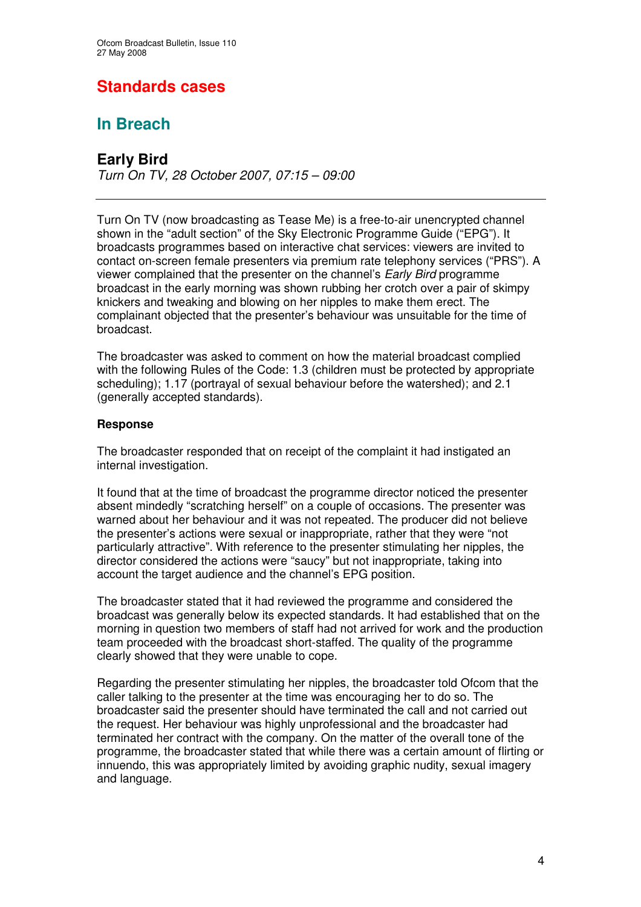# Standards cases

## In Breach

### Early Bird

*Turn On TV, 28 October 2007, 07:15 – 09:00*

---

Turn On TV (now broadcasting as Tease Me) is a free-to-air unencrypted channel shown in the "adult section" of the Sky Electronic Programme Guide ("EPG"). It broadcasts programmes based on interactive chat services: viewers are invited to contact on-screen female presenters via premium rate telephony services ("PRS"). A viewer complained that the presenter on the channel's *Early Bird* programme broadcast in the early morning was shown rubbing her crotch over a pair of skimpy knickers and tweaking and blowing on her nipples to make them erect. The complainant objected that the presenter's behaviour was unsuitable for the time of broadcast.

The broadcaster was asked to comment on how the material broadcast complied with the following Rules of the Code: 1.3 (children must be protected by appropriate scheduling); 1.17 (portrayal of sexual behaviour before the watershed); and 2.1 (generally accepted standards).

**Response**

The broadcaster responded that on receipt of the complaint it had instigated an internal investigation.

It found that at the time of broadcast the programme director noticed the presenter absent mindedly "scratching herself" on a couple of occasions. The presenter was warned about her behaviour and it was not repeated. The producer did not believe the presenter's actions were sexual or inappropriate, rather that they were "not particularly attractive". With reference to the presenter stimulating her nipples, the director considered the actions were "saucy" but not inappropriate, taking into account the target audience and the channel's EPG position.

The broadcaster stated that it had reviewed the programme and considered the broadcast was generally below its expected standards. It had established that on the morning in question two members of staff had not arrived for work and the production team proceeded with the broadcast short-staffed. The quality of the programme clearly showed that they were unable to cope.

Regarding the presenter stimulating her nipples, the broadcaster told Ofcom that the caller talking to the presenter at the time was encouraging her to do so. The broadcaster said the presenter should have terminated the call and not carried out the request. Her behaviour was highly unprofessional and the broadcaster had terminated her contract with the company. On the matter of the overall tone of the programme, the broadcaster stated that while there was a certain amount of flirting or innuendo, this was appropriately limited by avoiding graphic nudity, sexual imagery and language.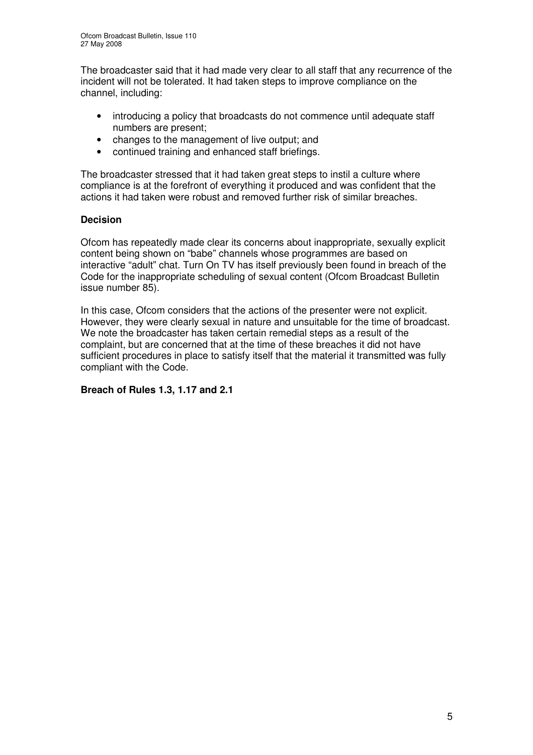The broadcaster said that it had made very clear to all staff that any recurrence of the incident will not be tolerated. It had taken steps to improve compliance on the channel, including:

- introducing a policy that broadcasts do not commence until adequate staff numbers are present;
- changes to the management of live output; and
- continued training and enhanced staff briefings.

The broadcaster stressed that it had taken great steps to instil a culture where compliance is at the forefront of everything it produced and was confident that the actions it had taken were robust and removed further risk of similar breaches.

**Decision**

Ofcom has repeatedly made clear its concerns about inappropriate, sexually explicit content being shown on "babe" channels whose programmes are based on interactive "adult" chat. Turn On TV has itself previously been found in breach of the Code for the inappropriate scheduling of sexual content (Ofcom Broadcast Bulletin issue number 85).

In this case, Ofcom considers that the actions of the presenter were not explicit. However, they were clearly sexual in nature and unsuitable for the time of broadcast. We note the broadcaster has taken certain remedial steps as a result of the complaint, but are concerned that at the time of these breaches it did not have sufficient procedures in place to satisfy itself that the material it transmitted was fully compliant with the Code.

**Breach of Rules 1.3, 1.17 and 2.1**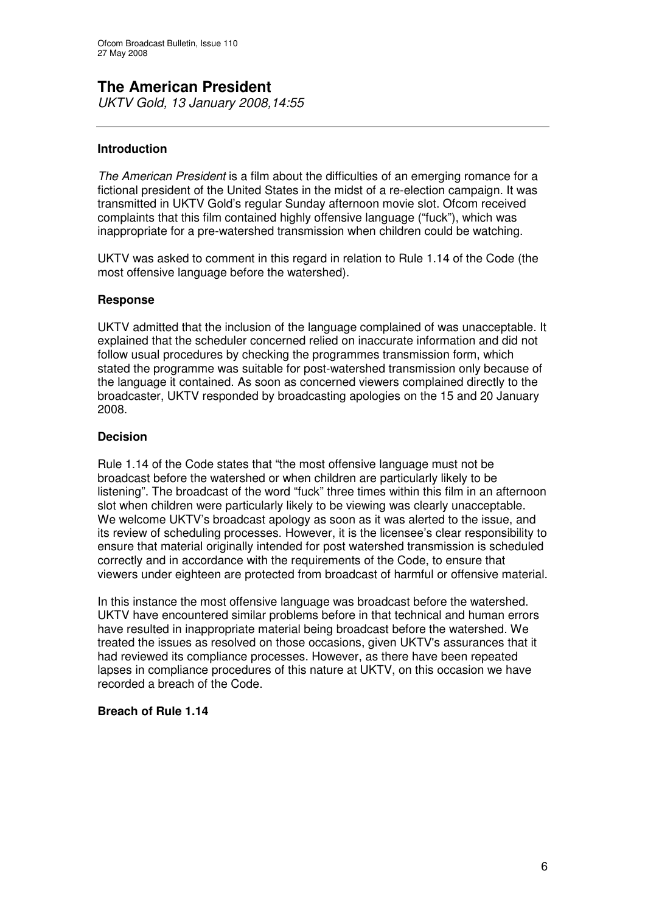## The American President

*UKTV Gold, 13 January 2008,14:55*

---

### Introduction

*The American President* is a film about the difficulties of an emerging romance for a fictional president of the United States in the midst of a re-election campaign. It was transmitted in UKTV Gold's regular Sunday afternoon movie slot. Ofcom received complaints that this film contained highly offensive language ("fuck"), which was inappropriate for a pre-watershed transmission when children could be watching.

UKTV was asked to comment in this regard in relation to Rule 1.14 of the Code (the most offensive language before the watershed).

### Response

UKTV admitted that the inclusion of the language complained of was unacceptable. It explained that the scheduler concerned relied on inaccurate information and did not follow usual procedures by checking the programmes transmission form, which stated the programme was suitable for post-watershed transmission only because of the language it contained. As soon as concerned viewers complained directly to the broadcaster, UKTV responded by broadcasting apologies on the 15 and 20 January 2008.

### Decision

Rule 1.14 of the Code states that "the most offensive language must not be broadcast before the watershed or when children are particularly likely to be listening". The broadcast of the word "fuck" three times within this film in an afternoon slot when children were particularly likely to be viewing was clearly unacceptable. We welcome UKTV's broadcast apology as soon as it was alerted to the issue, and its review of scheduling processes. However, it is the licensee's clear responsibility to ensure that material originally intended for post watershed transmission is scheduled correctly and in accordance with the requirements of the Code, to ensure that viewers under eighteen are protected from broadcast of harmful or offensive material.

In this instance the most offensive language was broadcast before the watershed. UKTV have encountered similar problems before in that technical and human errors have resulted in inappropriate material being broadcast before the watershed. We treated the issues as resolved on those occasions, given UKTV's assurances that it had reviewed its compliance processes. However, as there have been repeated lapses in compliance procedures of this nature at UKTV, on this occasion we have recorded a breach of the Code.

**Breach of Rule 1.14**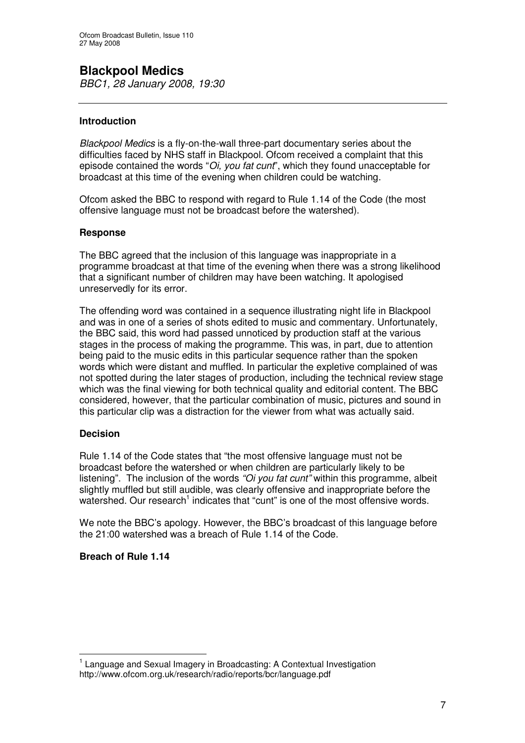# Blackpool Medics

*BBC1, 28 January 2008, 19:30*

---

### Introduction

*Blackpool Medics* is a fly-on-the-wall three-part documentary series about the difficulties faced by NHS staff in Blackpool. Ofcom received a complaint that this episode contained the words "*Oi, you fat cunt*", which they found unacceptable for broadcast at this time of the evening when children could be watching.

Ofcom asked the BBC to respond with regard to Rule 1.14 of the Code (the most offensive language must not be broadcast before the watershed).

### Response

The BBC agreed that the inclusion of this language was inappropriate in a programme broadcast at that time of the evening when there was a strong likelihood that a significant number of children may have been watching. It apologised unreservedly for its error.

The offending word was contained in a sequence illustrating night life in Blackpool and was in one of a series of shots edited to music and commentary. Unfortunately, the BBC said, this word had passed unnoticed by production staff at the various stages in the process of making the programme. This was, in part, due to attention being paid to the music edits in this particular sequence rather than the spoken words which were distant and muffled. In particular the expletive complained of was not spotted during the later stages of production, including the technical review stage which was the final viewing for both technical quality and editorial content. The BBC considered, however, that the particular combination of music, pictures and sound in this particular clip was a distraction for the viewer from what was actually said.

### Decision

Rule 1.14 of the Code states that "the most offensive language must not be broadcast before the watershed or when children are particularly likely to be listening". The inclusion of the words *"Oi you fat cunt"* within this programme, albeit slightly muffled but still audible, was clearly offensive and inappropriate before the watershed. Our research[1] indicates that "cunt" is one of the most offensive words.

We note the BBC's apology. However, the BBC's broadcast of this language before the 21:00 watershed was a breach of Rule 1.14 of the Code.

### Breach of Rule 1.14

---

[1] Language and Sexual Imagery in Broadcasting: A Contextual Investigation http://www.ofcom.org.uk/research/radio/reports/bcr/language.pdf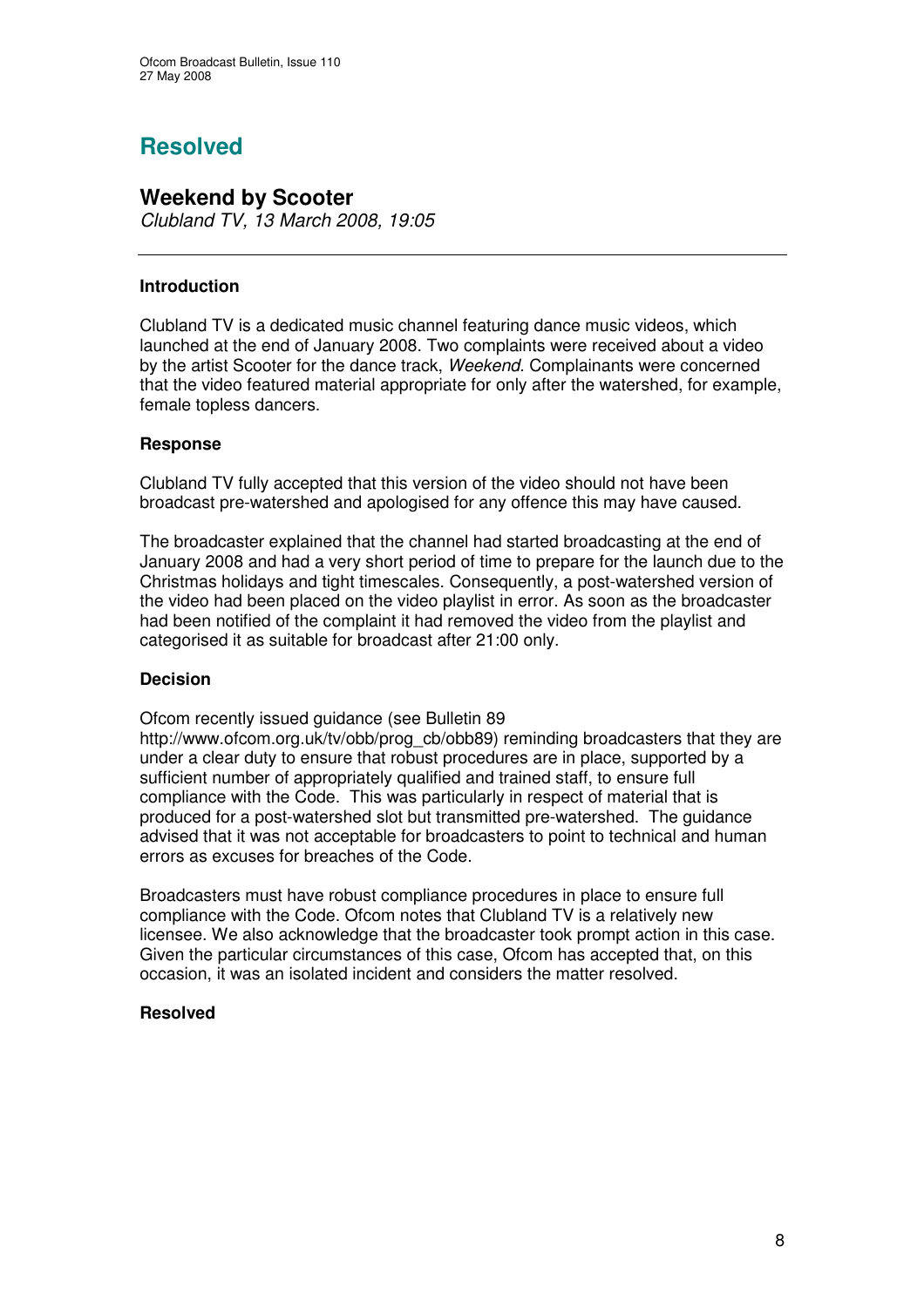# Resolved

## Weekend by Scooter

*Clubland TV, 13 March 2008, 19:05*

---

### Introduction

Clubland TV is a dedicated music channel featuring dance music videos, which launched at the end of January 2008. Two complaints were received about a video by the artist Scooter for the dance track, *Weekend*. Complainants were concerned that the video featured material appropriate for only after the watershed, for example, female topless dancers.

### Response

Clubland TV fully accepted that this version of the video should not have been broadcast pre-watershed and apologised for any offence this may have caused.

The broadcaster explained that the channel had started broadcasting at the end of January 2008 and had a very short period of time to prepare for the launch due to the Christmas holidays and tight timescales. Consequently, a post-watershed version of the video had been placed on the video playlist in error. As soon as the broadcaster had been notified of the complaint it had removed the video from the playlist and categorised it as suitable for broadcast after 21:00 only.

### Decision

Ofcom recently issued guidance (see Bulletin 89 http://www.ofcom.org.uk/tv/obb/prog_cb/obb89) reminding broadcasters that they are under a clear duty to ensure that robust procedures are in place, supported by a sufficient number of appropriately qualified and trained staff, to ensure full compliance with the Code. This was particularly in respect of material that is produced for a post-watershed slot but transmitted pre-watershed. The guidance advised that it was not acceptable for broadcasters to point to technical and human errors as excuses for breaches of the Code.

Broadcasters must have robust compliance procedures in place to ensure full compliance with the Code. Ofcom notes that Clubland TV is a relatively new licensee. We also acknowledge that the broadcaster took prompt action in this case. Given the particular circumstances of this case, Ofcom has accepted that, on this occasion, it was an isolated incident and considers the matter resolved.

### Resolved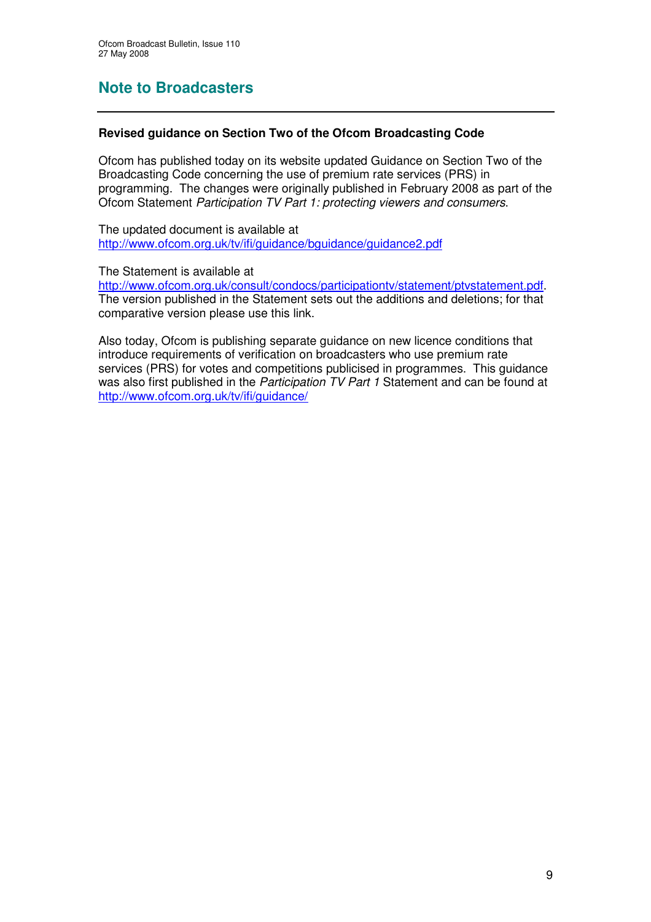# Note to Broadcasters

**Revised guidance on Section Two of the Ofcom Broadcasting Code**

Ofcom has published today on its website updated Guidance on Section Two of the Broadcasting Code concerning the use of premium rate services (PRS) in programming. The changes were originally published in February 2008 as part of the Ofcom Statement *Participation TV Part 1: protecting viewers and consumers*.

The updated document is available at
http://www.ofcom.org.uk/tv/ifi/guidance/bguidance/guidance2.pdf

The Statement is available at
http://www.ofcom.org.uk/consult/condocs/participationtv/statement/ptvstatement.pdf. The version published in the Statement sets out the additions and deletions; for that comparative version please use this link.

Also today, Ofcom is publishing separate guidance on new licence conditions that introduce requirements of verification on broadcasters who use premium rate services (PRS) for votes and competitions publicised in programmes. This guidance was also first published in the *Participation TV Part 1* Statement and can be found at http://www.ofcom.org.uk/tv/ifi/guidance/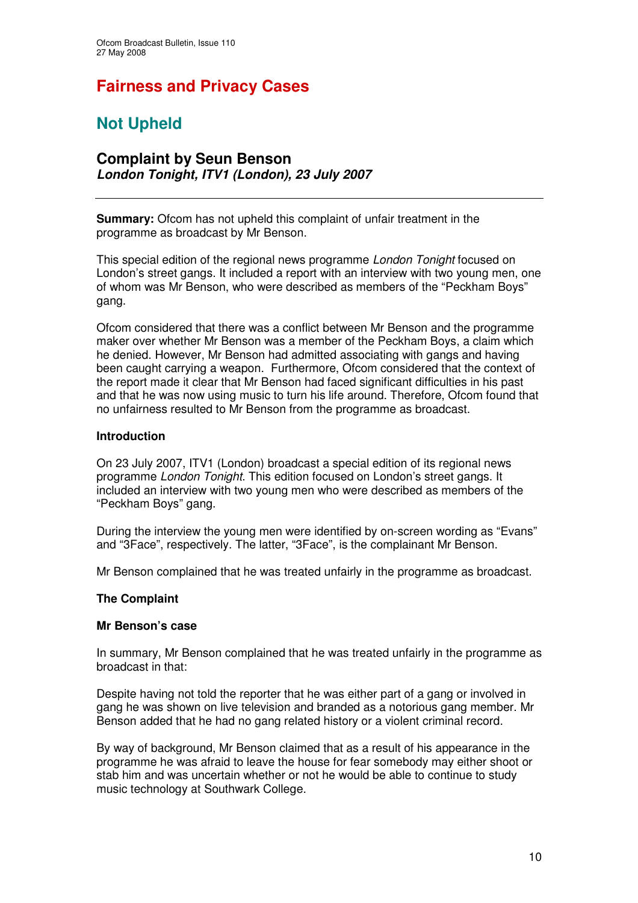# Fairness and Privacy Cases

## Not Upheld

### Complaint by Seun Benson
***London Tonight*, ITV1 (London), 23 July 2007**

---

**Summary:** Ofcom has not upheld this complaint of unfair treatment in the programme as broadcast by Mr Benson.

This special edition of the regional news programme *London Tonight* focused on London's street gangs. It included a report with an interview with two young men, one of whom was Mr Benson, who were described as members of the "Peckham Boys" gang.

Ofcom considered that there was a conflict between Mr Benson and the programme maker over whether Mr Benson was a member of the Peckham Boys, a claim which he denied. However, Mr Benson had admitted associating with gangs and having been caught carrying a weapon. Furthermore, Ofcom considered that the context of the report made it clear that Mr Benson had faced significant difficulties in his past and that he was now using music to turn his life around. Therefore, Ofcom found that no unfairness resulted to Mr Benson from the programme as broadcast.

**Introduction**

On 23 July 2007, ITV1 (London) broadcast a special edition of its regional news programme *London Tonight*. This edition focused on London's street gangs. It included an interview with two young men who were described as members of the "Peckham Boys" gang.

During the interview the young men were identified by on-screen wording as "Evans" and "3Face", respectively. The latter, "3Face", is the complainant Mr Benson.

Mr Benson complained that he was treated unfairly in the programme as broadcast.

**The Complaint**

**Mr Benson's case**

In summary, Mr Benson complained that he was treated unfairly in the programme as broadcast in that:

Despite having not told the reporter that he was either part of a gang or involved in gang he was shown on live television and branded as a notorious gang member. Mr Benson added that he had no gang related history or a violent criminal record.

By way of background, Mr Benson claimed that as a result of his appearance in the programme he was afraid to leave the house for fear somebody may either shoot or stab him and was uncertain whether or not he would be able to continue to study music technology at Southwark College.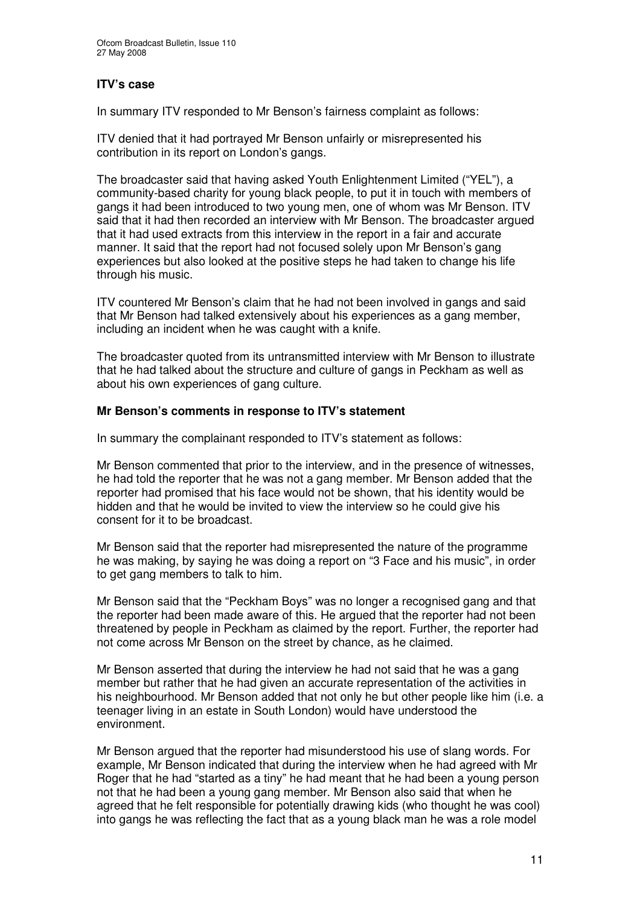### ITV's case

In summary ITV responded to Mr Benson's fairness complaint as follows:

ITV denied that it had portrayed Mr Benson unfairly or misrepresented his contribution in its report on London's gangs.

The broadcaster said that having asked Youth Enlightenment Limited ("YEL"), a community-based charity for young black people, to put it in touch with members of gangs it had been introduced to two young men, one of whom was Mr Benson. ITV said that it had then recorded an interview with Mr Benson. The broadcaster argued that it had used extracts from this interview in the report in a fair and accurate manner. It said that the report had not focused solely upon Mr Benson's gang experiences but also looked at the positive steps he had taken to change his life through his music.

ITV countered Mr Benson's claim that he had not been involved in gangs and said that Mr Benson had talked extensively about his experiences as a gang member, including an incident when he was caught with a knife.

The broadcaster quoted from its untransmitted interview with Mr Benson to illustrate that he had talked about the structure and culture of gangs in Peckham as well as about his own experiences of gang culture.

### Mr Benson's comments in response to ITV's statement

In summary the complainant responded to ITV's statement as follows:

Mr Benson commented that prior to the interview, and in the presence of witnesses, he had told the reporter that he was not a gang member. Mr Benson added that the reporter had promised that his face would not be shown, that his identity would be hidden and that he would be invited to view the interview so he could give his consent for it to be broadcast.

Mr Benson said that the reporter had misrepresented the nature of the programme he was making, by saying he was doing a report on "3 Face and his music", in order to get gang members to talk to him.

Mr Benson said that the "Peckham Boys" was no longer a recognised gang and that the reporter had been made aware of this. He argued that the reporter had not been threatened by people in Peckham as claimed by the report. Further, the reporter had not come across Mr Benson on the street by chance, as he claimed.

Mr Benson asserted that during the interview he had not said that he was a gang member but rather that he had given an accurate representation of the activities in his neighbourhood. Mr Benson added that not only he but other people like him (i.e. a teenager living in an estate in South London) would have understood the environment.

Mr Benson argued that the reporter had misunderstood his use of slang words. For example, Mr Benson indicated that during the interview when he had agreed with Mr Roger that he had "started as a tiny" he had meant that he had been a young person not that he had been a young gang member. Mr Benson also said that when he agreed that he felt responsible for potentially drawing kids (who thought he was cool) into gangs he was reflecting the fact that as a young black man he was a role model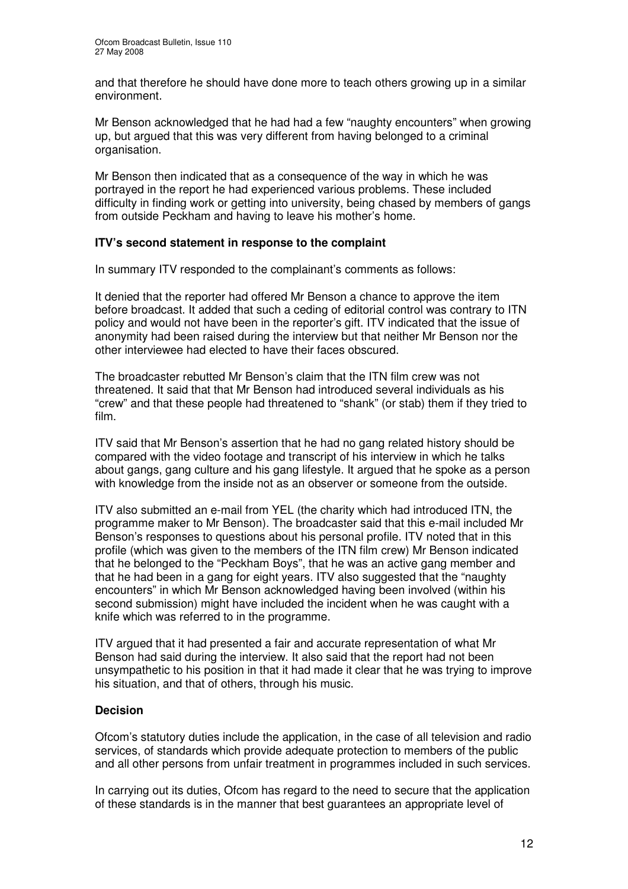and that therefore he should have done more to teach others growing up in a similar environment.

Mr Benson acknowledged that he had had a few "naughty encounters" when growing up, but argued that this was very different from having belonged to a criminal organisation.

Mr Benson then indicated that as a consequence of the way in which he was portrayed in the report he had experienced various problems. These included difficulty in finding work or getting into university, being chased by members of gangs from outside Peckham and having to leave his mother's home.

**ITV's second statement in response to the complaint**

In summary ITV responded to the complainant's comments as follows:

It denied that the reporter had offered Mr Benson a chance to approve the item before broadcast. It added that such a ceding of editorial control was contrary to ITN policy and would not have been in the reporter's gift. ITV indicated that the issue of anonymity had been raised during the interview but that neither Mr Benson nor the other interviewee had elected to have their faces obscured.

The broadcaster rebutted Mr Benson's claim that the ITN film crew was not threatened. It said that that Mr Benson had introduced several individuals as his "crew" and that these people had threatened to "shank" (or stab) them if they tried to film.

ITV said that Mr Benson's assertion that he had no gang related history should be compared with the video footage and transcript of his interview in which he talks about gangs, gang culture and his gang lifestyle. It argued that he spoke as a person with knowledge from the inside not as an observer or someone from the outside.

ITV also submitted an e-mail from YEL (the charity which had introduced ITN, the programme maker to Mr Benson). The broadcaster said that this e-mail included Mr Benson's responses to questions about his personal profile. ITV noted that in this profile (which was given to the members of the ITN film crew) Mr Benson indicated that he belonged to the "Peckham Boys", that he was an active gang member and that he had been in a gang for eight years. ITV also suggested that the "naughty encounters" in which Mr Benson acknowledged having been involved (within his second submission) might have included the incident when he was caught with a knife which was referred to in the programme.

ITV argued that it had presented a fair and accurate representation of what Mr Benson had said during the interview. It also said that the report had not been unsympathetic to his position in that it had made it clear that he was trying to improve his situation, and that of others, through his music.

**Decision**

Ofcom's statutory duties include the application, in the case of all television and radio services, of standards which provide adequate protection to members of the public and all other persons from unfair treatment in programmes included in such services.

In carrying out its duties, Ofcom has regard to the need to secure that the application of these standards is in the manner that best guarantees an appropriate level of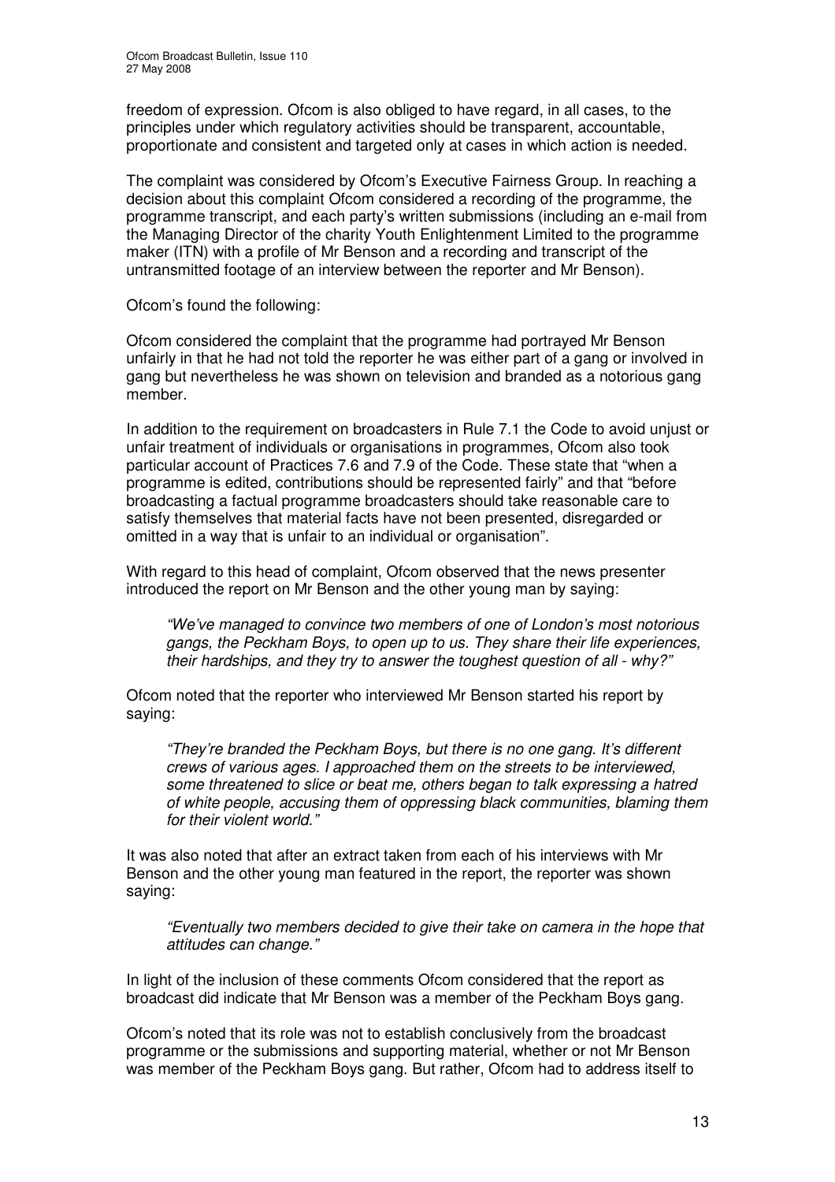freedom of expression. Ofcom is also obliged to have regard, in all cases, to the principles under which regulatory activities should be transparent, accountable, proportionate and consistent and targeted only at cases in which action is needed.

The complaint was considered by Ofcom's Executive Fairness Group. In reaching a decision about this complaint Ofcom considered a recording of the programme, the programme transcript, and each party's written submissions (including an e-mail from the Managing Director of the charity Youth Enlightenment Limited to the programme maker (ITN) with a profile of Mr Benson and a recording and transcript of the untransmitted footage of an interview between the reporter and Mr Benson).

Ofcom's found the following:

Ofcom considered the complaint that the programme had portrayed Mr Benson unfairly in that he had not told the reporter he was either part of a gang or involved in gang but nevertheless he was shown on television and branded as a notorious gang member.

In addition to the requirement on broadcasters in Rule 7.1 the Code to avoid unjust or unfair treatment of individuals or organisations in programmes, Ofcom also took particular account of Practices 7.6 and 7.9 of the Code. These state that "when a programme is edited, contributions should be represented fairly" and that "before broadcasting a factual programme broadcasters should take reasonable care to satisfy themselves that material facts have not been presented, disregarded or omitted in a way that is unfair to an individual or organisation".

With regard to this head of complaint, Ofcom observed that the news presenter introduced the report on Mr Benson and the other young man by saying:

> *"We've managed to convince two members of one of London's most notorious gangs, the Peckham Boys, to open up to us. They share their life experiences, their hardships, and they try to answer the toughest question of all - why?"*

Ofcom noted that the reporter who interviewed Mr Benson started his report by saying:

> *"They're branded the Peckham Boys, but there is no one gang. It's different crews of various ages. I approached them on the streets to be interviewed, some threatened to slice or beat me, others began to talk expressing a hatred of white people, accusing them of oppressing black communities, blaming them for their violent world."*

It was also noted that after an extract taken from each of his interviews with Mr Benson and the other young man featured in the report, the reporter was shown saying:

> *"Eventually two members decided to give their take on camera in the hope that attitudes can change."*

In light of the inclusion of these comments Ofcom considered that the report as broadcast did indicate that Mr Benson was a member of the Peckham Boys gang.

Ofcom's noted that its role was not to establish conclusively from the broadcast programme or the submissions and supporting material, whether or not Mr Benson was member of the Peckham Boys gang. But rather, Ofcom had to address itself to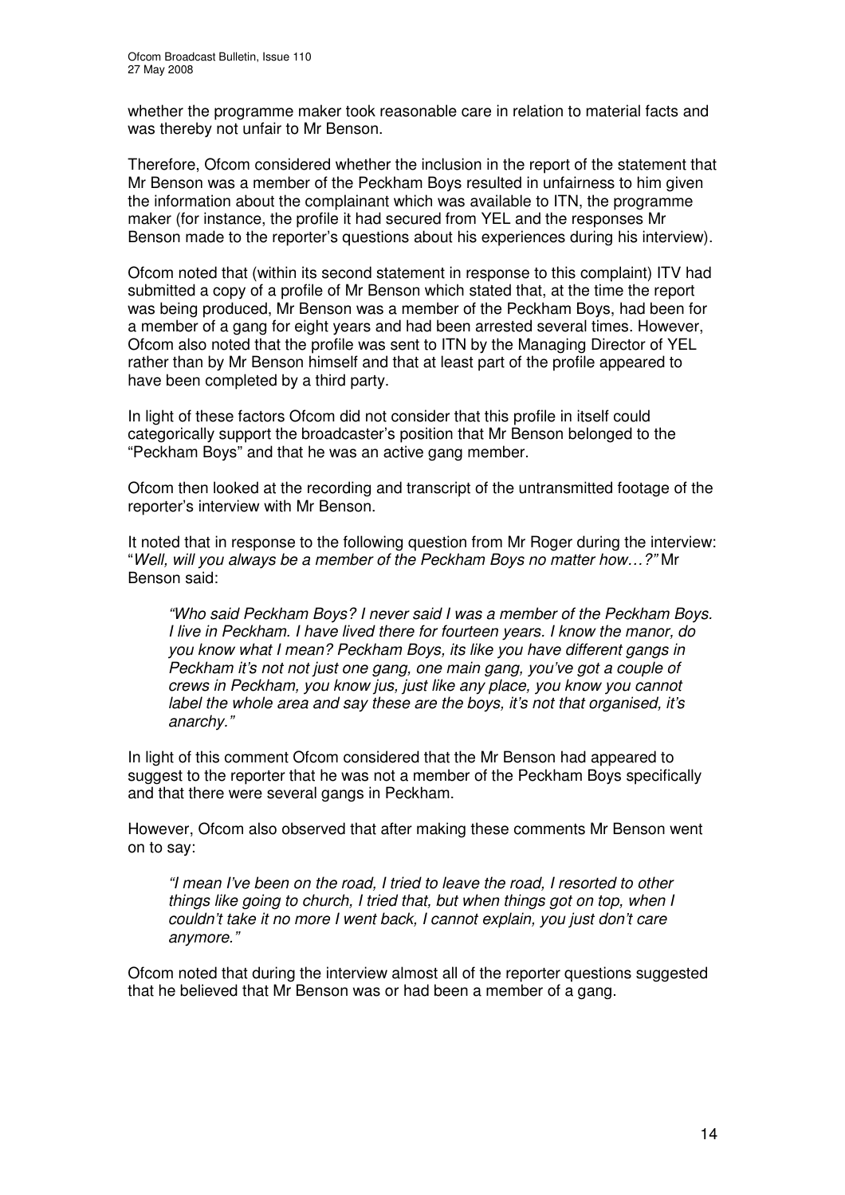whether the programme maker took reasonable care in relation to material facts and was thereby not unfair to Mr Benson.

Therefore, Ofcom considered whether the inclusion in the report of the statement that Mr Benson was a member of the Peckham Boys resulted in unfairness to him given the information about the complainant which was available to ITN, the programme maker (for instance, the profile it had secured from YEL and the responses Mr Benson made to the reporter's questions about his experiences during his interview).

Ofcom noted that (within its second statement in response to this complaint) ITV had submitted a copy of a profile of Mr Benson which stated that, at the time the report was being produced, Mr Benson was a member of the Peckham Boys, had been for a member of a gang for eight years and had been arrested several times. However, Ofcom also noted that the profile was sent to ITN by the Managing Director of YEL rather than by Mr Benson himself and that at least part of the profile appeared to have been completed by a third party.

In light of these factors Ofcom did not consider that this profile in itself could categorically support the broadcaster's position that Mr Benson belonged to the "Peckham Boys" and that he was an active gang member.

Ofcom then looked at the recording and transcript of the untransmitted footage of the reporter's interview with Mr Benson.

It noted that in response to the following question from Mr Roger during the interview: "*Well, will you always be a member of the Peckham Boys no matter how…?"* Mr Benson said:

> *"Who said Peckham Boys? I never said I was a member of the Peckham Boys. I live in Peckham. I have lived there for fourteen years. I know the manor, do you know what I mean? Peckham Boys, its like you have different gangs in Peckham it's not not just one gang, one main gang, you've got a couple of crews in Peckham, you know jus, just like any place, you know you cannot label the whole area and say these are the boys, it's not that organised, it's anarchy."*

In light of this comment Ofcom considered that the Mr Benson had appeared to suggest to the reporter that he was not a member of the Peckham Boys specifically and that there were several gangs in Peckham.

However, Ofcom also observed that after making these comments Mr Benson went on to say:

> *"I mean I've been on the road, I tried to leave the road, I resorted to other things like going to church, I tried that, but when things got on top, when I couldn't take it no more I went back, I cannot explain, you just don't care anymore."*

Ofcom noted that during the interview almost all of the reporter questions suggested that he believed that Mr Benson was or had been a member of a gang.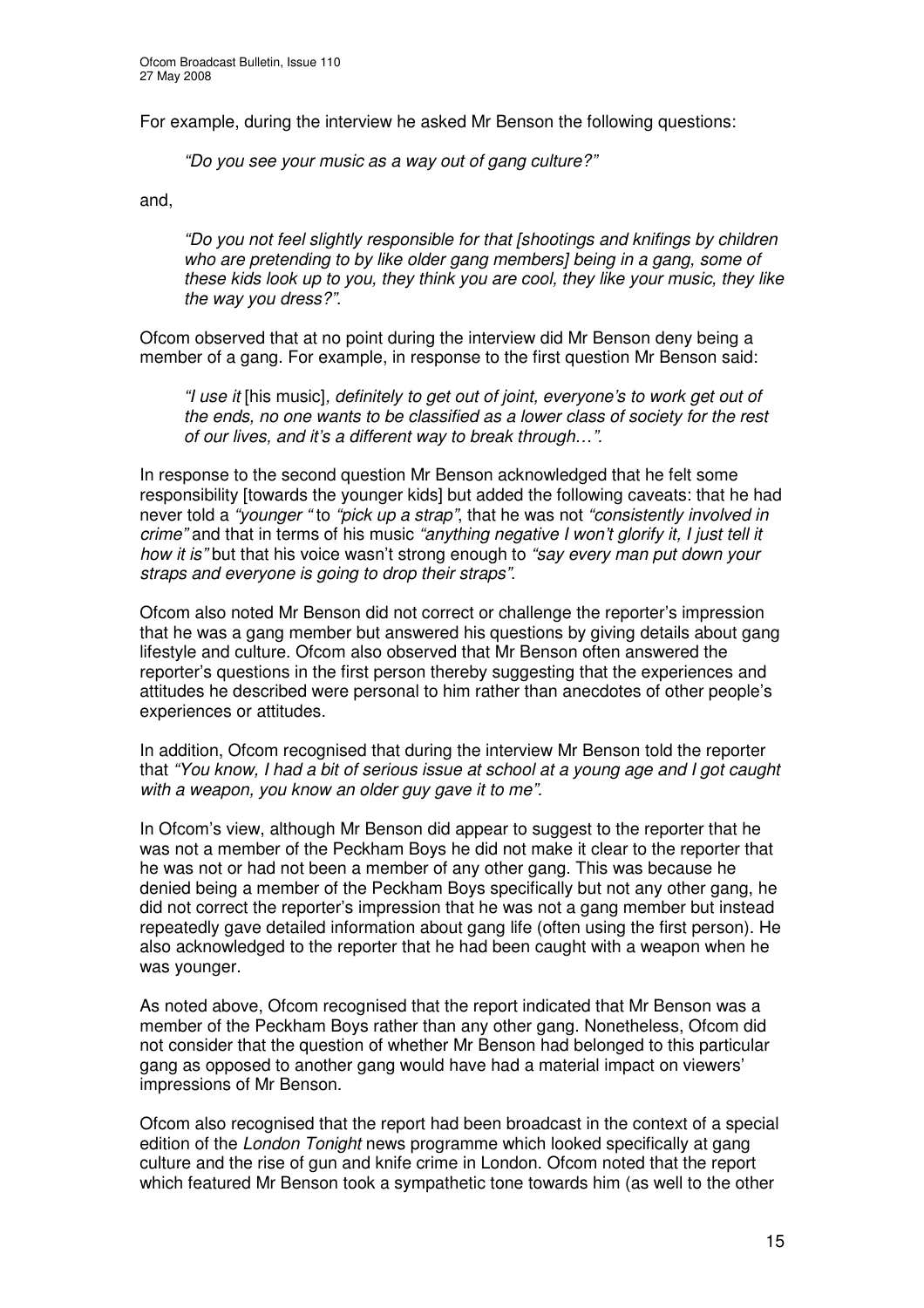For example, during the interview he asked Mr Benson the following questions:

> *"Do you see your music as a way out of gang culture?"*

and,

> *"Do you not feel slightly responsible for that [shootings and knifings by children who are pretending to by like older gang members] being in a gang, some of these kids look up to you, they think you are cool, they like your music, they like the way you dress?".*

Ofcom observed that at no point during the interview did Mr Benson deny being a member of a gang. For example, in response to the first question Mr Benson said:

> *"I use it* [his music]*, definitely to get out of joint, everyone's to work get out of the ends, no one wants to be classified as a lower class of society for the rest of our lives, and it's a different way to break through…".*

In response to the second question Mr Benson acknowledged that he felt some responsibility [towards the younger kids] but added the following caveats: that he had never told a *"younger "* to *"pick up a strap"*, that he was not *"consistently involved in crime"* and that in terms of his music *"anything negative I won't glorify it, I just tell it how it is"* but that his voice wasn't strong enough to *"say every man put down your straps and everyone is going to drop their straps".*

Ofcom also noted Mr Benson did not correct or challenge the reporter's impression that he was a gang member but answered his questions by giving details about gang lifestyle and culture. Ofcom also observed that Mr Benson often answered the reporter's questions in the first person thereby suggesting that the experiences and attitudes he described were personal to him rather than anecdotes of other people's experiences or attitudes.

In addition, Ofcom recognised that during the interview Mr Benson told the reporter that *"You know, I had a bit of serious issue at school at a young age and I got caught with a weapon, you know an older guy gave it to me".*

In Ofcom's view, although Mr Benson did appear to suggest to the reporter that he was not a member of the Peckham Boys he did not make it clear to the reporter that he was not or had not been a member of any other gang. This was because he denied being a member of the Peckham Boys specifically but not any other gang, he did not correct the reporter's impression that he was not a gang member but instead repeatedly gave detailed information about gang life (often using the first person). He also acknowledged to the reporter that he had been caught with a weapon when he was younger.

As noted above, Ofcom recognised that the report indicated that Mr Benson was a member of the Peckham Boys rather than any other gang. Nonetheless, Ofcom did not consider that the question of whether Mr Benson had belonged to this particular gang as opposed to another gang would have had a material impact on viewers' impressions of Mr Benson.

Ofcom also recognised that the report had been broadcast in the context of a special edition of the *London Tonight* news programme which looked specifically at gang culture and the rise of gun and knife crime in London. Ofcom noted that the report which featured Mr Benson took a sympathetic tone towards him (as well to the other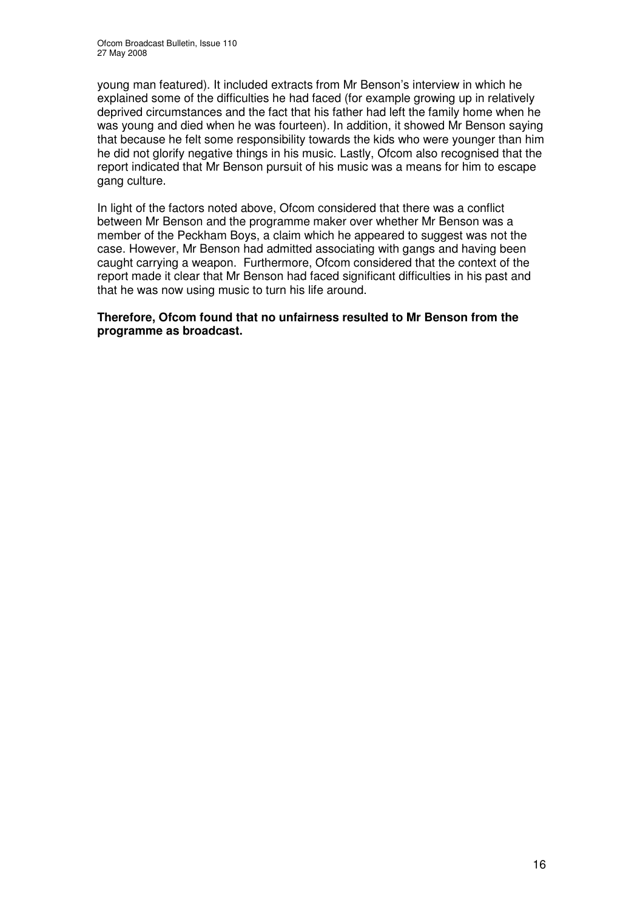young man featured). It included extracts from Mr Benson's interview in which he explained some of the difficulties he had faced (for example growing up in relatively deprived circumstances and the fact that his father had left the family home when he was young and died when he was fourteen). In addition, it showed Mr Benson saying that because he felt some responsibility towards the kids who were younger than him he did not glorify negative things in his music. Lastly, Ofcom also recognised that the report indicated that Mr Benson pursuit of his music was a means for him to escape gang culture.

In light of the factors noted above, Ofcom considered that there was a conflict between Mr Benson and the programme maker over whether Mr Benson was a member of the Peckham Boys, a claim which he appeared to suggest was not the case. However, Mr Benson had admitted associating with gangs and having been caught carrying a weapon. Furthermore, Ofcom considered that the context of the report made it clear that Mr Benson had faced significant difficulties in his past and that he was now using music to turn his life around.

**Therefore, Ofcom found that no unfairness resulted to Mr Benson from the programme as broadcast.**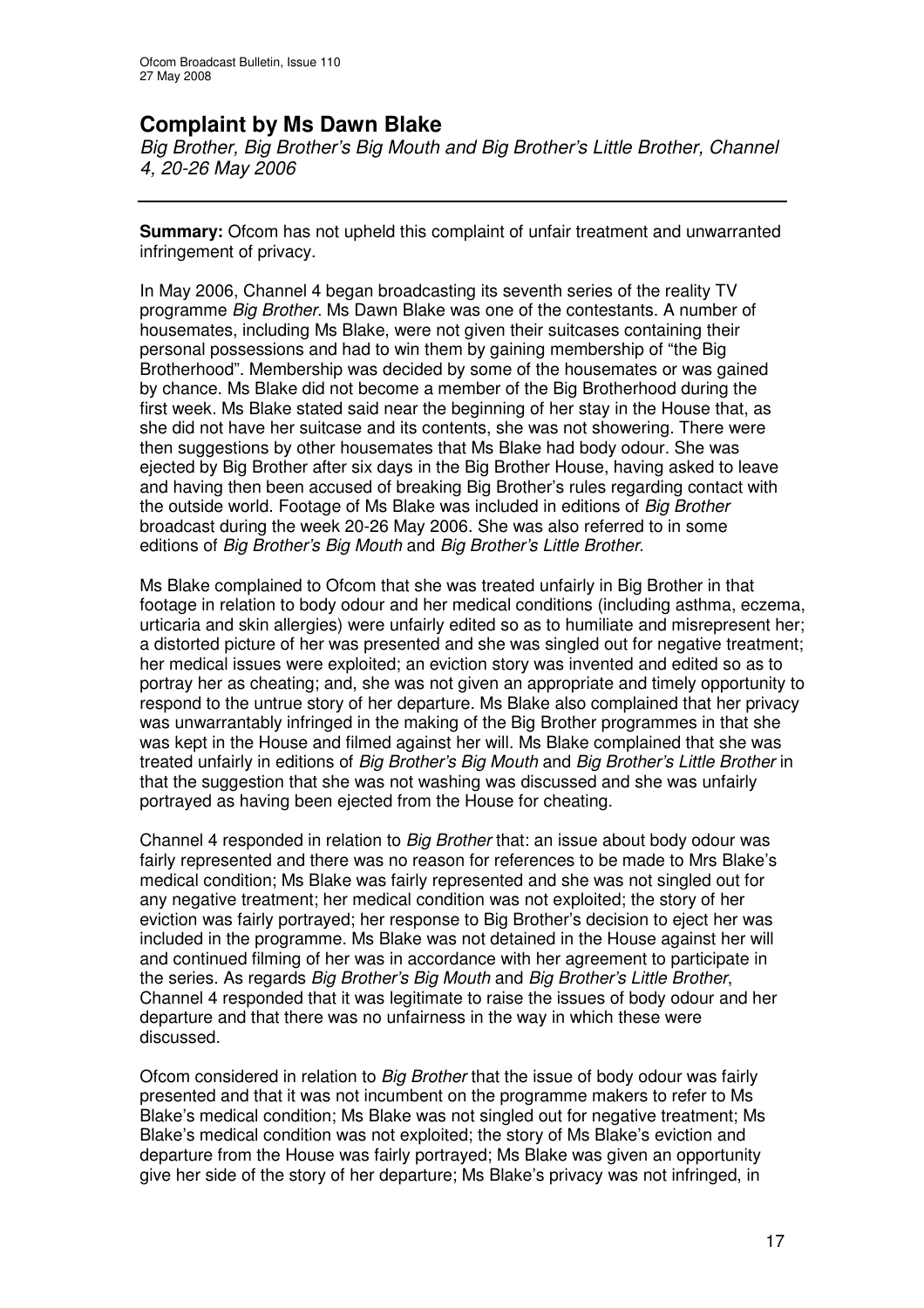## Complaint by Ms Dawn Blake

*Big Brother, Big Brother's Big Mouth and Big Brother's Little Brother, Channel 4, 20-26 May 2006*

---

**Summary:** Ofcom has not upheld this complaint of unfair treatment and unwarranted infringement of privacy.

In May 2006, Channel 4 began broadcasting its seventh series of the reality TV programme *Big Brother*. Ms Dawn Blake was one of the contestants. A number of housemates, including Ms Blake, were not given their suitcases containing their personal possessions and had to win them by gaining membership of "the Big Brotherhood". Membership was decided by some of the housemates or was gained by chance. Ms Blake did not become a member of the Big Brotherhood during the first week. Ms Blake stated said near the beginning of her stay in the House that, as she did not have her suitcase and its contents, she was not showering. There were then suggestions by other housemates that Ms Blake had body odour. She was ejected by Big Brother after six days in the Big Brother House, having asked to leave and having then been accused of breaking Big Brother's rules regarding contact with the outside world. Footage of Ms Blake was included in editions of *Big Brother* broadcast during the week 20-26 May 2006. She was also referred to in some editions of *Big Brother's Big Mouth* and *Big Brother's Little Brother*.

Ms Blake complained to Ofcom that she was treated unfairly in Big Brother in that footage in relation to body odour and her medical conditions (including asthma, eczema, urticaria and skin allergies) were unfairly edited so as to humiliate and misrepresent her; a distorted picture of her was presented and she was singled out for negative treatment; her medical issues were exploited; an eviction story was invented and edited so as to portray her as cheating; and, she was not given an appropriate and timely opportunity to respond to the untrue story of her departure. Ms Blake also complained that her privacy was unwarrantably infringed in the making of the Big Brother programmes in that she was kept in the House and filmed against her will. Ms Blake complained that she was treated unfairly in editions of *Big Brother's Big Mouth* and *Big Brother's Little Brother* in that the suggestion that she was not washing was discussed and she was unfairly portrayed as having been ejected from the House for cheating.

Channel 4 responded in relation to *Big Brother* that: an issue about body odour was fairly represented and there was no reason for references to be made to Mrs Blake's medical condition; Ms Blake was fairly represented and she was not singled out for any negative treatment; her medical condition was not exploited; the story of her eviction was fairly portrayed; her response to Big Brother's decision to eject her was included in the programme. Ms Blake was not detained in the House against her will and continued filming of her was in accordance with her agreement to participate in the series. As regards *Big Brother's Big Mouth* and *Big Brother's Little Brother*, Channel 4 responded that it was legitimate to raise the issues of body odour and her departure and that there was no unfairness in the way in which these were discussed.

Ofcom considered in relation to *Big Brother* that the issue of body odour was fairly presented and that it was not incumbent on the programme makers to refer to Ms Blake's medical condition; Ms Blake was not singled out for negative treatment; Ms Blake's medical condition was not exploited; the story of Ms Blake's eviction and departure from the House was fairly portrayed; Ms Blake was given an opportunity give her side of the story of her departure; Ms Blake's privacy was not infringed, in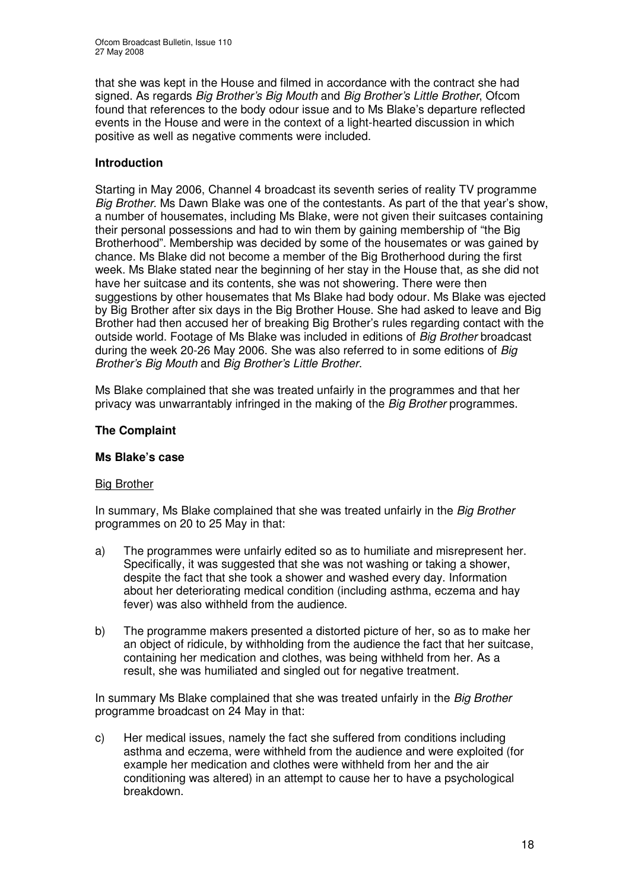that she was kept in the House and filmed in accordance with the contract she had signed. As regards *Big Brother's Big Mouth* and *Big Brother's Little Brother*, Ofcom found that references to the body odour issue and to Ms Blake's departure reflected events in the House and were in the context of a light-hearted discussion in which positive as well as negative comments were included.

## Introduction

Starting in May 2006, Channel 4 broadcast its seventh series of reality TV programme *Big Brother*. Ms Dawn Blake was one of the contestants. As part of the that year's show, a number of housemates, including Ms Blake, were not given their suitcases containing their personal possessions and had to win them by gaining membership of "the Big Brotherhood". Membership was decided by some of the housemates or was gained by chance. Ms Blake did not become a member of the Big Brotherhood during the first week. Ms Blake stated near the beginning of her stay in the House that, as she did not have her suitcase and its contents, she was not showering. There were then suggestions by other housemates that Ms Blake had body odour. Ms Blake was ejected by Big Brother after six days in the Big Brother House. She had asked to leave and Big Brother had then accused her of breaking Big Brother's rules regarding contact with the outside world. Footage of Ms Blake was included in editions of *Big Brother* broadcast during the week 20-26 May 2006. She was also referred to in some editions of *Big Brother's Big Mouth* and *Big Brother's Little Brother*.

Ms Blake complained that she was treated unfairly in the programmes and that her privacy was unwarrantably infringed in the making of the *Big Brother* programmes.

## The Complaint

### Ms Blake's case

Big Brother

In summary, Ms Blake complained that she was treated unfairly in the *Big Brother* programmes on 20 to 25 May in that:

a) The programmes were unfairly edited so as to humiliate and misrepresent her. Specifically, it was suggested that she was not washing or taking a shower, despite the fact that she took a shower and washed every day. Information about her deteriorating medical condition (including asthma, eczema and hay fever) was also withheld from the audience.

b) The programme makers presented a distorted picture of her, so as to make her an object of ridicule, by withholding from the audience the fact that her suitcase, containing her medication and clothes, was being withheld from her. As a result, she was humiliated and singled out for negative treatment.

In summary Ms Blake complained that she was treated unfairly in the *Big Brother* programme broadcast on 24 May in that:

c) Her medical issues, namely the fact she suffered from conditions including asthma and eczema, were withheld from the audience and were exploited (for example her medication and clothes were withheld from her and the air conditioning was altered) in an attempt to cause her to have a psychological breakdown.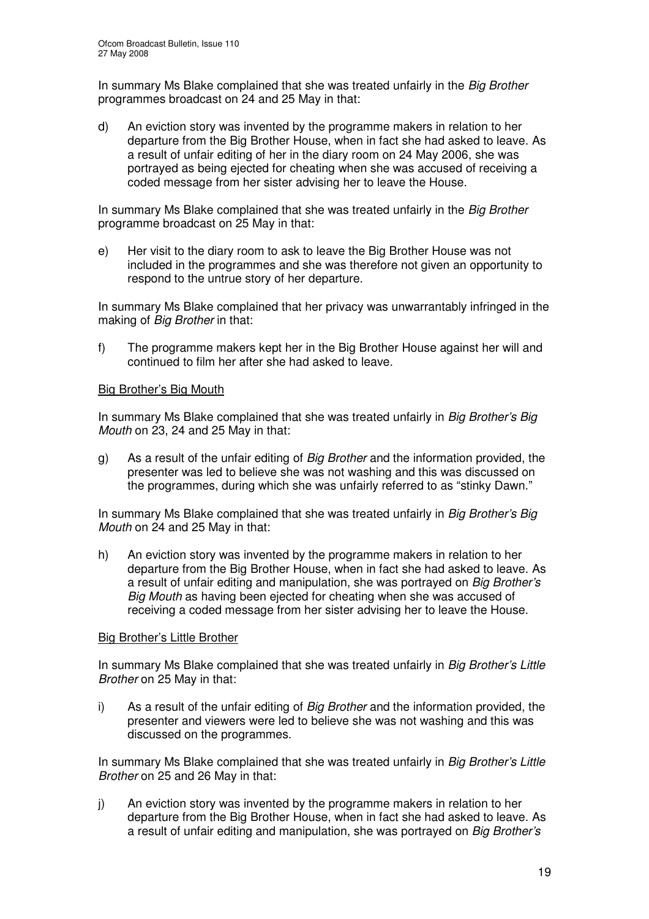In summary Ms Blake complained that she was treated unfairly in the *Big Brother* programmes broadcast on 24 and 25 May in that:

d) An eviction story was invented by the programme makers in relation to her departure from the Big Brother House, when in fact she had asked to leave. As a result of unfair editing of her in the diary room on 24 May 2006, she was portrayed as being ejected for cheating when she was accused of receiving a coded message from her sister advising her to leave the House.

In summary Ms Blake complained that she was treated unfairly in the *Big Brother* programme broadcast on 25 May in that:

e) Her visit to the diary room to ask to leave the Big Brother House was not included in the programmes and she was therefore not given an opportunity to respond to the untrue story of her departure.

In summary Ms Blake complained that her privacy was unwarrantably infringed in the making of *Big Brother* in that:

f) The programme makers kept her in the Big Brother House against her will and continued to film her after she had asked to leave.

<u>Big Brother's Big Mouth</u>

In summary Ms Blake complained that she was treated unfairly in *Big Brother's Big Mouth* on 23, 24 and 25 May in that:

g) As a result of the unfair editing of *Big Brother* and the information provided, the presenter was led to believe she was not washing and this was discussed on the programmes, during which she was unfairly referred to as "stinky Dawn."

In summary Ms Blake complained that she was treated unfairly in *Big Brother's Big Mouth* on 24 and 25 May in that:

h) An eviction story was invented by the programme makers in relation to her departure from the Big Brother House, when in fact she had asked to leave. As a result of unfair editing and manipulation, she was portrayed on *Big Brother's Big Mouth* as having been ejected for cheating when she was accused of receiving a coded message from her sister advising her to leave the House.

<u>Big Brother's Little Brother</u>

In summary Ms Blake complained that she was treated unfairly in *Big Brother's Little Brother* on 25 May in that:

i) As a result of the unfair editing of *Big Brother* and the information provided, the presenter and viewers were led to believe she was not washing and this was discussed on the programmes.

In summary Ms Blake complained that she was treated unfairly in *Big Brother's Little Brother* on 25 and 26 May in that:

j) An eviction story was invented by the programme makers in relation to her departure from the Big Brother House, when in fact she had asked to leave. As a result of unfair editing and manipulation, she was portrayed on *Big Brother's*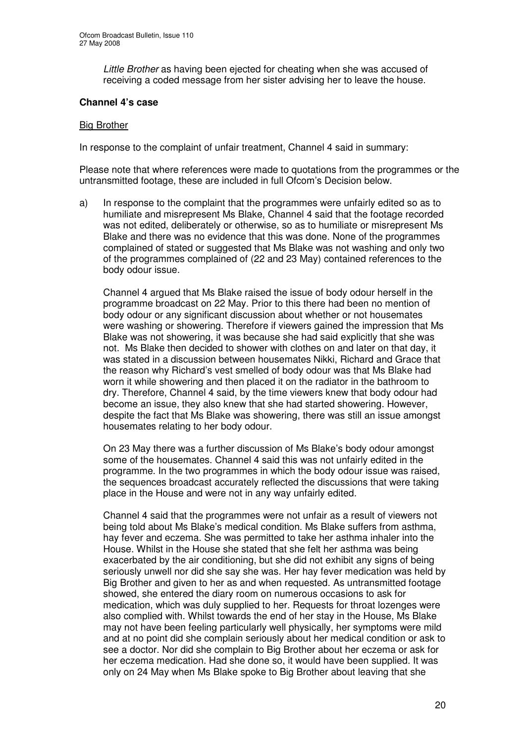*Little Brother* as having been ejected for cheating when she was accused of receiving a coded message from her sister advising her to leave the house.

**Channel 4's case**

Big Brother

In response to the complaint of unfair treatment, Channel 4 said in summary:

Please note that where references were made to quotations from the programmes or the untransmitted footage, these are included in full Ofcom's Decision below.

a) In response to the complaint that the programmes were unfairly edited so as to humiliate and misrepresent Ms Blake, Channel 4 said that the footage recorded was not edited, deliberately or otherwise, so as to humiliate or misrepresent Ms Blake and there was no evidence that this was done. None of the programmes complained of stated or suggested that Ms Blake was not washing and only two of the programmes complained of (22 and 23 May) contained references to the body odour issue.

   Channel 4 argued that Ms Blake raised the issue of body odour herself in the programme broadcast on 22 May. Prior to this there had been no mention of body odour or any significant discussion about whether or not housemates were washing or showering. Therefore if viewers gained the impression that Ms Blake was not showering, it was because she had said explicitly that she was not. Ms Blake then decided to shower with clothes on and later on that day, it was stated in a discussion between housemates Nikki, Richard and Grace that the reason why Richard's vest smelled of body odour was that Ms Blake had worn it while showering and then placed it on the radiator in the bathroom to dry. Therefore, Channel 4 said, by the time viewers knew that body odour had become an issue, they also knew that she had started showering. However, despite the fact that Ms Blake was showering, there was still an issue amongst housemates relating to her body odour.

   On 23 May there was a further discussion of Ms Blake's body odour amongst some of the housemates. Channel 4 said this was not unfairly edited in the programme. In the two programmes in which the body odour issue was raised, the sequences broadcast accurately reflected the discussions that were taking place in the House and were not in any way unfairly edited.

   Channel 4 said that the programmes were not unfair as a result of viewers not being told about Ms Blake's medical condition. Ms Blake suffers from asthma, hay fever and eczema. She was permitted to take her asthma inhaler into the House. Whilst in the House she stated that she felt her asthma was being exacerbated by the air conditioning, but she did not exhibit any signs of being seriously unwell nor did she say she was. Her hay fever medication was held by Big Brother and given to her as and when requested. As untransmitted footage showed, she entered the diary room on numerous occasions to ask for medication, which was duly supplied to her. Requests for throat lozenges were also complied with. Whilst towards the end of her stay in the House, Ms Blake may not have been feeling particularly well physically, her symptoms were mild and at no point did she complain seriously about her medical condition or ask to see a doctor. Nor did she complain to Big Brother about her eczema or ask for her eczema medication. Had she done so, it would have been supplied. It was only on 24 May when Ms Blake spoke to Big Brother about leaving that she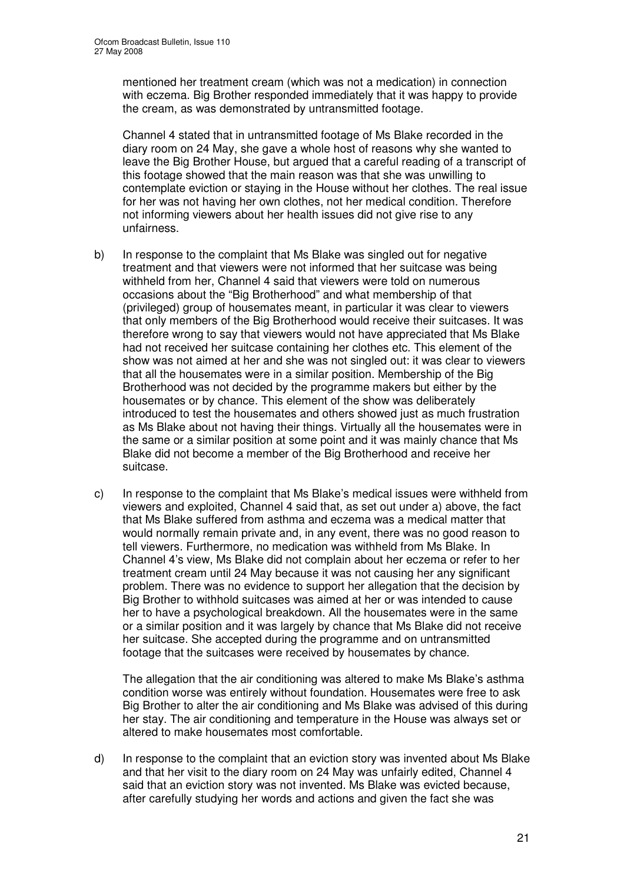mentioned her treatment cream (which was not a medication) in connection with eczema. Big Brother responded immediately that it was happy to provide the cream, as was demonstrated by untransmitted footage.

Channel 4 stated that in untransmitted footage of Ms Blake recorded in the diary room on 24 May, she gave a whole host of reasons why she wanted to leave the Big Brother House, but argued that a careful reading of a transcript of this footage showed that the main reason was that she was unwilling to contemplate eviction or staying in the House without her clothes. The real issue for her was not having her own clothes, not her medical condition. Therefore not informing viewers about her health issues did not give rise to any unfairness.

b) In response to the complaint that Ms Blake was singled out for negative treatment and that viewers were not informed that her suitcase was being withheld from her, Channel 4 said that viewers were told on numerous occasions about the "Big Brotherhood" and what membership of that (privileged) group of housemates meant, in particular it was clear to viewers that only members of the Big Brotherhood would receive their suitcases. It was therefore wrong to say that viewers would not have appreciated that Ms Blake had not received her suitcase containing her clothes etc. This element of the show was not aimed at her and she was not singled out: it was clear to viewers that all the housemates were in a similar position. Membership of the Big Brotherhood was not decided by the programme makers but either by the housemates or by chance. This element of the show was deliberately introduced to test the housemates and others showed just as much frustration as Ms Blake about not having their things. Virtually all the housemates were in the same or a similar position at some point and it was mainly chance that Ms Blake did not become a member of the Big Brotherhood and receive her suitcase.

c) In response to the complaint that Ms Blake's medical issues were withheld from viewers and exploited, Channel 4 said that, as set out under a) above, the fact that Ms Blake suffered from asthma and eczema was a medical matter that would normally remain private and, in any event, there was no good reason to tell viewers. Furthermore, no medication was withheld from Ms Blake. In Channel 4's view, Ms Blake did not complain about her eczema or refer to her treatment cream until 24 May because it was not causing her any significant problem. There was no evidence to support her allegation that the decision by Big Brother to withhold suitcases was aimed at her or was intended to cause her to have a psychological breakdown. All the housemates were in the same or a similar position and it was largely by chance that Ms Blake did not receive her suitcase. She accepted during the programme and on untransmitted footage that the suitcases were received by housemates by chance.

The allegation that the air conditioning was altered to make Ms Blake's asthma condition worse was entirely without foundation. Housemates were free to ask Big Brother to alter the air conditioning and Ms Blake was advised of this during her stay. The air conditioning and temperature in the House was always set or altered to make housemates most comfortable.

d) In response to the complaint that an eviction story was invented about Ms Blake and that her visit to the diary room on 24 May was unfairly edited, Channel 4 said that an eviction story was not invented. Ms Blake was evicted because, after carefully studying her words and actions and given the fact she was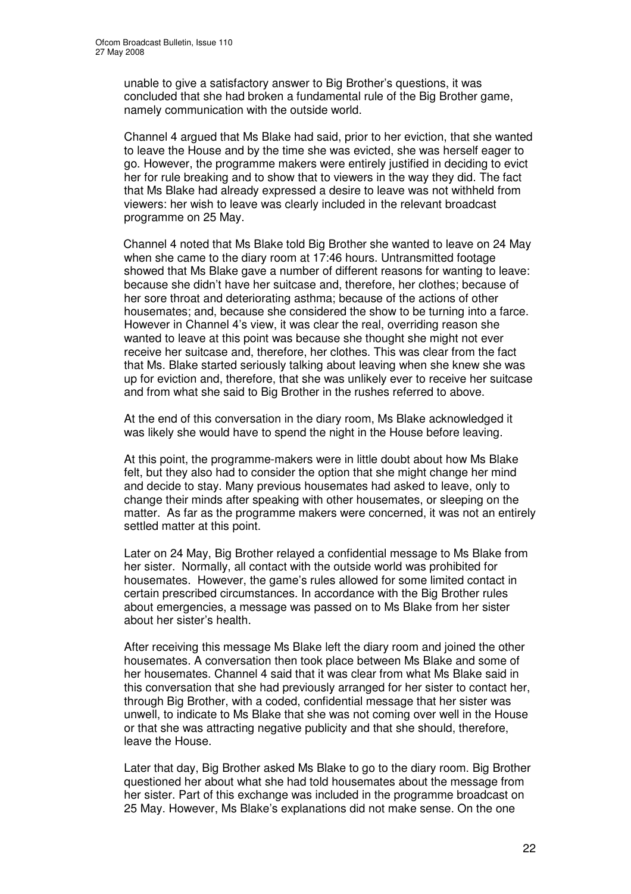unable to give a satisfactory answer to Big Brother's questions, it was concluded that she had broken a fundamental rule of the Big Brother game, namely communication with the outside world.

Channel 4 argued that Ms Blake had said, prior to her eviction, that she wanted to leave the House and by the time she was evicted, she was herself eager to go. However, the programme makers were entirely justified in deciding to evict her for rule breaking and to show that to viewers in the way they did. The fact that Ms Blake had already expressed a desire to leave was not withheld from viewers: her wish to leave was clearly included in the relevant broadcast programme on 25 May.

Channel 4 noted that Ms Blake told Big Brother she wanted to leave on 24 May when she came to the diary room at 17:46 hours. Untransmitted footage showed that Ms Blake gave a number of different reasons for wanting to leave: because she didn't have her suitcase and, therefore, her clothes; because of her sore throat and deteriorating asthma; because of the actions of other housemates; and, because she considered the show to be turning into a farce. However in Channel 4's view, it was clear the real, overriding reason she wanted to leave at this point was because she thought she might not ever receive her suitcase and, therefore, her clothes. This was clear from the fact that Ms. Blake started seriously talking about leaving when she knew she was up for eviction and, therefore, that she was unlikely ever to receive her suitcase and from what she said to Big Brother in the rushes referred to above.

At the end of this conversation in the diary room, Ms Blake acknowledged it was likely she would have to spend the night in the House before leaving.

At this point, the programme-makers were in little doubt about how Ms Blake felt, but they also had to consider the option that she might change her mind and decide to stay. Many previous housemates had asked to leave, only to change their minds after speaking with other housemates, or sleeping on the matter. As far as the programme makers were concerned, it was not an entirely settled matter at this point.

Later on 24 May, Big Brother relayed a confidential message to Ms Blake from her sister. Normally, all contact with the outside world was prohibited for housemates. However, the game's rules allowed for some limited contact in certain prescribed circumstances. In accordance with the Big Brother rules about emergencies, a message was passed on to Ms Blake from her sister about her sister's health.

After receiving this message Ms Blake left the diary room and joined the other housemates. A conversation then took place between Ms Blake and some of her housemates. Channel 4 said that it was clear from what Ms Blake said in this conversation that she had previously arranged for her sister to contact her, through Big Brother, with a coded, confidential message that her sister was unwell, to indicate to Ms Blake that she was not coming over well in the House or that she was attracting negative publicity and that she should, therefore, leave the House.

Later that day, Big Brother asked Ms Blake to go to the diary room. Big Brother questioned her about what she had told housemates about the message from her sister. Part of this exchange was included in the programme broadcast on 25 May. However, Ms Blake's explanations did not make sense. On the one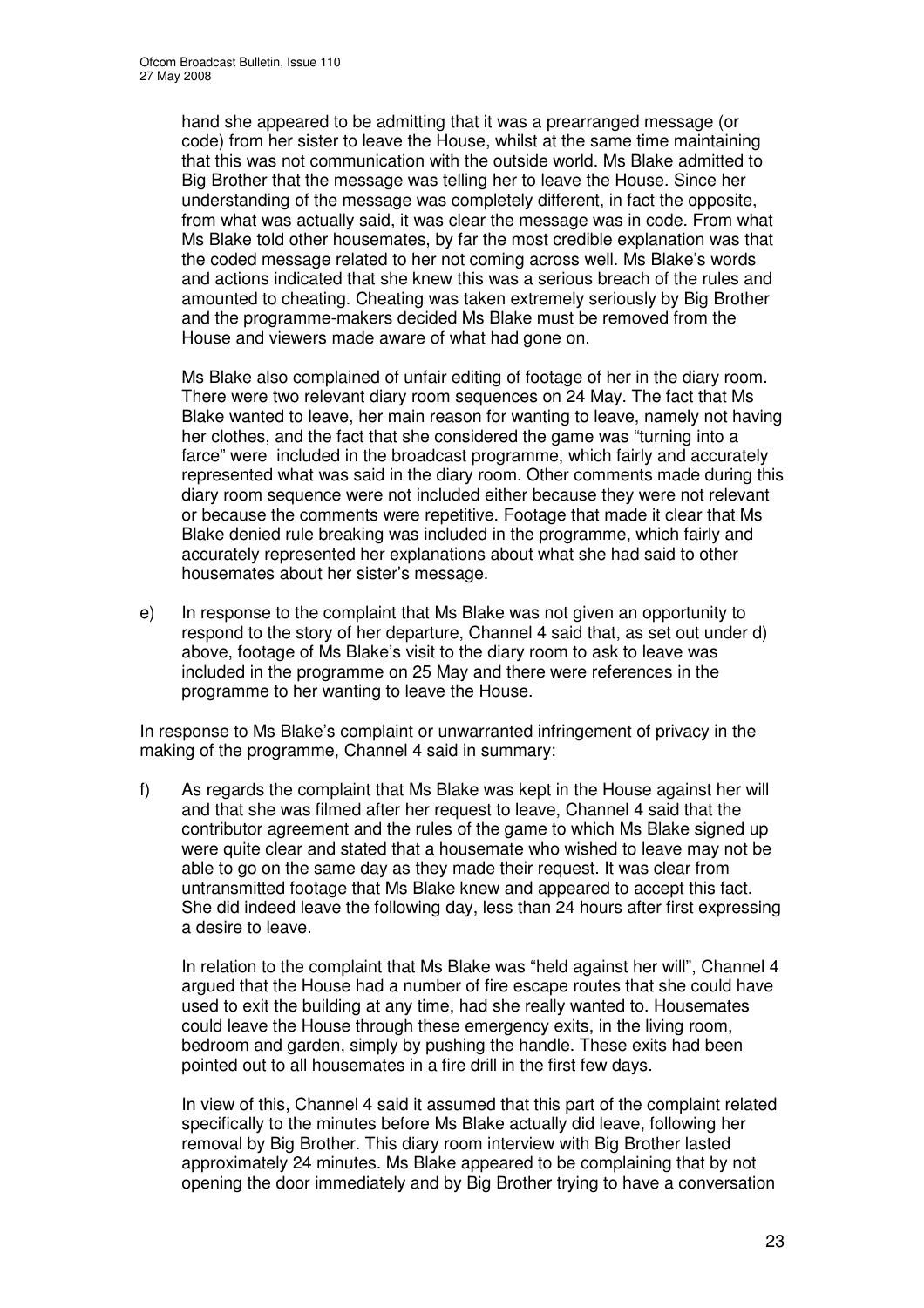hand she appeared to be admitting that it was a prearranged message (or code) from her sister to leave the House, whilst at the same time maintaining that this was not communication with the outside world. Ms Blake admitted to Big Brother that the message was telling her to leave the House. Since her understanding of the message was completely different, in fact the opposite, from what was actually said, it was clear the message was in code. From what Ms Blake told other housemates, by far the most credible explanation was that the coded message related to her not coming across well. Ms Blake's words and actions indicated that she knew this was a serious breach of the rules and amounted to cheating. Cheating was taken extremely seriously by Big Brother and the programme-makers decided Ms Blake must be removed from the House and viewers made aware of what had gone on.

Ms Blake also complained of unfair editing of footage of her in the diary room. There were two relevant diary room sequences on 24 May. The fact that Ms Blake wanted to leave, her main reason for wanting to leave, namely not having her clothes, and the fact that she considered the game was "turning into a farce" were included in the broadcast programme, which fairly and accurately represented what was said in the diary room. Other comments made during this diary room sequence were not included either because they were not relevant or because the comments were repetitive. Footage that made it clear that Ms Blake denied rule breaking was included in the programme, which fairly and accurately represented her explanations about what she had said to other housemates about her sister's message.

e) In response to the complaint that Ms Blake was not given an opportunity to respond to the story of her departure, Channel 4 said that, as set out under d) above, footage of Ms Blake's visit to the diary room to ask to leave was included in the programme on 25 May and there were references in the programme to her wanting to leave the House.

In response to Ms Blake's complaint or unwarranted infringement of privacy in the making of the programme, Channel 4 said in summary:

f) As regards the complaint that Ms Blake was kept in the House against her will and that she was filmed after her request to leave, Channel 4 said that the contributor agreement and the rules of the game to which Ms Blake signed up were quite clear and stated that a housemate who wished to leave may not be able to go on the same day as they made their request. It was clear from untransmitted footage that Ms Blake knew and appeared to accept this fact. She did indeed leave the following day, less than 24 hours after first expressing a desire to leave.

In relation to the complaint that Ms Blake was "held against her will", Channel 4 argued that the House had a number of fire escape routes that she could have used to exit the building at any time, had she really wanted to. Housemates could leave the House through these emergency exits, in the living room, bedroom and garden, simply by pushing the handle. These exits had been pointed out to all housemates in a fire drill in the first few days.

In view of this, Channel 4 said it assumed that this part of the complaint related specifically to the minutes before Ms Blake actually did leave, following her removal by Big Brother. This diary room interview with Big Brother lasted approximately 24 minutes. Ms Blake appeared to be complaining that by not opening the door immediately and by Big Brother trying to have a conversation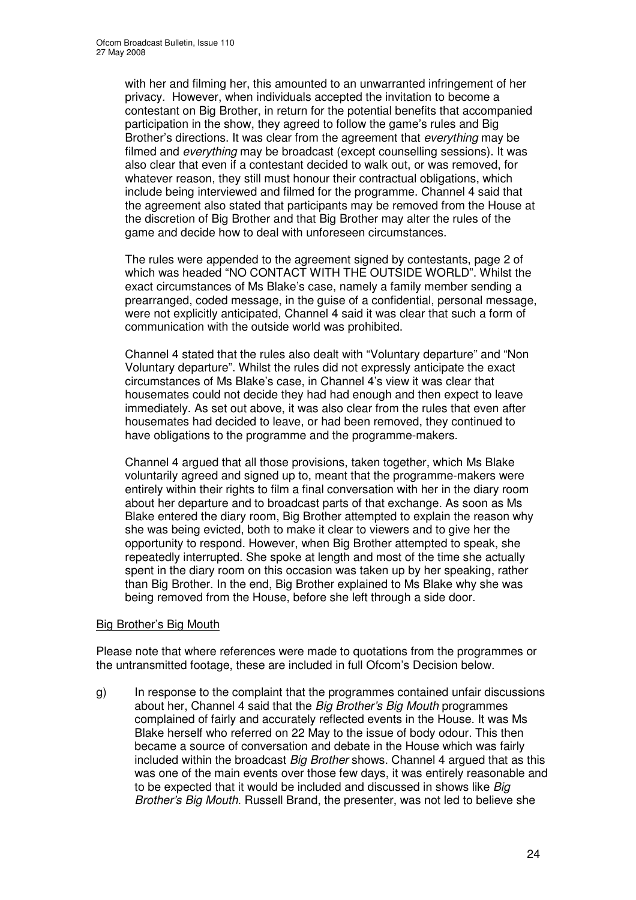with her and filming her, this amounted to an unwarranted infringement of her privacy. However, when individuals accepted the invitation to become a contestant on Big Brother, in return for the potential benefits that accompanied participation in the show, they agreed to follow the game's rules and Big Brother's directions. It was clear from the agreement that *everything* may be filmed and *everything* may be broadcast (except counselling sessions). It was also clear that even if a contestant decided to walk out, or was removed, for whatever reason, they still must honour their contractual obligations, which include being interviewed and filmed for the programme. Channel 4 said that the agreement also stated that participants may be removed from the House at the discretion of Big Brother and that Big Brother may alter the rules of the game and decide how to deal with unforeseen circumstances.

The rules were appended to the agreement signed by contestants, page 2 of which was headed "NO CONTACT WITH THE OUTSIDE WORLD". Whilst the exact circumstances of Ms Blake's case, namely a family member sending a prearranged, coded message, in the guise of a confidential, personal message, were not explicitly anticipated, Channel 4 said it was clear that such a form of communication with the outside world was prohibited.

Channel 4 stated that the rules also dealt with "Voluntary departure" and "Non Voluntary departure". Whilst the rules did not expressly anticipate the exact circumstances of Ms Blake's case, in Channel 4's view it was clear that housemates could not decide they had had enough and then expect to leave immediately. As set out above, it was also clear from the rules that even after housemates had decided to leave, or had been removed, they continued to have obligations to the programme and the programme-makers.

Channel 4 argued that all those provisions, taken together, which Ms Blake voluntarily agreed and signed up to, meant that the programme-makers were entirely within their rights to film a final conversation with her in the diary room about her departure and to broadcast parts of that exchange. As soon as Ms Blake entered the diary room, Big Brother attempted to explain the reason why she was being evicted, both to make it clear to viewers and to give her the opportunity to respond. However, when Big Brother attempted to speak, she repeatedly interrupted. She spoke at length and most of the time she actually spent in the diary room on this occasion was taken up by her speaking, rather than Big Brother. In the end, Big Brother explained to Ms Blake why she was being removed from the House, before she left through a side door.

Big Brother's Big Mouth

Please note that where references were made to quotations from the programmes or the untransmitted footage, these are included in full Ofcom's Decision below.

g) In response to the complaint that the programmes contained unfair discussions about her, Channel 4 said that the *Big Brother's Big Mouth* programmes complained of fairly and accurately reflected events in the House. It was Ms Blake herself who referred on 22 May to the issue of body odour. This then became a source of conversation and debate in the House which was fairly included within the broadcast *Big Brother* shows. Channel 4 argued that as this was one of the main events over those few days, it was entirely reasonable and to be expected that it would be included and discussed in shows like *Big Brother's Big Mouth*. Russell Brand, the presenter, was not led to believe she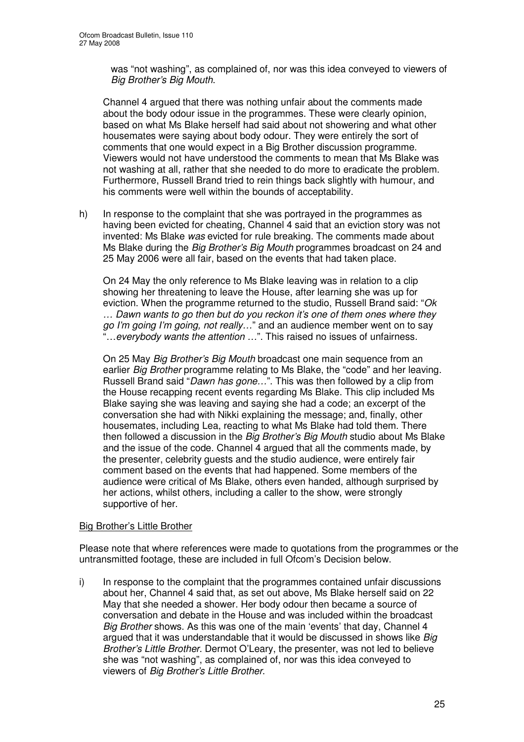was "not washing", as complained of, nor was this idea conveyed to viewers of *Big Brother's Big Mouth*.

Channel 4 argued that there was nothing unfair about the comments made about the body odour issue in the programmes. These were clearly opinion, based on what Ms Blake herself had said about not showering and what other housemates were saying about body odour. They were entirely the sort of comments that one would expect in a Big Brother discussion programme. Viewers would not have understood the comments to mean that Ms Blake was not washing at all, rather that she needed to do more to eradicate the problem. Furthermore, Russell Brand tried to rein things back slightly with humour, and his comments were well within the bounds of acceptability.

h) In response to the complaint that she was portrayed in the programmes as having been evicted for cheating, Channel 4 said that an eviction story was not invented: Ms Blake *was* evicted for rule breaking. The comments made about Ms Blake during the *Big Brother's Big Mouth* programmes broadcast on 24 and 25 May 2006 were all fair, based on the events that had taken place.

On 24 May the only reference to Ms Blake leaving was in relation to a clip showing her threatening to leave the House, after learning she was up for eviction. When the programme returned to the studio, Russell Brand said: "*Ok … Dawn wants to go then but do you reckon it's one of them ones where they go I'm going I'm going, not really…*" and an audience member went on to say "*…everybody wants the attention …*". This raised no issues of unfairness.

On 25 May *Big Brother's Big Mouth* broadcast one main sequence from an earlier *Big Brother* programme relating to Ms Blake, the "code" and her leaving. Russell Brand said "*Dawn has gone…*". This was then followed by a clip from the House recapping recent events regarding Ms Blake. This clip included Ms Blake saying she was leaving and saying she had a code; an excerpt of the conversation she had with Nikki explaining the message; and, finally, other housemates, including Lea, reacting to what Ms Blake had told them. There then followed a discussion in the *Big Brother's Big Mouth* studio about Ms Blake and the issue of the code. Channel 4 argued that all the comments made, by the presenter, celebrity guests and the studio audience, were entirely fair comment based on the events that had happened. Some members of the audience were critical of Ms Blake, others even handed, although surprised by her actions, whilst others, including a caller to the show, were strongly supportive of her.

<u>Big Brother's Little Brother</u>

Please note that where references were made to quotations from the programmes or the untransmitted footage, these are included in full Ofcom's Decision below.

i) In response to the complaint that the programmes contained unfair discussions about her, Channel 4 said that, as set out above, Ms Blake herself said on 22 May that she needed a shower. Her body odour then became a source of conversation and debate in the House and was included within the broadcast *Big Brother* shows. As this was one of the main 'events' that day, Channel 4 argued that it was understandable that it would be discussed in shows like *Big Brother's Little Brother*. Dermot O'Leary, the presenter, was not led to believe she was "not washing", as complained of, nor was this idea conveyed to viewers of *Big Brother's Little Brother*.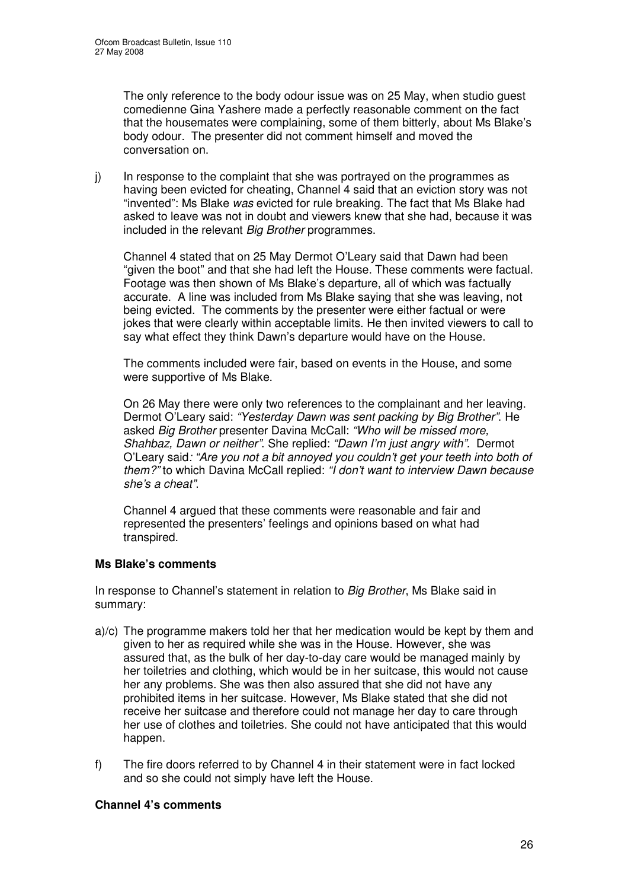The only reference to the body odour issue was on 25 May, when studio guest comedienne Gina Yashere made a perfectly reasonable comment on the fact that the housemates were complaining, some of them bitterly, about Ms Blake's body odour. The presenter did not comment himself and moved the conversation on.

j) In response to the complaint that she was portrayed on the programmes as having been evicted for cheating, Channel 4 said that an eviction story was not "invented": Ms Blake *was* evicted for rule breaking. The fact that Ms Blake had asked to leave was not in doubt and viewers knew that she had, because it was included in the relevant *Big Brother* programmes.

   Channel 4 stated that on 25 May Dermot O'Leary said that Dawn had been "given the boot" and that she had left the House. These comments were factual. Footage was then shown of Ms Blake's departure, all of which was factually accurate. A line was included from Ms Blake saying that she was leaving, not being evicted. The comments by the presenter were either factual or were jokes that were clearly within acceptable limits. He then invited viewers to call to say what effect they think Dawn's departure would have on the House.

   The comments included were fair, based on events in the House, and some were supportive of Ms Blake.

   On 26 May there were only two references to the complainant and her leaving. Dermot O'Leary said: *"Yesterday Dawn was sent packing by Big Brother"*. He asked *Big Brother* presenter Davina McCall: *"Who will be missed more, Shahbaz, Dawn or neither"*. She replied: *"Dawn I'm just angry with"*. Dermot O'Leary said*: "Are you not a bit annoyed you couldn't get your teeth into both of them?"* to which Davina McCall replied: *"I don't want to interview Dawn because she's a cheat"*.

   Channel 4 argued that these comments were reasonable and fair and represented the presenters' feelings and opinions based on what had transpired.

**Ms Blake's comments**

In response to Channel's statement in relation to *Big Brother*, Ms Blake said in summary:

a)/c) The programme makers told her that her medication would be kept by them and given to her as required while she was in the House. However, she was assured that, as the bulk of her day-to-day care would be managed mainly by her toiletries and clothing, which would be in her suitcase, this would not cause her any problems. She was then also assured that she did not have any prohibited items in her suitcase. However, Ms Blake stated that she did not receive her suitcase and therefore could not manage her day to care through her use of clothes and toiletries. She could not have anticipated that this would happen.

f) The fire doors referred to by Channel 4 in their statement were in fact locked and so she could not simply have left the House.

**Channel 4's comments**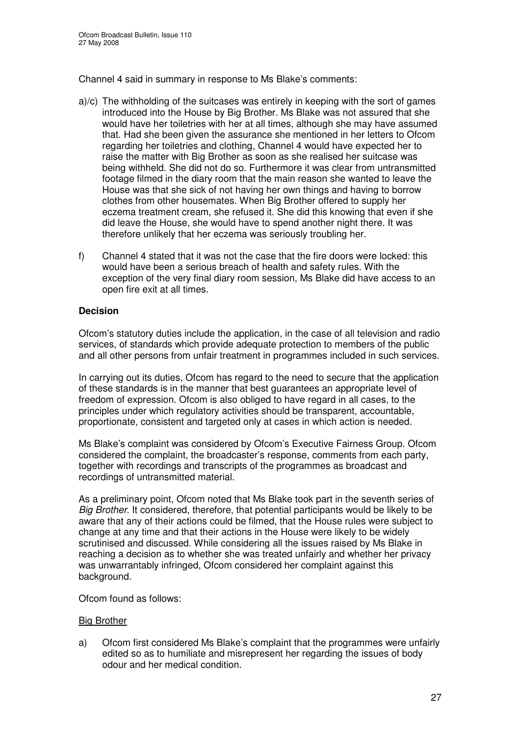Channel 4 said in summary in response to Ms Blake's comments:

a)/c) The withholding of the suitcases was entirely in keeping with the sort of games introduced into the House by Big Brother. Ms Blake was not assured that she would have her toiletries with her at all times, although she may have assumed that. Had she been given the assurance she mentioned in her letters to Ofcom regarding her toiletries and clothing, Channel 4 would have expected her to raise the matter with Big Brother as soon as she realised her suitcase was being withheld. She did not do so. Furthermore it was clear from untransmitted footage filmed in the diary room that the main reason she wanted to leave the House was that she sick of not having her own things and having to borrow clothes from other housemates. When Big Brother offered to supply her eczema treatment cream, she refused it. She did this knowing that even if she did leave the House, she would have to spend another night there. It was therefore unlikely that her eczema was seriously troubling her.

f) Channel 4 stated that it was not the case that the fire doors were locked: this would have been a serious breach of health and safety rules. With the exception of the very final diary room session, Ms Blake did have access to an open fire exit at all times.

**Decision**

Ofcom's statutory duties include the application, in the case of all television and radio services, of standards which provide adequate protection to members of the public and all other persons from unfair treatment in programmes included in such services.

In carrying out its duties, Ofcom has regard to the need to secure that the application of these standards is in the manner that best guarantees an appropriate level of freedom of expression. Ofcom is also obliged to have regard in all cases, to the principles under which regulatory activities should be transparent, accountable, proportionate, consistent and targeted only at cases in which action is needed.

Ms Blake's complaint was considered by Ofcom's Executive Fairness Group. Ofcom considered the complaint, the broadcaster's response, comments from each party, together with recordings and transcripts of the programmes as broadcast and recordings of untransmitted material.

As a preliminary point, Ofcom noted that Ms Blake took part in the seventh series of *Big Brother*. It considered, therefore, that potential participants would be likely to be aware that any of their actions could be filmed, that the House rules were subject to change at any time and that their actions in the House were likely to be widely scrutinised and discussed. While considering all the issues raised by Ms Blake in reaching a decision as to whether she was treated unfairly and whether her privacy was unwarrantably infringed, Ofcom considered her complaint against this background.

Ofcom found as follows:

<u>Big Brother</u>

a) Ofcom first considered Ms Blake's complaint that the programmes were unfairly edited so as to humiliate and misrepresent her regarding the issues of body odour and her medical condition.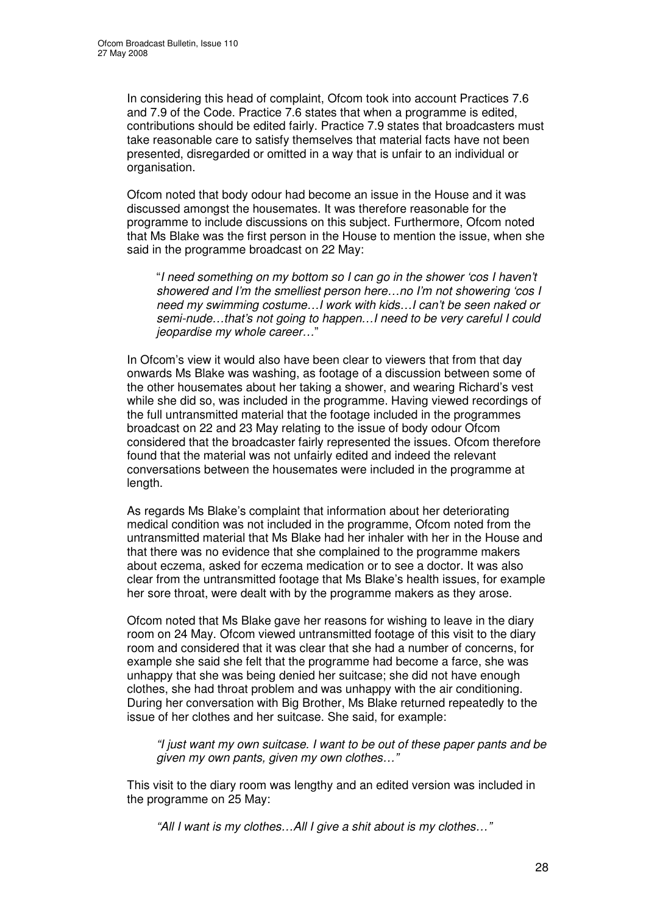In considering this head of complaint, Ofcom took into account Practices 7.6 and 7.9 of the Code. Practice 7.6 states that when a programme is edited, contributions should be edited fairly. Practice 7.9 states that broadcasters must take reasonable care to satisfy themselves that material facts have not been presented, disregarded or omitted in a way that is unfair to an individual or organisation.

Ofcom noted that body odour had become an issue in the House and it was discussed amongst the housemates. It was therefore reasonable for the programme to include discussions on this subject. Furthermore, Ofcom noted that Ms Blake was the first person in the House to mention the issue, when she said in the programme broadcast on 22 May:

> "*I need something on my bottom so I can go in the shower 'cos I haven't showered and I'm the smelliest person here…no I'm not showering 'cos I need my swimming costume…I work with kids…I can't be seen naked or semi-nude…that's not going to happen…I need to be very careful I could jeopardise my whole career…*"

In Ofcom's view it would also have been clear to viewers that from that day onwards Ms Blake was washing, as footage of a discussion between some of the other housemates about her taking a shower, and wearing Richard's vest while she did so, was included in the programme. Having viewed recordings of the full untransmitted material that the footage included in the programmes broadcast on 22 and 23 May relating to the issue of body odour Ofcom considered that the broadcaster fairly represented the issues. Ofcom therefore found that the material was not unfairly edited and indeed the relevant conversations between the housemates were included in the programme at length.

As regards Ms Blake's complaint that information about her deteriorating medical condition was not included in the programme, Ofcom noted from the untransmitted material that Ms Blake had her inhaler with her in the House and that there was no evidence that she complained to the programme makers about eczema, asked for eczema medication or to see a doctor. It was also clear from the untransmitted footage that Ms Blake's health issues, for example her sore throat, were dealt with by the programme makers as they arose.

Ofcom noted that Ms Blake gave her reasons for wishing to leave in the diary room on 24 May. Ofcom viewed untransmitted footage of this visit to the diary room and considered that it was clear that she had a number of concerns, for example she said she felt that the programme had become a farce, she was unhappy that she was being denied her suitcase; she did not have enough clothes, she had throat problem and was unhappy with the air conditioning. During her conversation with Big Brother, Ms Blake returned repeatedly to the issue of her clothes and her suitcase. She said, for example:

> *"I just want my own suitcase. I want to be out of these paper pants and be given my own pants, given my own clothes…"*

This visit to the diary room was lengthy and an edited version was included in the programme on 25 May:

> *"All I want is my clothes…All I give a shit about is my clothes…"*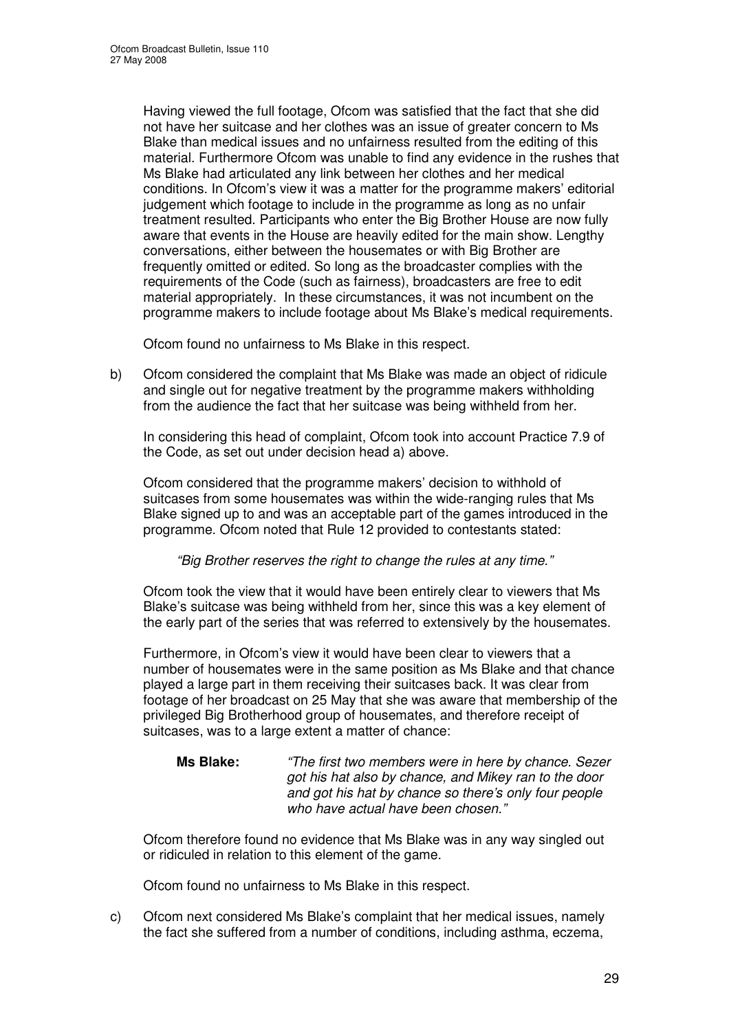Having viewed the full footage, Ofcom was satisfied that the fact that she did not have her suitcase and her clothes was an issue of greater concern to Ms Blake than medical issues and no unfairness resulted from the editing of this material. Furthermore Ofcom was unable to find any evidence in the rushes that Ms Blake had articulated any link between her clothes and her medical conditions. In Ofcom's view it was a matter for the programme makers' editorial judgement which footage to include in the programme as long as no unfair treatment resulted. Participants who enter the Big Brother House are now fully aware that events in the House are heavily edited for the main show. Lengthy conversations, either between the housemates or with Big Brother are frequently omitted or edited. So long as the broadcaster complies with the requirements of the Code (such as fairness), broadcasters are free to edit material appropriately. In these circumstances, it was not incumbent on the programme makers to include footage about Ms Blake's medical requirements.

Ofcom found no unfairness to Ms Blake in this respect.

b) Ofcom considered the complaint that Ms Blake was made an object of ridicule and single out for negative treatment by the programme makers withholding from the audience the fact that her suitcase was being withheld from her.

In considering this head of complaint, Ofcom took into account Practice 7.9 of the Code, as set out under decision head a) above.

Ofcom considered that the programme makers' decision to withhold of suitcases from some housemates was within the wide-ranging rules that Ms Blake signed up to and was an acceptable part of the games introduced in the programme. Ofcom noted that Rule 12 provided to contestants stated:

*"Big Brother reserves the right to change the rules at any time."*

Ofcom took the view that it would have been entirely clear to viewers that Ms Blake's suitcase was being withheld from her, since this was a key element of the early part of the series that was referred to extensively by the housemates.

Furthermore, in Ofcom's view it would have been clear to viewers that a number of housemates were in the same position as Ms Blake and that chance played a large part in them receiving their suitcases back. It was clear from footage of her broadcast on 25 May that she was aware that membership of the privileged Big Brotherhood group of housemates, and therefore receipt of suitcases, was to a large extent a matter of chance:

**Ms Blake:** *"The first two members were in here by chance. Sezer got his hat also by chance, and Mikey ran to the door and got his hat by chance so there's only four people who have actual have been chosen."*

Ofcom therefore found no evidence that Ms Blake was in any way singled out or ridiculed in relation to this element of the game.

Ofcom found no unfairness to Ms Blake in this respect.

c) Ofcom next considered Ms Blake's complaint that her medical issues, namely the fact she suffered from a number of conditions, including asthma, eczema,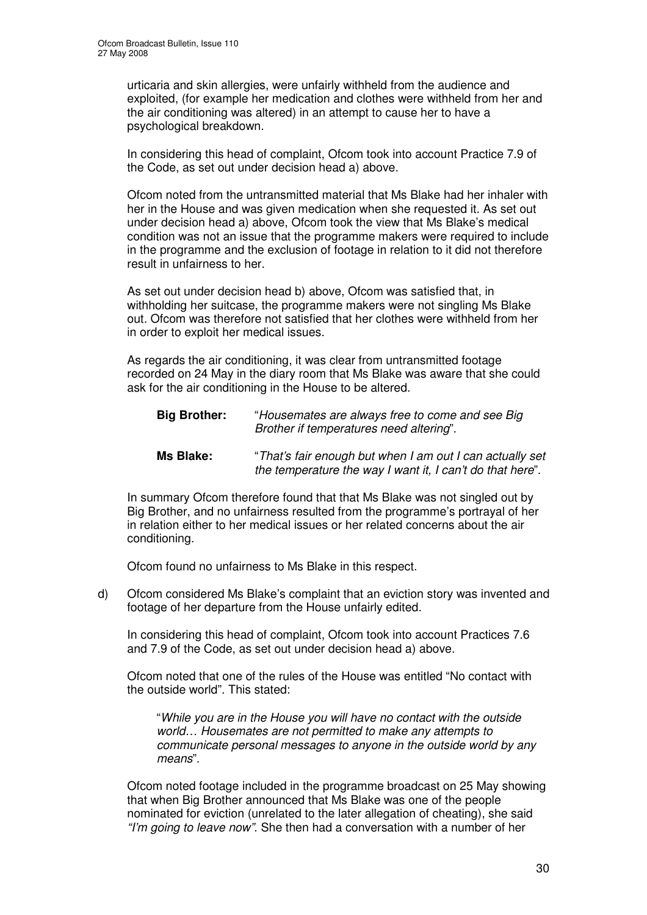urticaria and skin allergies, were unfairly withheld from the audience and exploited, (for example her medication and clothes were withheld from her and the air conditioning was altered) in an attempt to cause her to have a psychological breakdown.

In considering this head of complaint, Ofcom took into account Practice 7.9 of the Code, as set out under decision head a) above.

Ofcom noted from the untransmitted material that Ms Blake had her inhaler with her in the House and was given medication when she requested it. As set out under decision head a) above, Ofcom took the view that Ms Blake's medical condition was not an issue that the programme makers were required to include in the programme and the exclusion of footage in relation to it did not therefore result in unfairness to her.

As set out under decision head b) above, Ofcom was satisfied that, in withholding her suitcase, the programme makers were not singling Ms Blake out. Ofcom was therefore not satisfied that her clothes were withheld from her in order to exploit her medical issues.

As regards the air conditioning, it was clear from untransmitted footage recorded on 24 May in the diary room that Ms Blake was aware that she could ask for the air conditioning in the House to be altered.

**Big Brother:** "*Housemates are always free to come and see Big Brother if temperatures need altering*".

**Ms Blake:** "*That's fair enough but when I am out I can actually set the temperature the way I want it, I can't do that here*".

In summary Ofcom therefore found that that Ms Blake was not singled out by Big Brother, and no unfairness resulted from the programme's portrayal of her in relation either to her medical issues or her related concerns about the air conditioning.

Ofcom found no unfairness to Ms Blake in this respect.

d) Ofcom considered Ms Blake's complaint that an eviction story was invented and footage of her departure from the House unfairly edited.

In considering this head of complaint, Ofcom took into account Practices 7.6 and 7.9 of the Code, as set out under decision head a) above.

Ofcom noted that one of the rules of the House was entitled "No contact with the outside world". This stated:

> "*While you are in the House you will have no contact with the outside world… Housemates are not permitted to make any attempts to communicate personal messages to anyone in the outside world by any means*".

Ofcom noted footage included in the programme broadcast on 25 May showing that when Big Brother announced that Ms Blake was one of the people nominated for eviction (unrelated to the later allegation of cheating), she said *"I'm going to leave now".* She then had a conversation with a number of her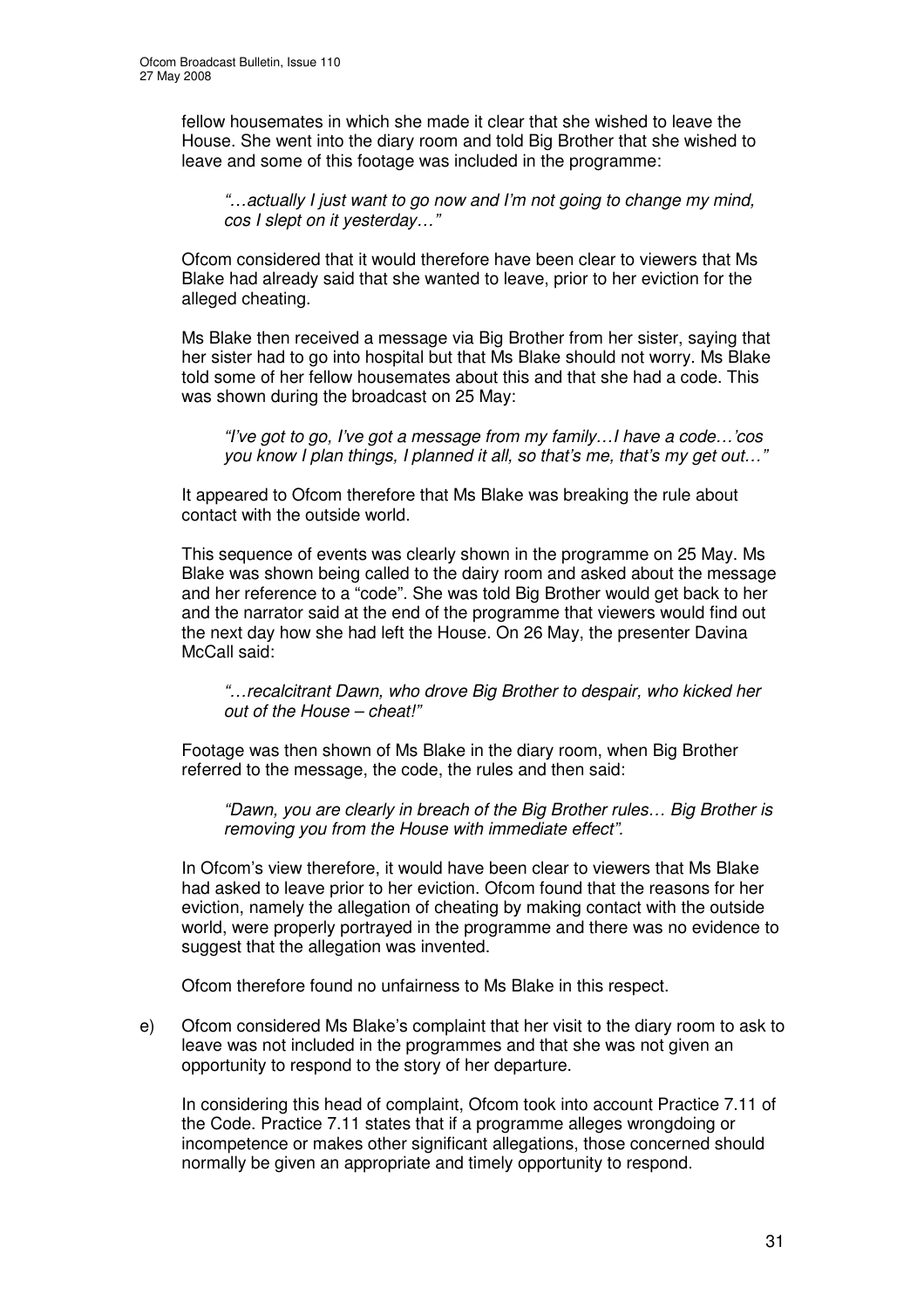fellow housemates in which she made it clear that she wished to leave the House. She went into the diary room and told Big Brother that she wished to leave and some of this footage was included in the programme:

> *"…actually I just want to go now and I'm not going to change my mind, cos I slept on it yesterday…"*

Ofcom considered that it would therefore have been clear to viewers that Ms Blake had already said that she wanted to leave, prior to her eviction for the alleged cheating.

Ms Blake then received a message via Big Brother from her sister, saying that her sister had to go into hospital but that Ms Blake should not worry. Ms Blake told some of her fellow housemates about this and that she had a code. This was shown during the broadcast on 25 May:

> *"I've got to go, I've got a message from my family…I have a code…'cos you know I plan things, I planned it all, so that's me, that's my get out…"*

It appeared to Ofcom therefore that Ms Blake was breaking the rule about contact with the outside world.

This sequence of events was clearly shown in the programme on 25 May. Ms Blake was shown being called to the dairy room and asked about the message and her reference to a "code". She was told Big Brother would get back to her and the narrator said at the end of the programme that viewers would find out the next day how she had left the House. On 26 May, the presenter Davina McCall said:

> *"…recalcitrant Dawn, who drove Big Brother to despair, who kicked her out of the House – cheat!"*

Footage was then shown of Ms Blake in the diary room, when Big Brother referred to the message, the code, the rules and then said:

> *"Dawn, you are clearly in breach of the Big Brother rules… Big Brother is removing you from the House with immediate effect".*

In Ofcom's view therefore, it would have been clear to viewers that Ms Blake had asked to leave prior to her eviction. Ofcom found that the reasons for her eviction, namely the allegation of cheating by making contact with the outside world, were properly portrayed in the programme and there was no evidence to suggest that the allegation was invented.

Ofcom therefore found no unfairness to Ms Blake in this respect.

e) Ofcom considered Ms Blake's complaint that her visit to the diary room to ask to leave was not included in the programmes and that she was not given an opportunity to respond to the story of her departure.

In considering this head of complaint, Ofcom took into account Practice 7.11 of the Code. Practice 7.11 states that if a programme alleges wrongdoing or incompetence or makes other significant allegations, those concerned should normally be given an appropriate and timely opportunity to respond.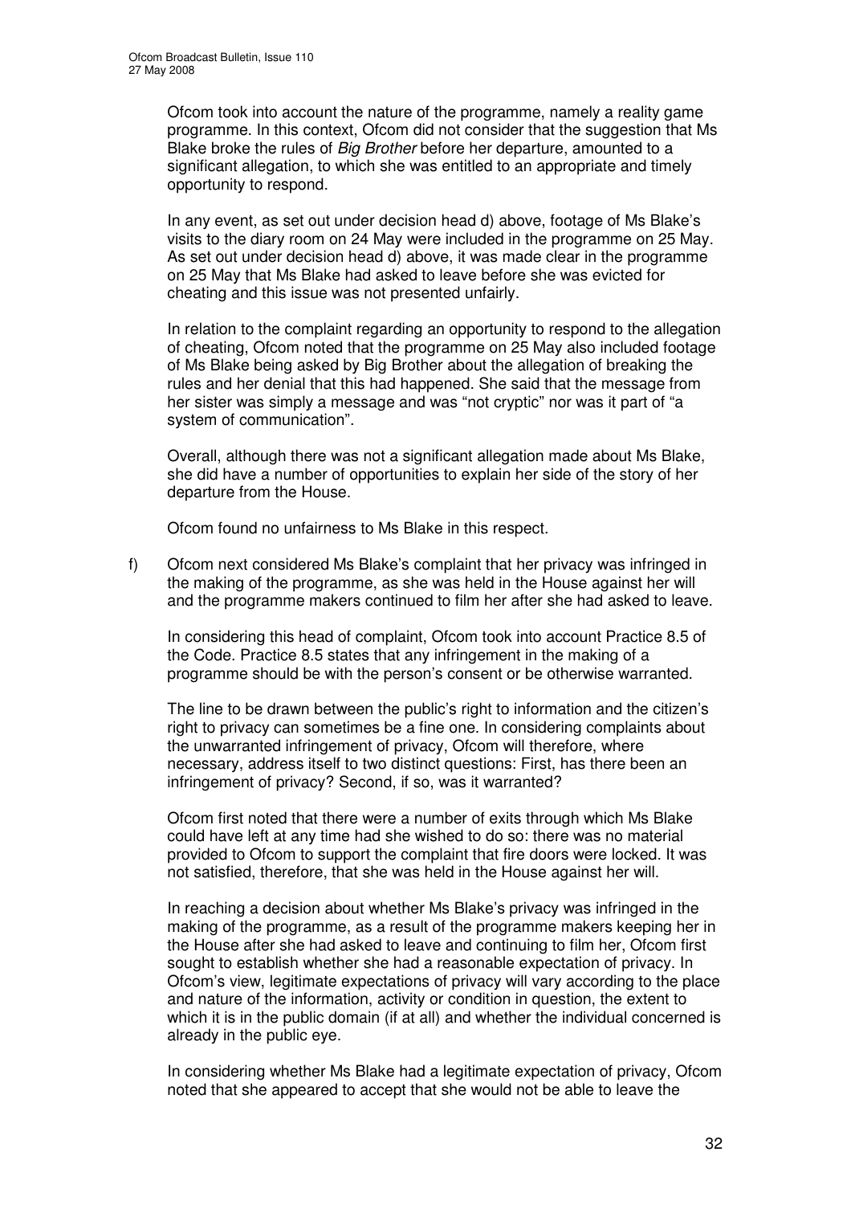Ofcom took into account the nature of the programme, namely a reality game programme. In this context, Ofcom did not consider that the suggestion that Ms Blake broke the rules of *Big Brother* before her departure, amounted to a significant allegation, to which she was entitled to an appropriate and timely opportunity to respond.

In any event, as set out under decision head d) above, footage of Ms Blake's visits to the diary room on 24 May were included in the programme on 25 May. As set out under decision head d) above, it was made clear in the programme on 25 May that Ms Blake had asked to leave before she was evicted for cheating and this issue was not presented unfairly.

In relation to the complaint regarding an opportunity to respond to the allegation of cheating, Ofcom noted that the programme on 25 May also included footage of Ms Blake being asked by Big Brother about the allegation of breaking the rules and her denial that this had happened. She said that the message from her sister was simply a message and was "not cryptic" nor was it part of "a system of communication".

Overall, although there was not a significant allegation made about Ms Blake, she did have a number of opportunities to explain her side of the story of her departure from the House.

Ofcom found no unfairness to Ms Blake in this respect.

f) Ofcom next considered Ms Blake's complaint that her privacy was infringed in the making of the programme, as she was held in the House against her will and the programme makers continued to film her after she had asked to leave.

   In considering this head of complaint, Ofcom took into account Practice 8.5 of the Code. Practice 8.5 states that any infringement in the making of a programme should be with the person's consent or be otherwise warranted.

   The line to be drawn between the public's right to information and the citizen's right to privacy can sometimes be a fine one. In considering complaints about the unwarranted infringement of privacy, Ofcom will therefore, where necessary, address itself to two distinct questions: First, has there been an infringement of privacy? Second, if so, was it warranted?

   Ofcom first noted that there were a number of exits through which Ms Blake could have left at any time had she wished to do so: there was no material provided to Ofcom to support the complaint that fire doors were locked. It was not satisfied, therefore, that she was held in the House against her will.

   In reaching a decision about whether Ms Blake's privacy was infringed in the making of the programme, as a result of the programme makers keeping her in the House after she had asked to leave and continuing to film her, Ofcom first sought to establish whether she had a reasonable expectation of privacy. In Ofcom's view, legitimate expectations of privacy will vary according to the place and nature of the information, activity or condition in question, the extent to which it is in the public domain (if at all) and whether the individual concerned is already in the public eye.

   In considering whether Ms Blake had a legitimate expectation of privacy, Ofcom noted that she appeared to accept that she would not be able to leave the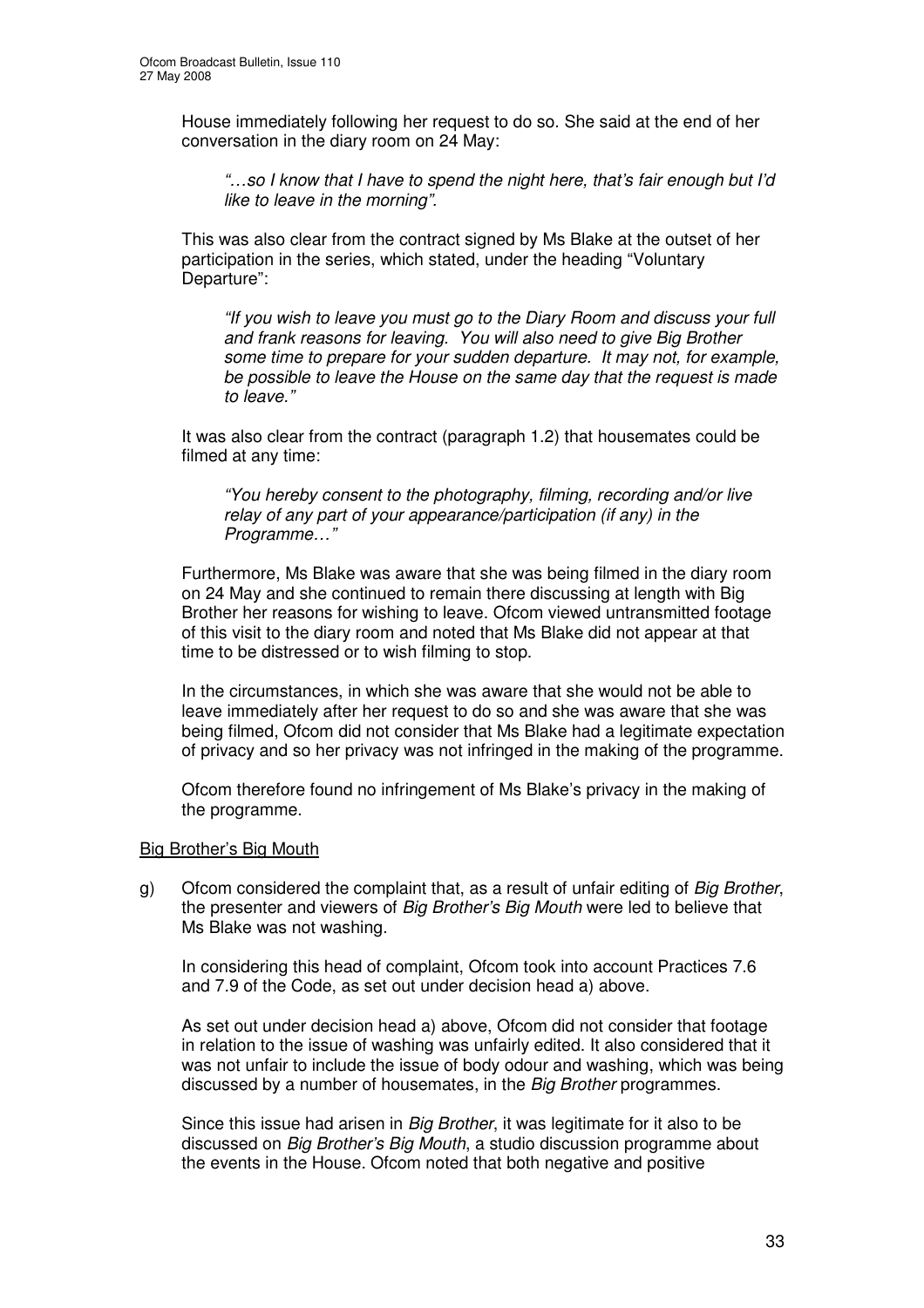House immediately following her request to do so. She said at the end of her conversation in the diary room on 24 May:

> *"…so I know that I have to spend the night here, that's fair enough but I'd like to leave in the morning".*

This was also clear from the contract signed by Ms Blake at the outset of her participation in the series, which stated, under the heading "Voluntary Departure":

> *"If you wish to leave you must go to the Diary Room and discuss your full and frank reasons for leaving. You will also need to give Big Brother some time to prepare for your sudden departure. It may not, for example, be possible to leave the House on the same day that the request is made to leave."*

It was also clear from the contract (paragraph 1.2) that housemates could be filmed at any time:

> *"You hereby consent to the photography, filming, recording and/or live relay of any part of your appearance/participation (if any) in the Programme…"*

Furthermore, Ms Blake was aware that she was being filmed in the diary room on 24 May and she continued to remain there discussing at length with Big Brother her reasons for wishing to leave. Ofcom viewed untransmitted footage of this visit to the diary room and noted that Ms Blake did not appear at that time to be distressed or to wish filming to stop.

In the circumstances, in which she was aware that she would not be able to leave immediately after her request to do so and she was aware that she was being filmed, Ofcom did not consider that Ms Blake had a legitimate expectation of privacy and so her privacy was not infringed in the making of the programme.

Ofcom therefore found no infringement of Ms Blake's privacy in the making of the programme.

<u>Big Brother's Big Mouth</u>

g) Ofcom considered the complaint that, as a result of unfair editing of *Big Brother*, the presenter and viewers of *Big Brother's Big Mouth* were led to believe that Ms Blake was not washing.

In considering this head of complaint, Ofcom took into account Practices 7.6 and 7.9 of the Code, as set out under decision head a) above.

As set out under decision head a) above, Ofcom did not consider that footage in relation to the issue of washing was unfairly edited. It also considered that it was not unfair to include the issue of body odour and washing, which was being discussed by a number of housemates, in the *Big Brother* programmes.

Since this issue had arisen in *Big Brother*, it was legitimate for it also to be discussed on *Big Brother's Big Mouth*, a studio discussion programme about the events in the House. Ofcom noted that both negative and positive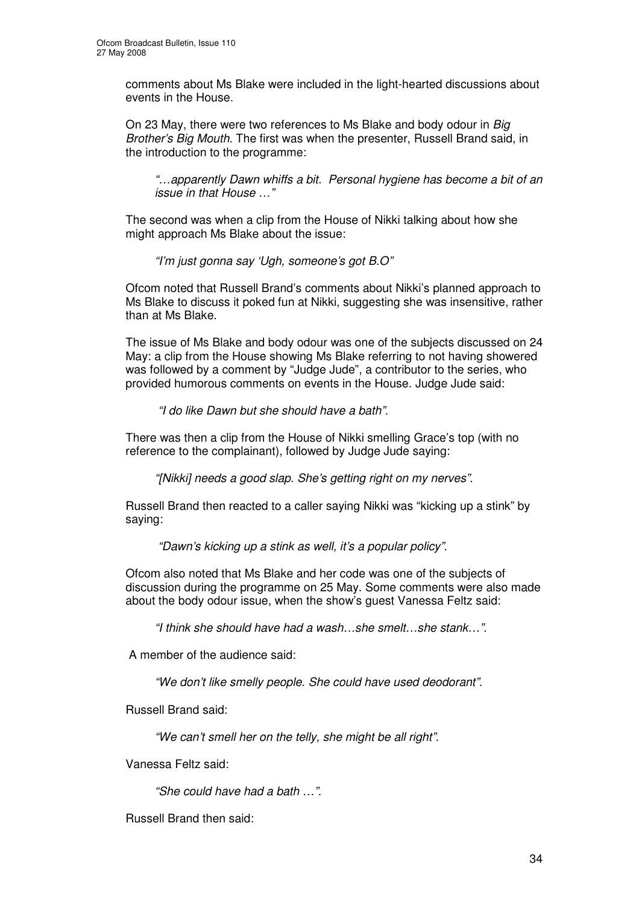comments about Ms Blake were included in the light-hearted discussions about events in the House.

On 23 May, there were two references to Ms Blake and body odour in *Big Brother's Big Mouth*. The first was when the presenter, Russell Brand said, in the introduction to the programme:

> *"…apparently Dawn whiffs a bit. Personal hygiene has become a bit of an issue in that House …"*

The second was when a clip from the House of Nikki talking about how she might approach Ms Blake about the issue:

> *"I'm just gonna say 'Ugh, someone's got B.O"*

Ofcom noted that Russell Brand's comments about Nikki's planned approach to Ms Blake to discuss it poked fun at Nikki, suggesting she was insensitive, rather than at Ms Blake.

The issue of Ms Blake and body odour was one of the subjects discussed on 24 May: a clip from the House showing Ms Blake referring to not having showered was followed by a comment by "Judge Jude", a contributor to the series, who provided humorous comments on events in the House. Judge Jude said:

> *"I do like Dawn but she should have a bath".*

There was then a clip from the House of Nikki smelling Grace's top (with no reference to the complainant), followed by Judge Jude saying:

> *"[Nikki] needs a good slap. She's getting right on my nerves".*

Russell Brand then reacted to a caller saying Nikki was "kicking up a stink" by saying:

> *"Dawn's kicking up a stink as well, it's a popular policy".*

Ofcom also noted that Ms Blake and her code was one of the subjects of discussion during the programme on 25 May. Some comments were also made about the body odour issue, when the show's guest Vanessa Feltz said:

> *"I think she should have had a wash…she smelt…she stank…".*

A member of the audience said:

> *"We don't like smelly people. She could have used deodorant".*

Russell Brand said:

> *"We can't smell her on the telly, she might be all right".*

Vanessa Feltz said:

> *"She could have had a bath …".*

Russell Brand then said: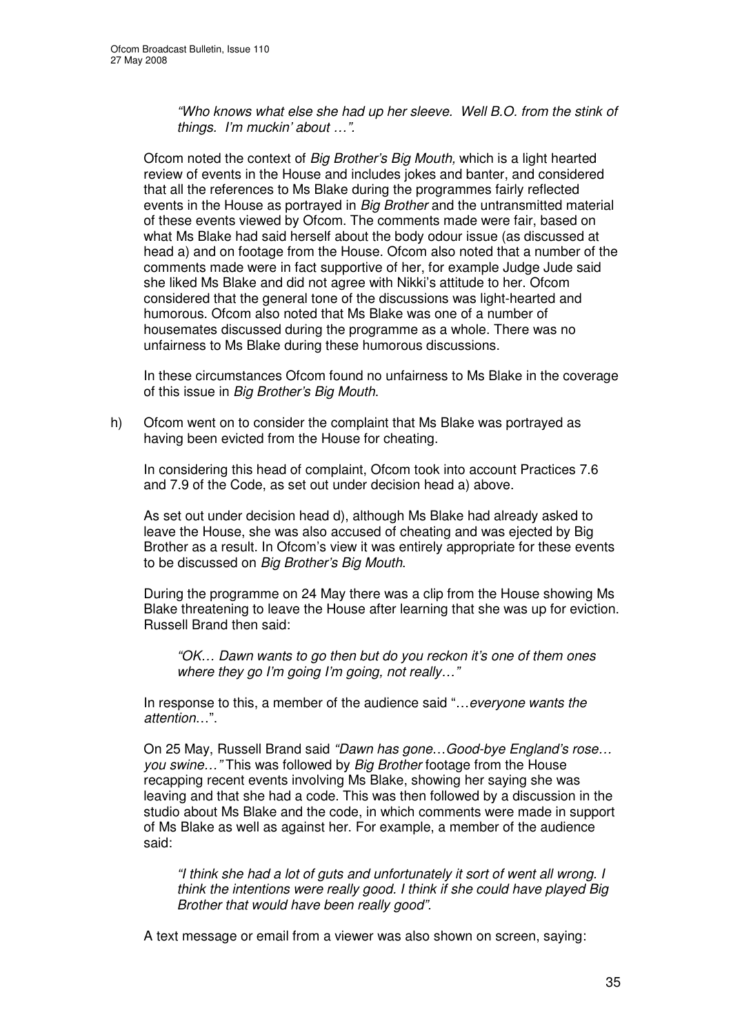*"Who knows what else she had up her sleeve. Well B.O. from the stink of things. I'm muckin' about …".*

Ofcom noted the context of *Big Brother's Big Mouth,* which is a light hearted review of events in the House and includes jokes and banter, and considered that all the references to Ms Blake during the programmes fairly reflected events in the House as portrayed in *Big Brother* and the untransmitted material of these events viewed by Ofcom. The comments made were fair, based on what Ms Blake had said herself about the body odour issue (as discussed at head a) and on footage from the House. Ofcom also noted that a number of the comments made were in fact supportive of her, for example Judge Jude said she liked Ms Blake and did not agree with Nikki's attitude to her. Ofcom considered that the general tone of the discussions was light-hearted and humorous. Ofcom also noted that Ms Blake was one of a number of housemates discussed during the programme as a whole. There was no unfairness to Ms Blake during these humorous discussions.

In these circumstances Ofcom found no unfairness to Ms Blake in the coverage of this issue in *Big Brother's Big Mouth*.

h) Ofcom went on to consider the complaint that Ms Blake was portrayed as having been evicted from the House for cheating.

In considering this head of complaint, Ofcom took into account Practices 7.6 and 7.9 of the Code, as set out under decision head a) above.

As set out under decision head d), although Ms Blake had already asked to leave the House, she was also accused of cheating and was ejected by Big Brother as a result. In Ofcom's view it was entirely appropriate for these events to be discussed on *Big Brother's Big Mouth*.

During the programme on 24 May there was a clip from the House showing Ms Blake threatening to leave the House after learning that she was up for eviction. Russell Brand then said:

*"OK… Dawn wants to go then but do you reckon it's one of them ones where they go I'm going I'm going, not really…"*

In response to this, a member of the audience said "*…everyone wants the attention…*".

On 25 May, Russell Brand said *"Dawn has gone…Good-bye England's rose… you swine…"* This was followed by *Big Brother* footage from the House recapping recent events involving Ms Blake, showing her saying she was leaving and that she had a code. This was then followed by a discussion in the studio about Ms Blake and the code, in which comments were made in support of Ms Blake as well as against her. For example, a member of the audience said:

*"I think she had a lot of guts and unfortunately it sort of went all wrong. I think the intentions were really good. I think if she could have played Big Brother that would have been really good".*

A text message or email from a viewer was also shown on screen, saying: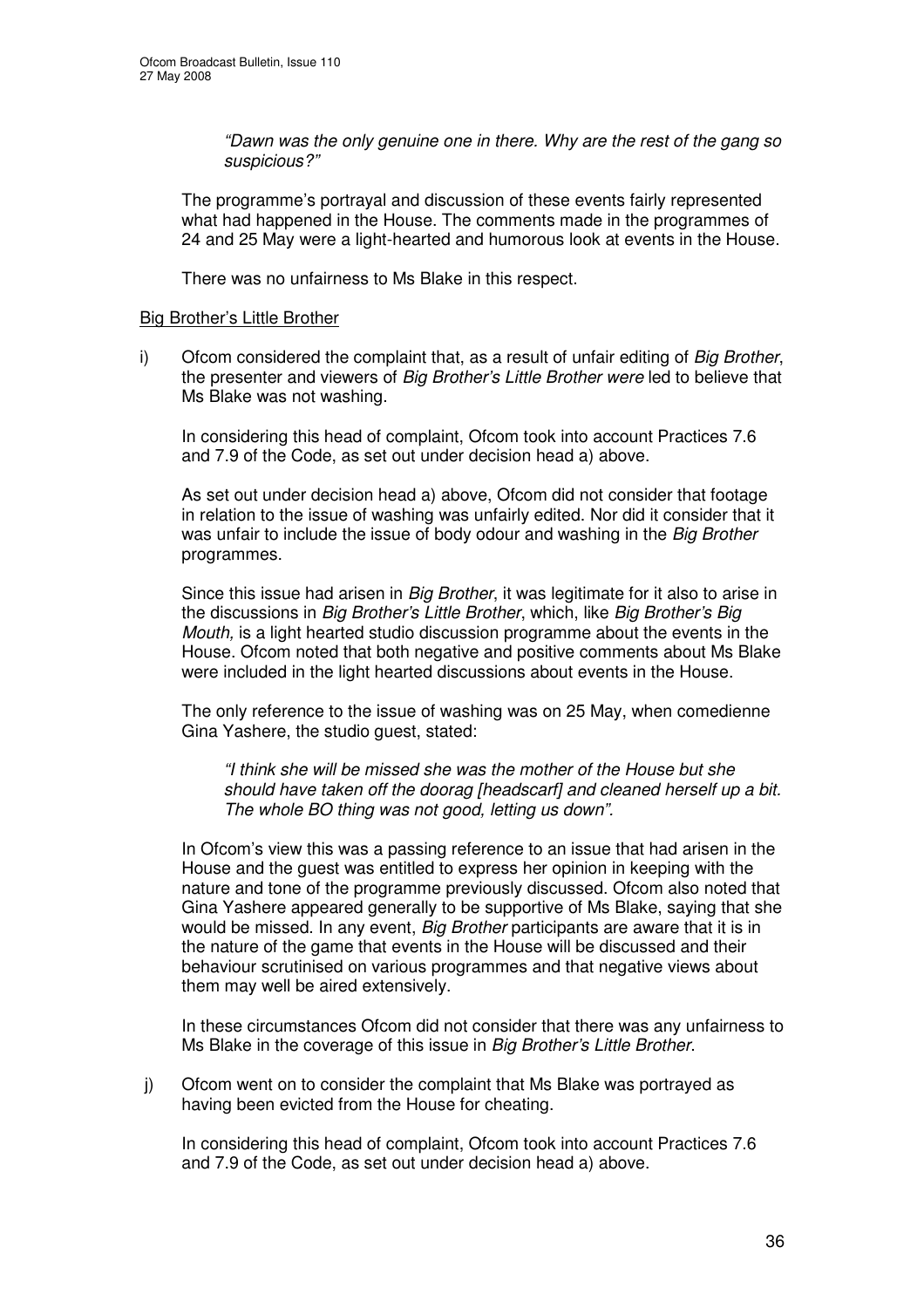> *"Dawn was the only genuine one in there. Why are the rest of the gang so suspicious?"*

The programme's portrayal and discussion of these events fairly represented what had happened in the House. The comments made in the programmes of 24 and 25 May were a light-hearted and humorous look at events in the House.

There was no unfairness to Ms Blake in this respect.

<u>Big Brother's Little Brother</u>

i) Ofcom considered the complaint that, as a result of unfair editing of *Big Brother*, the presenter and viewers of *Big Brother's Little Brother were* led to believe that Ms Blake was not washing.

In considering this head of complaint, Ofcom took into account Practices 7.6 and 7.9 of the Code, as set out under decision head a) above.

As set out under decision head a) above, Ofcom did not consider that footage in relation to the issue of washing was unfairly edited. Nor did it consider that it was unfair to include the issue of body odour and washing in the *Big Brother* programmes.

Since this issue had arisen in *Big Brother*, it was legitimate for it also to arise in the discussions in *Big Brother's Little Brother*, which, like *Big Brother's Big Mouth,* is a light hearted studio discussion programme about the events in the House. Ofcom noted that both negative and positive comments about Ms Blake were included in the light hearted discussions about events in the House.

The only reference to the issue of washing was on 25 May, when comedienne Gina Yashere, the studio guest, stated:

> *"I think she will be missed she was the mother of the House but she should have taken off the doorag [headscarf] and cleaned herself up a bit. The whole BO thing was not good, letting us down".*

In Ofcom's view this was a passing reference to an issue that had arisen in the House and the guest was entitled to express her opinion in keeping with the nature and tone of the programme previously discussed. Ofcom also noted that Gina Yashere appeared generally to be supportive of Ms Blake, saying that she would be missed. In any event, *Big Brother* participants are aware that it is in the nature of the game that events in the House will be discussed and their behaviour scrutinised on various programmes and that negative views about them may well be aired extensively.

In these circumstances Ofcom did not consider that there was any unfairness to Ms Blake in the coverage of this issue in *Big Brother's Little Brother*.

j) Ofcom went on to consider the complaint that Ms Blake was portrayed as having been evicted from the House for cheating.

In considering this head of complaint, Ofcom took into account Practices 7.6 and 7.9 of the Code, as set out under decision head a) above.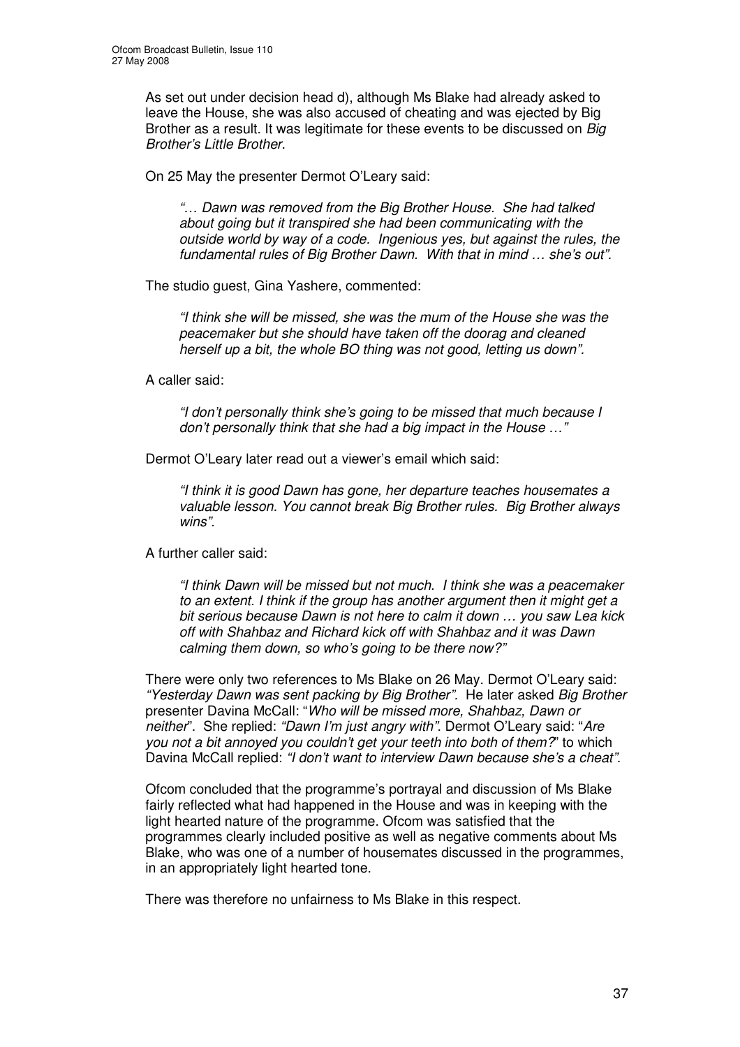As set out under decision head d), although Ms Blake had already asked to leave the House, she was also accused of cheating and was ejected by Big Brother as a result. It was legitimate for these events to be discussed on *Big Brother's Little Brother*.

On 25 May the presenter Dermot O'Leary said:

> *"… Dawn was removed from the Big Brother House. She had talked about going but it transpired she had been communicating with the outside world by way of a code. Ingenious yes, but against the rules, the fundamental rules of Big Brother Dawn. With that in mind … she's out".*

The studio guest, Gina Yashere, commented:

> *"I think she will be missed, she was the mum of the House she was the peacemaker but she should have taken off the doorag and cleaned herself up a bit, the whole BO thing was not good, letting us down".*

A caller said:

> *"I don't personally think she's going to be missed that much because I don't personally think that she had a big impact in the House …"*

Dermot O'Leary later read out a viewer's email which said:

> *"I think it is good Dawn has gone, her departure teaches housemates a valuable lesson. You cannot break Big Brother rules. Big Brother always wins".*

A further caller said:

> *"I think Dawn will be missed but not much. I think she was a peacemaker to an extent. I think if the group has another argument then it might get a bit serious because Dawn is not here to calm it down … you saw Lea kick off with Shahbaz and Richard kick off with Shahbaz and it was Dawn calming them down, so who's going to be there now?"*

There were only two references to Ms Blake on 26 May. Dermot O'Leary said: *"Yesterday Dawn was sent packing by Big Brother".* He later asked *Big Brother* presenter Davina McCall: "*Who will be missed more, Shahbaz, Dawn or neither*". She replied: *"Dawn I'm just angry with".* Dermot O'Leary said: "*Are you not a bit annoyed you couldn't get your teeth into both of them?*" to which Davina McCall replied: *"I don't want to interview Dawn because she's a cheat".*

Ofcom concluded that the programme's portrayal and discussion of Ms Blake fairly reflected what had happened in the House and was in keeping with the light hearted nature of the programme. Ofcom was satisfied that the programmes clearly included positive as well as negative comments about Ms Blake, who was one of a number of housemates discussed in the programmes, in an appropriately light hearted tone.

There was therefore no unfairness to Ms Blake in this respect.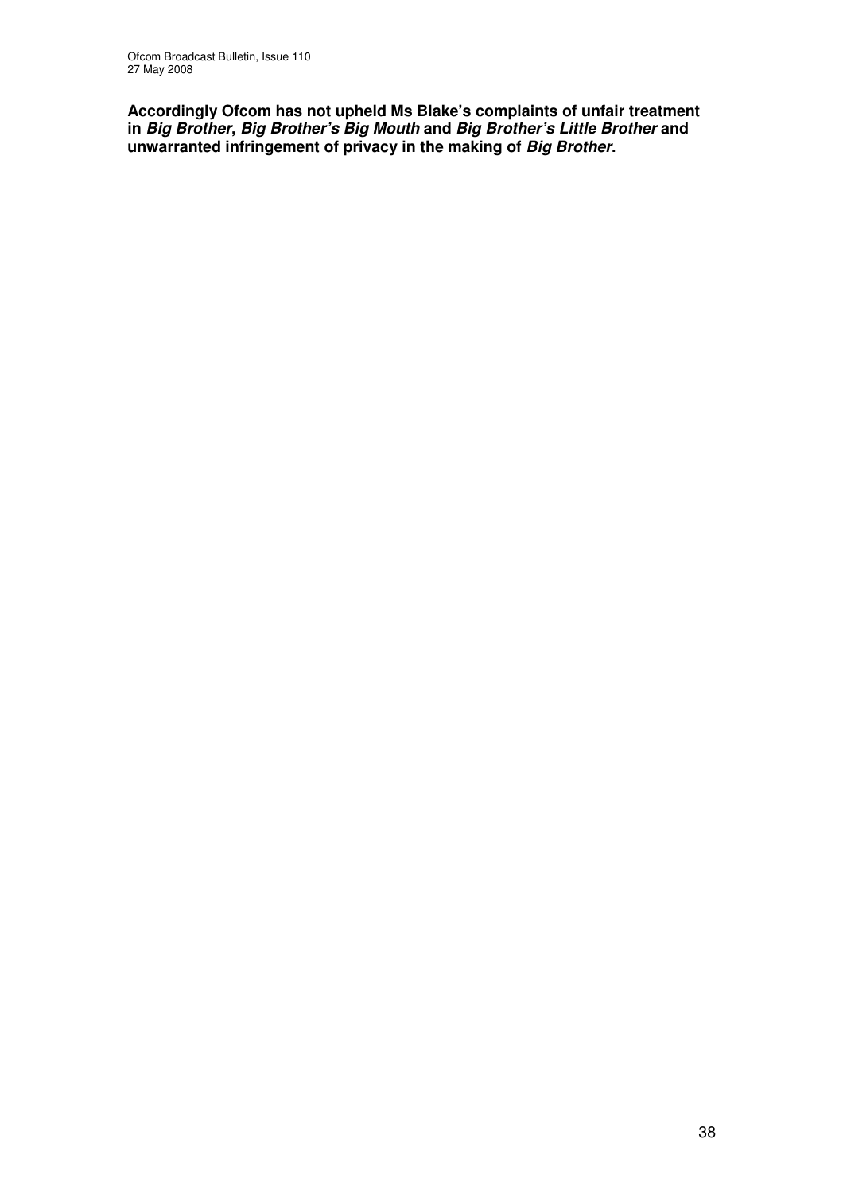**Accordingly Ofcom has not upheld Ms Blake's complaints of unfair treatment in *Big Brother*, *Big Brother's Big Mouth* and *Big Brother's Little Brother* and unwarranted infringement of privacy in the making of *Big Brother*.**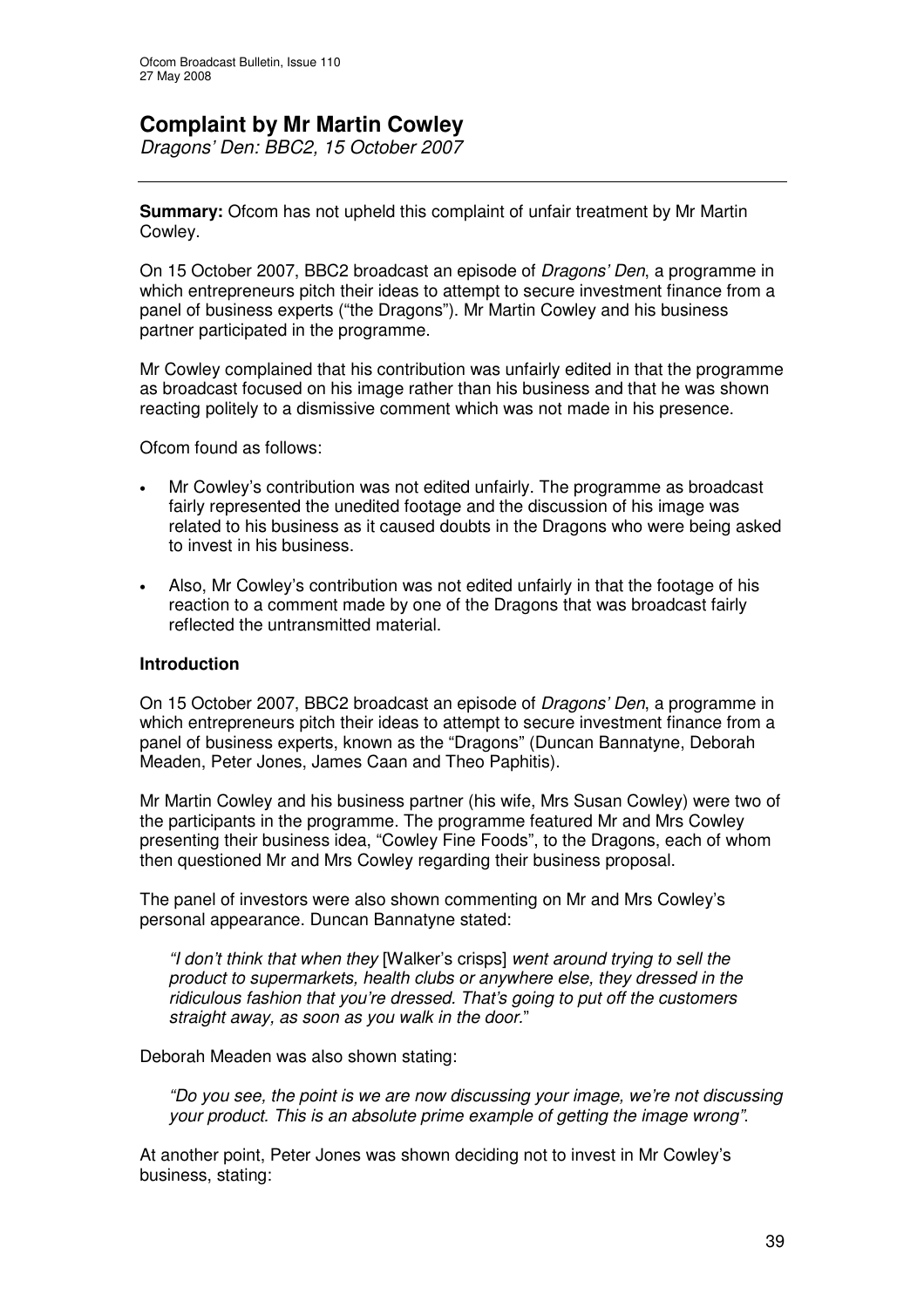# Complaint by Mr Martin Cowley

*Dragons' Den: BBC2, 15 October 2007*

---

**Summary:** Ofcom has not upheld this complaint of unfair treatment by Mr Martin Cowley.

On 15 October 2007, BBC2 broadcast an episode of *Dragons' Den*, a programme in which entrepreneurs pitch their ideas to attempt to secure investment finance from a panel of business experts ("the Dragons"). Mr Martin Cowley and his business partner participated in the programme.

Mr Cowley complained that his contribution was unfairly edited in that the programme as broadcast focused on his image rather than his business and that he was shown reacting politely to a dismissive comment which was not made in his presence.

Ofcom found as follows:

- Mr Cowley's contribution was not edited unfairly. The programme as broadcast fairly represented the unedited footage and the discussion of his image was related to his business as it caused doubts in the Dragons who were being asked to invest in his business.
- Also, Mr Cowley's contribution was not edited unfairly in that the footage of his reaction to a comment made by one of the Dragons that was broadcast fairly reflected the untransmitted material.

### Introduction

On 15 October 2007, BBC2 broadcast an episode of *Dragons' Den*, a programme in which entrepreneurs pitch their ideas to attempt to secure investment finance from a panel of business experts, known as the "Dragons" (Duncan Bannatyne, Deborah Meaden, Peter Jones, James Caan and Theo Paphitis).

Mr Martin Cowley and his business partner (his wife, Mrs Susan Cowley) were two of the participants in the programme. The programme featured Mr and Mrs Cowley presenting their business idea, "Cowley Fine Foods", to the Dragons, each of whom then questioned Mr and Mrs Cowley regarding their business proposal.

The panel of investors were also shown commenting on Mr and Mrs Cowley's personal appearance. Duncan Bannatyne stated:

> *"I don't think that when they* [Walker's crisps] *went around trying to sell the product to supermarkets, health clubs or anywhere else, they dressed in the ridiculous fashion that you're dressed. That's going to put off the customers straight away, as soon as you walk in the door."*

Deborah Meaden was also shown stating:

> *"Do you see, the point is we are now discussing your image, we're not discussing your product. This is an absolute prime example of getting the image wrong".*

At another point, Peter Jones was shown deciding not to invest in Mr Cowley's business, stating: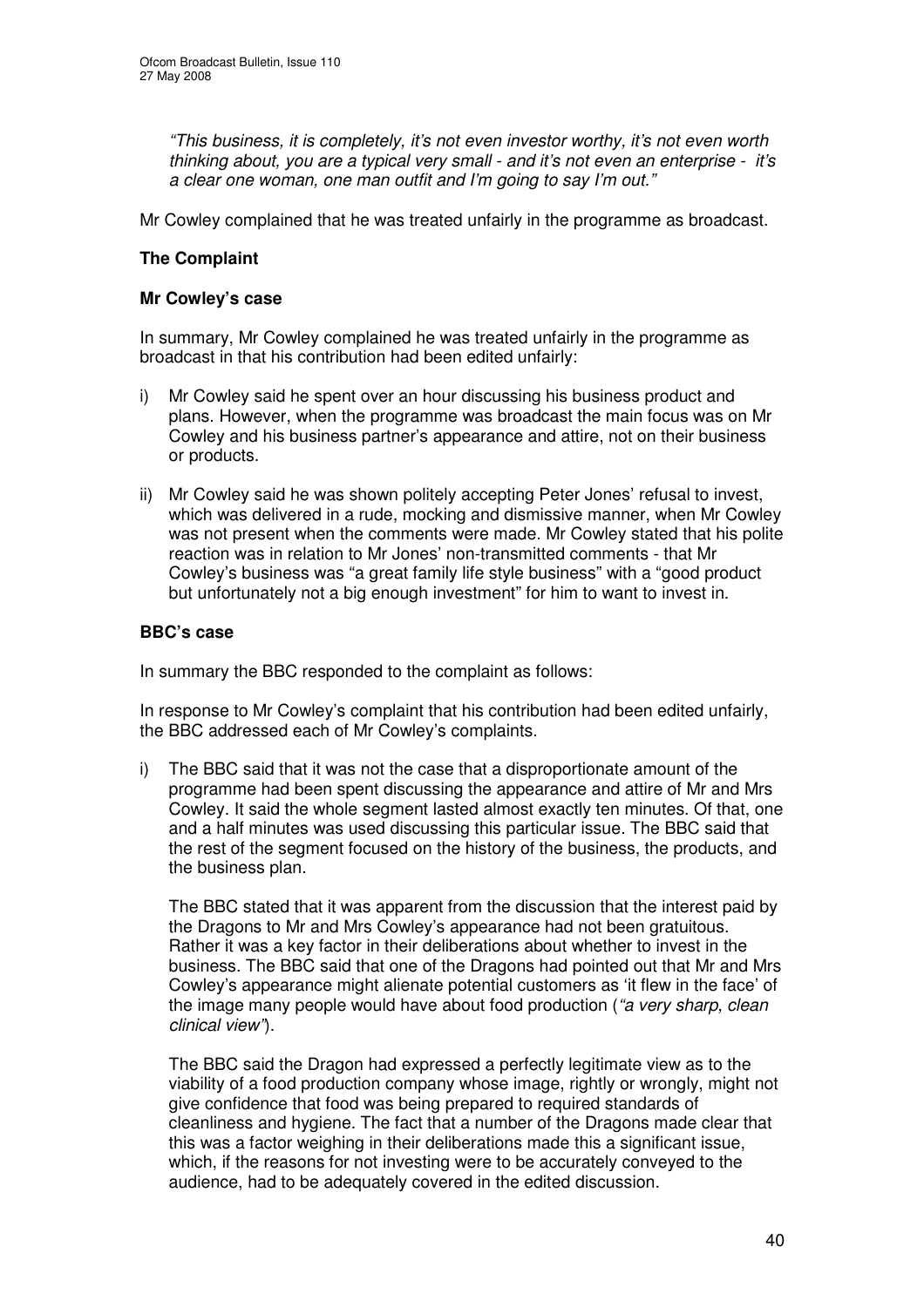*"This business, it is completely, it's not even investor worthy, it's not even worth thinking about, you are a typical very small - and it's not even an enterprise - it's a clear one woman, one man outfit and I'm going to say I'm out."*

Mr Cowley complained that he was treated unfairly in the programme as broadcast.

**The Complaint**

**Mr Cowley's case**

In summary, Mr Cowley complained he was treated unfairly in the programme as broadcast in that his contribution had been edited unfairly:

i) Mr Cowley said he spent over an hour discussing his business product and plans. However, when the programme was broadcast the main focus was on Mr Cowley and his business partner's appearance and attire, not on their business or products.

ii) Mr Cowley said he was shown politely accepting Peter Jones' refusal to invest, which was delivered in a rude, mocking and dismissive manner, when Mr Cowley was not present when the comments were made. Mr Cowley stated that his polite reaction was in relation to Mr Jones' non-transmitted comments - that Mr Cowley's business was "a great family life style business" with a "good product but unfortunately not a big enough investment" for him to want to invest in.

**BBC's case**

In summary the BBC responded to the complaint as follows:

In response to Mr Cowley's complaint that his contribution had been edited unfairly, the BBC addressed each of Mr Cowley's complaints.

i) The BBC said that it was not the case that a disproportionate amount of the programme had been spent discussing the appearance and attire of Mr and Mrs Cowley. It said the whole segment lasted almost exactly ten minutes. Of that, one and a half minutes was used discussing this particular issue. The BBC said that the rest of the segment focused on the history of the business, the products, and the business plan.

   The BBC stated that it was apparent from the discussion that the interest paid by the Dragons to Mr and Mrs Cowley's appearance had not been gratuitous. Rather it was a key factor in their deliberations about whether to invest in the business. The BBC said that one of the Dragons had pointed out that Mr and Mrs Cowley's appearance might alienate potential customers as 'it flew in the face' of the image many people would have about food production (*"a very sharp, clean clinical view"*).

   The BBC said the Dragon had expressed a perfectly legitimate view as to the viability of a food production company whose image, rightly or wrongly, might not give confidence that food was being prepared to required standards of cleanliness and hygiene. The fact that a number of the Dragons made clear that this was a factor weighing in their deliberations made this a significant issue, which, if the reasons for not investing were to be accurately conveyed to the audience, had to be adequately covered in the edited discussion.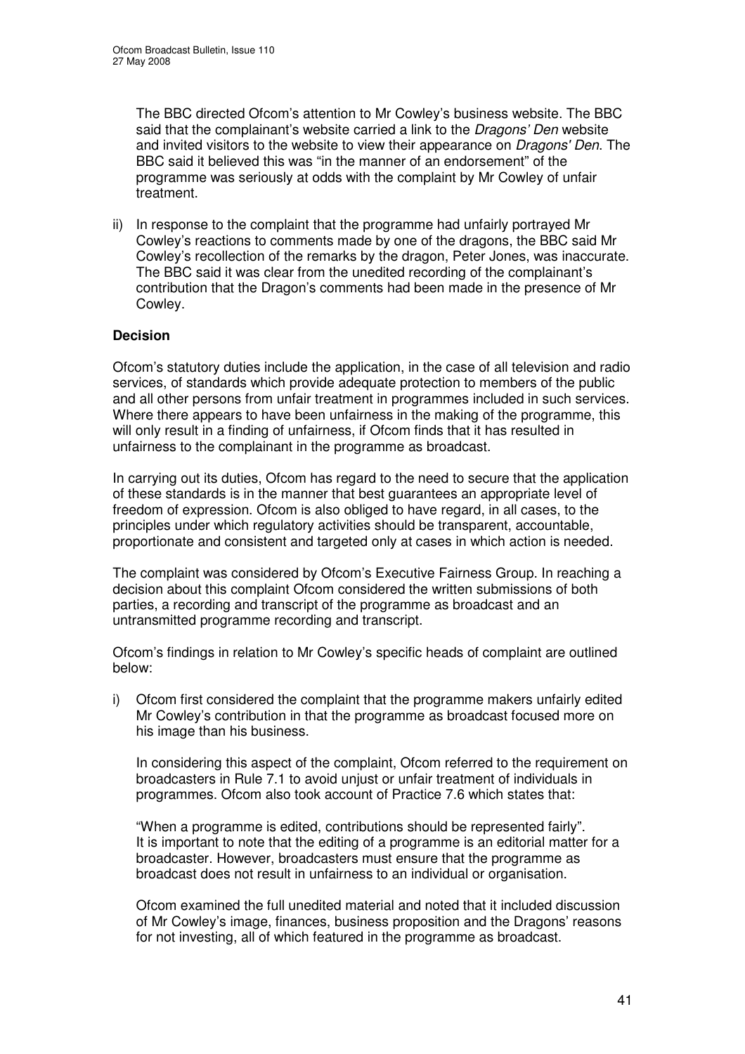The BBC directed Ofcom's attention to Mr Cowley's business website. The BBC said that the complainant's website carried a link to the *Dragons' Den* website and invited visitors to the website to view their appearance on *Dragons' Den*. The BBC said it believed this was "in the manner of an endorsement" of the programme was seriously at odds with the complaint by Mr Cowley of unfair treatment.

ii) In response to the complaint that the programme had unfairly portrayed Mr Cowley's reactions to comments made by one of the dragons, the BBC said Mr Cowley's recollection of the remarks by the dragon, Peter Jones, was inaccurate. The BBC said it was clear from the unedited recording of the complainant's contribution that the Dragon's comments had been made in the presence of Mr Cowley.

**Decision**

Ofcom's statutory duties include the application, in the case of all television and radio services, of standards which provide adequate protection to members of the public and all other persons from unfair treatment in programmes included in such services. Where there appears to have been unfairness in the making of the programme, this will only result in a finding of unfairness, if Ofcom finds that it has resulted in unfairness to the complainant in the programme as broadcast.

In carrying out its duties, Ofcom has regard to the need to secure that the application of these standards is in the manner that best guarantees an appropriate level of freedom of expression. Ofcom is also obliged to have regard, in all cases, to the principles under which regulatory activities should be transparent, accountable, proportionate and consistent and targeted only at cases in which action is needed.

The complaint was considered by Ofcom's Executive Fairness Group. In reaching a decision about this complaint Ofcom considered the written submissions of both parties, a recording and transcript of the programme as broadcast and an untransmitted programme recording and transcript.

Ofcom's findings in relation to Mr Cowley's specific heads of complaint are outlined below:

i) Ofcom first considered the complaint that the programme makers unfairly edited Mr Cowley's contribution in that the programme as broadcast focused more on his image than his business.

In considering this aspect of the complaint, Ofcom referred to the requirement on broadcasters in Rule 7.1 to avoid unjust or unfair treatment of individuals in programmes. Ofcom also took account of Practice 7.6 which states that:

"When a programme is edited, contributions should be represented fairly". It is important to note that the editing of a programme is an editorial matter for a broadcaster. However, broadcasters must ensure that the programme as broadcast does not result in unfairness to an individual or organisation.

Ofcom examined the full unedited material and noted that it included discussion of Mr Cowley's image, finances, business proposition and the Dragons' reasons for not investing, all of which featured in the programme as broadcast.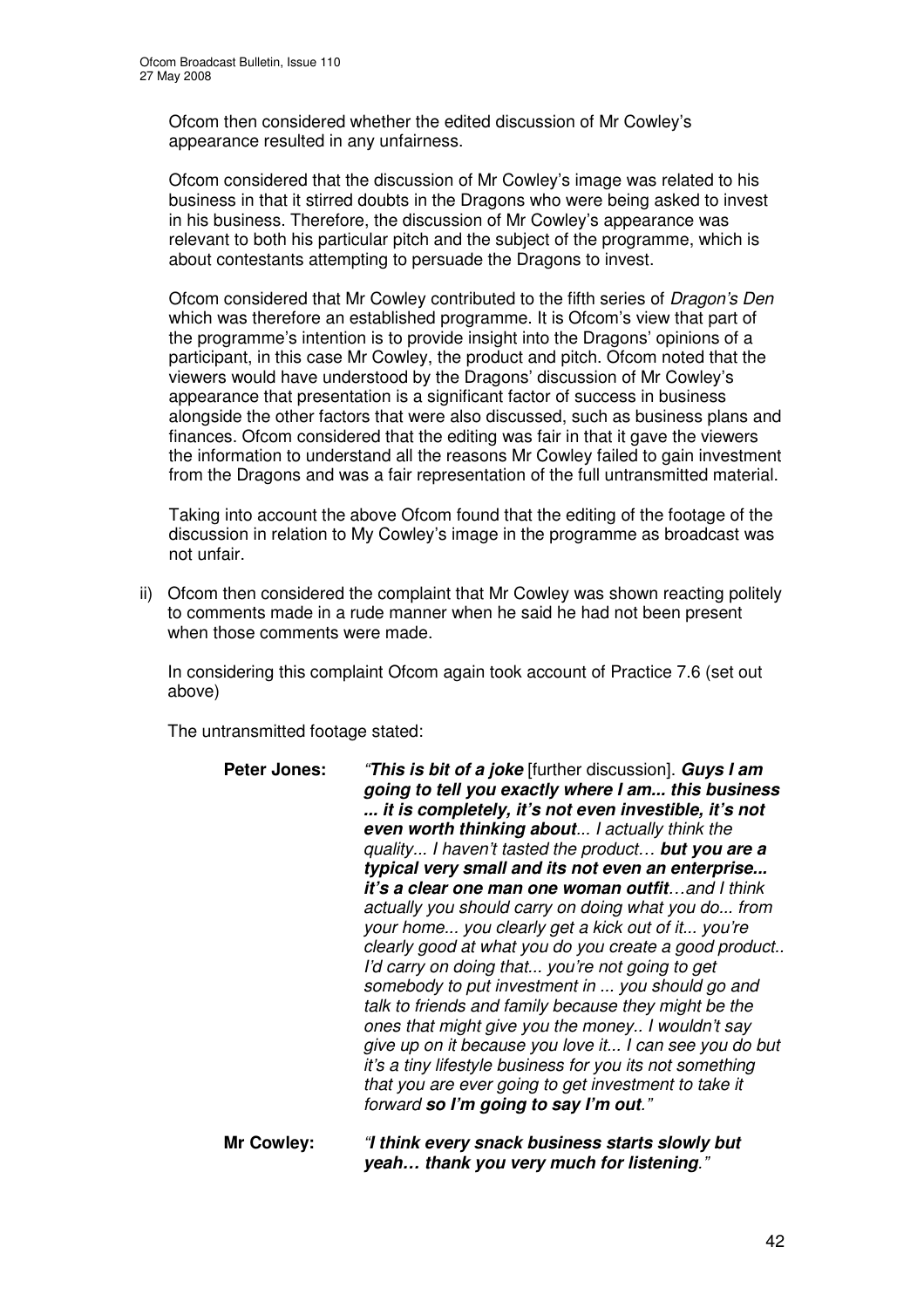Ofcom then considered whether the edited discussion of Mr Cowley's appearance resulted in any unfairness.

Ofcom considered that the discussion of Mr Cowley's image was related to his business in that it stirred doubts in the Dragons who were being asked to invest in his business. Therefore, the discussion of Mr Cowley's appearance was relevant to both his particular pitch and the subject of the programme, which is about contestants attempting to persuade the Dragons to invest.

Ofcom considered that Mr Cowley contributed to the fifth series of *Dragon's Den* which was therefore an established programme. It is Ofcom's view that part of the programme's intention is to provide insight into the Dragons' opinions of a participant, in this case Mr Cowley, the product and pitch. Ofcom noted that the viewers would have understood by the Dragons' discussion of Mr Cowley's appearance that presentation is a significant factor of success in business alongside the other factors that were also discussed, such as business plans and finances. Ofcom considered that the editing was fair in that it gave the viewers the information to understand all the reasons Mr Cowley failed to gain investment from the Dragons and was a fair representation of the full untransmitted material.

Taking into account the above Ofcom found that the editing of the footage of the discussion in relation to My Cowley's image in the programme as broadcast was not unfair.

ii) Ofcom then considered the complaint that Mr Cowley was shown reacting politely to comments made in a rude manner when he said he had not been present when those comments were made.

In considering this complaint Ofcom again took account of Practice 7.6 (set out above)

The untransmitted footage stated:

**Peter Jones:** *"**This is bit of a joke** [further discussion]. **Guys I am going to tell you exactly where I am... this business ... it is completely, it's not even investible, it's not even worth thinking about**... I actually think the quality... I haven't tasted the product… **but you are a typical very small and its not even an enterprise... it's a clear one man one woman outfit**…and I think actually you should carry on doing what you do... from your home... you clearly get a kick out of it... you're clearly good at what you do you create a good product.. I'd carry on doing that... you're not going to get somebody to put investment in ... you should go and talk to friends and family because they might be the ones that might give you the money.. I wouldn't say give up on it because you love it... I can see you do but it's a tiny lifestyle business for you its not something that you are ever going to get investment to take it forward **so I'm going to say I'm out**."*

**Mr Cowley:** *"**I think every snack business starts slowly but yeah… thank you very much for listening**."*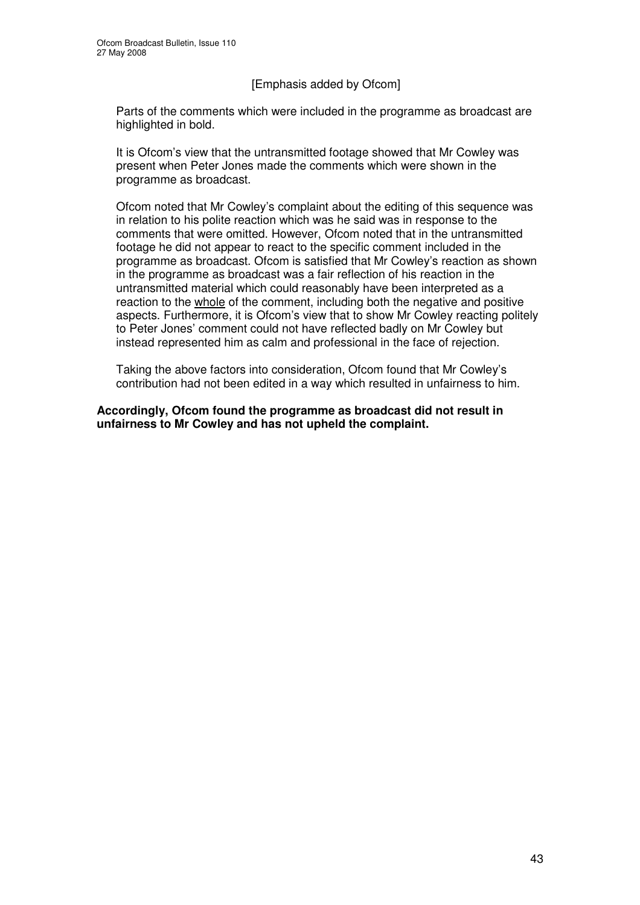[Emphasis added by Ofcom]

Parts of the comments which were included in the programme as broadcast are highlighted in bold.

It is Ofcom's view that the untransmitted footage showed that Mr Cowley was present when Peter Jones made the comments which were shown in the programme as broadcast.

Ofcom noted that Mr Cowley's complaint about the editing of this sequence was in relation to his polite reaction which was he said was in response to the comments that were omitted. However, Ofcom noted that in the untransmitted footage he did not appear to react to the specific comment included in the programme as broadcast. Ofcom is satisfied that Mr Cowley's reaction as shown in the programme as broadcast was a fair reflection of his reaction in the untransmitted material which could reasonably have been interpreted as a reaction to the <u>whole</u> of the comment, including both the negative and positive aspects. Furthermore, it is Ofcom's view that to show Mr Cowley reacting politely to Peter Jones' comment could not have reflected badly on Mr Cowley but instead represented him as calm and professional in the face of rejection.

Taking the above factors into consideration, Ofcom found that Mr Cowley's contribution had not been edited in a way which resulted in unfairness to him.

**Accordingly, Ofcom found the programme as broadcast did not result in unfairness to Mr Cowley and has not upheld the complaint.**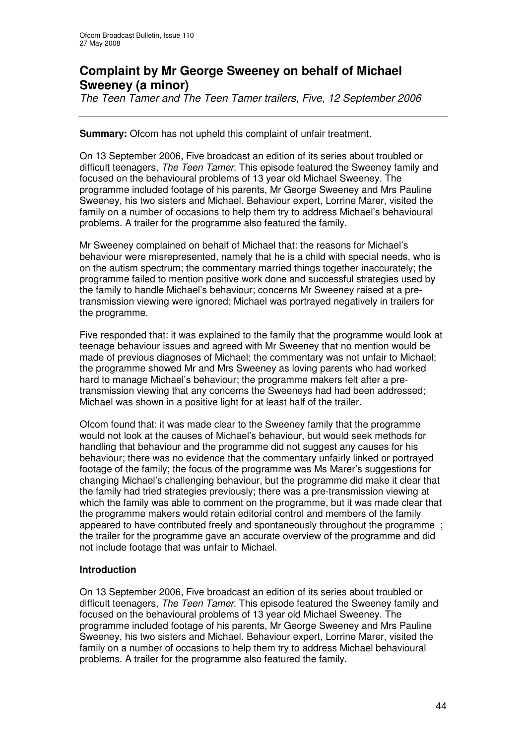# Complaint by Mr George Sweeney on behalf of Michael Sweeney (a minor)

*The Teen Tamer and The Teen Tamer trailers, Five, 12 September 2006*

**Summary:** Ofcom has not upheld this complaint of unfair treatment.

On 13 September 2006, Five broadcast an edition of its series about troubled or difficult teenagers, *The Teen Tamer*. This episode featured the Sweeney family and focused on the behavioural problems of 13 year old Michael Sweeney. The programme included footage of his parents, Mr George Sweeney and Mrs Pauline Sweeney, his two sisters and Michael. Behaviour expert, Lorrine Marer, visited the family on a number of occasions to help them try to address Michael's behavioural problems. A trailer for the programme also featured the family.

Mr Sweeney complained on behalf of Michael that: the reasons for Michael's behaviour were misrepresented, namely that he is a child with special needs, who is on the autism spectrum; the commentary married things together inaccurately; the programme failed to mention positive work done and successful strategies used by the family to handle Michael's behaviour; concerns Mr Sweeney raised at a pre-transmission viewing were ignored; Michael was portrayed negatively in trailers for the programme.

Five responded that: it was explained to the family that the programme would look at teenage behaviour issues and agreed with Mr Sweeney that no mention would be made of previous diagnoses of Michael; the commentary was not unfair to Michael; the programme showed Mr and Mrs Sweeney as loving parents who had worked hard to manage Michael's behaviour; the programme makers felt after a pre-transmission viewing that any concerns the Sweeneys had had been addressed; Michael was shown in a positive light for at least half of the trailer.

Ofcom found that: it was made clear to the Sweeney family that the programme would not look at the causes of Michael's behaviour, but would seek methods for handling that behaviour and the programme did not suggest any causes for his behaviour; there was no evidence that the commentary unfairly linked or portrayed footage of the family; the focus of the programme was Ms Marer's suggestions for changing Michael's challenging behaviour, but the programme did make it clear that the family had tried strategies previously; there was a pre-transmission viewing at which the family was able to comment on the programme, but it was made clear that the programme makers would retain editorial control and members of the family appeared to have contributed freely and spontaneously throughout the programme ; the trailer for the programme gave an accurate overview of the programme and did not include footage that was unfair to Michael.

## Introduction

On 13 September 2006, Five broadcast an edition of its series about troubled or difficult teenagers, *The Teen Tamer*. This episode featured the Sweeney family and focused on the behavioural problems of 13 year old Michael Sweeney. The programme included footage of his parents, Mr George Sweeney and Mrs Pauline Sweeney, his two sisters and Michael. Behaviour expert, Lorrine Marer, visited the family on a number of occasions to help them try to address Michael behavioural problems. A trailer for the programme also featured the family.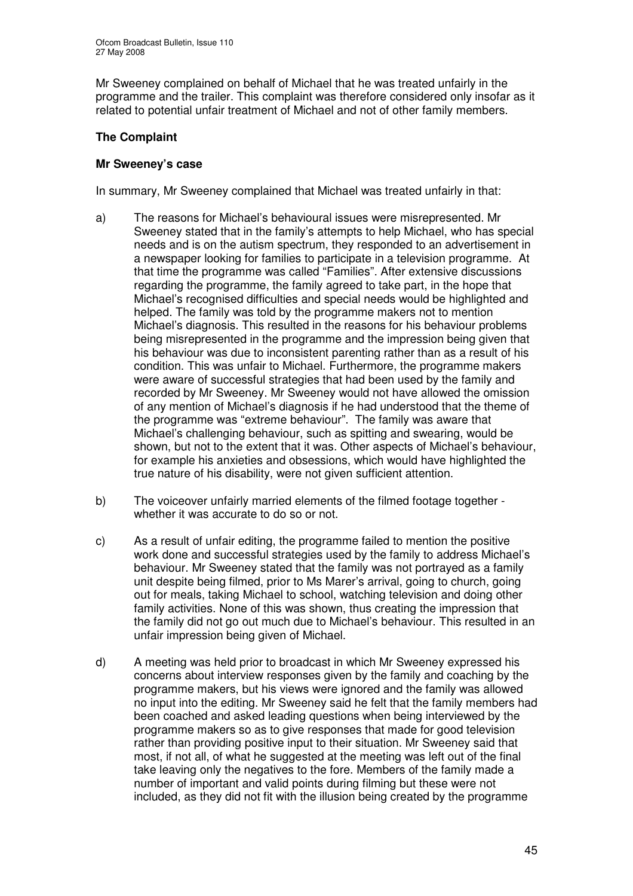Mr Sweeney complained on behalf of Michael that he was treated unfairly in the programme and the trailer. This complaint was therefore considered only insofar as it related to potential unfair treatment of Michael and not of other family members.

## The Complaint

### Mr Sweeney's case

In summary, Mr Sweeney complained that Michael was treated unfairly in that:

a) The reasons for Michael's behavioural issues were misrepresented. Mr Sweeney stated that in the family's attempts to help Michael, who has special needs and is on the autism spectrum, they responded to an advertisement in a newspaper looking for families to participate in a television programme. At that time the programme was called "Families". After extensive discussions regarding the programme, the family agreed to take part, in the hope that Michael's recognised difficulties and special needs would be highlighted and helped. The family was told by the programme makers not to mention Michael's diagnosis. This resulted in the reasons for his behaviour problems being misrepresented in the programme and the impression being given that his behaviour was due to inconsistent parenting rather than as a result of his condition. This was unfair to Michael. Furthermore, the programme makers were aware of successful strategies that had been used by the family and recorded by Mr Sweeney. Mr Sweeney would not have allowed the omission of any mention of Michael's diagnosis if he had understood that the theme of the programme was "extreme behaviour". The family was aware that Michael's challenging behaviour, such as spitting and swearing, would be shown, but not to the extent that it was. Other aspects of Michael's behaviour, for example his anxieties and obsessions, which would have highlighted the true nature of his disability, were not given sufficient attention.

b) The voiceover unfairly married elements of the filmed footage together - whether it was accurate to do so or not.

c) As a result of unfair editing, the programme failed to mention the positive work done and successful strategies used by the family to address Michael's behaviour. Mr Sweeney stated that the family was not portrayed as a family unit despite being filmed, prior to Ms Marer's arrival, going to church, going out for meals, taking Michael to school, watching television and doing other family activities. None of this was shown, thus creating the impression that the family did not go out much due to Michael's behaviour. This resulted in an unfair impression being given of Michael.

d) A meeting was held prior to broadcast in which Mr Sweeney expressed his concerns about interview responses given by the family and coaching by the programme makers, but his views were ignored and the family was allowed no input into the editing. Mr Sweeney said he felt that the family members had been coached and asked leading questions when being interviewed by the programme makers so as to give responses that made for good television rather than providing positive input to their situation. Mr Sweeney said that most, if not all, of what he suggested at the meeting was left out of the final take leaving only the negatives to the fore. Members of the family made a number of important and valid points during filming but these were not included, as they did not fit with the illusion being created by the programme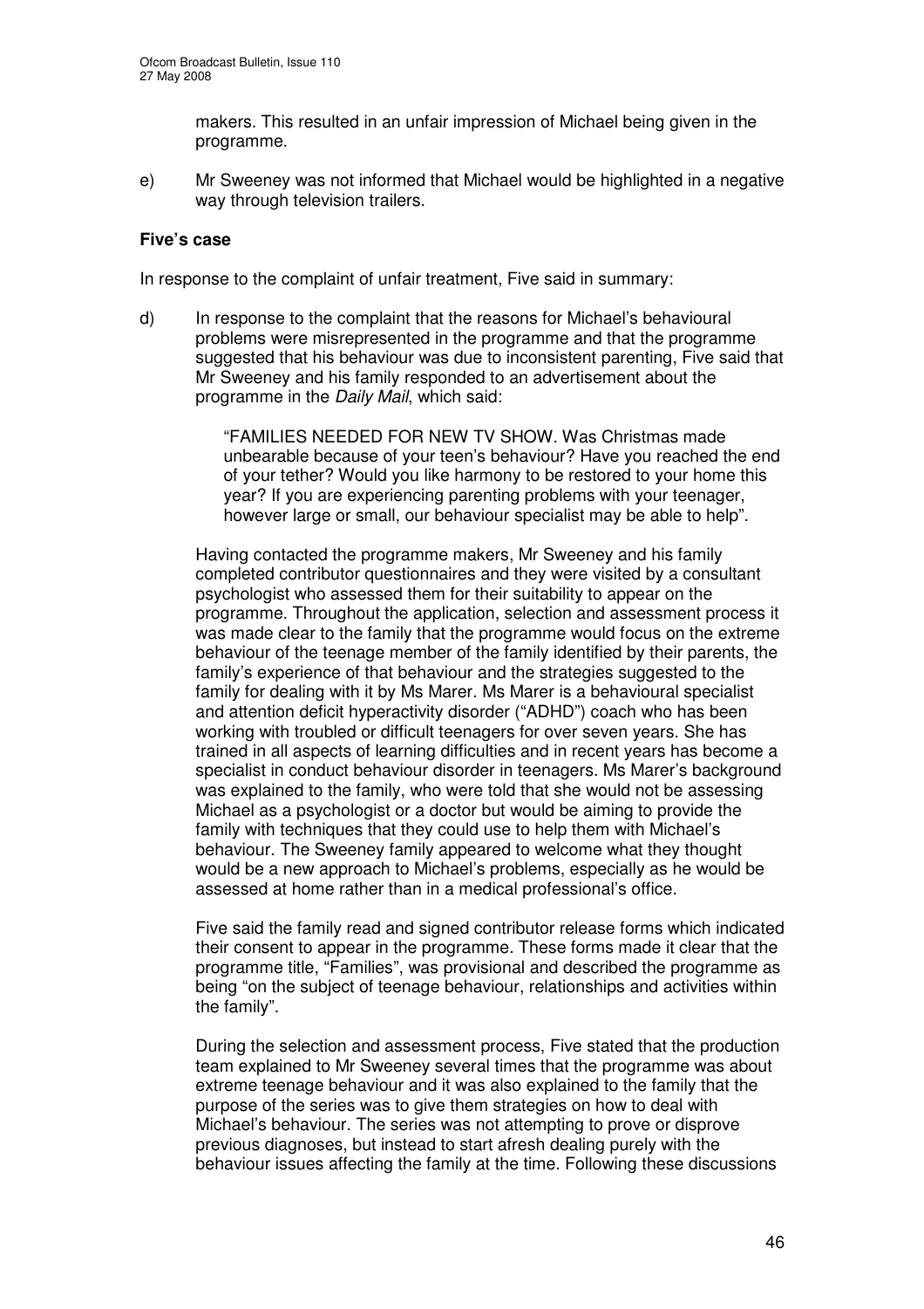makers. This resulted in an unfair impression of Michael being given in the programme.

e) Mr Sweeney was not informed that Michael would be highlighted in a negative way through television trailers.

**Five's case**

In response to the complaint of unfair treatment, Five said in summary:

d) In response to the complaint that the reasons for Michael's behavioural problems were misrepresented in the programme and that the programme suggested that his behaviour was due to inconsistent parenting, Five said that Mr Sweeney and his family responded to an advertisement about the programme in the *Daily Mail*, which said:

> "FAMILIES NEEDED FOR NEW TV SHOW. Was Christmas made unbearable because of your teen's behaviour? Have you reached the end of your tether? Would you like harmony to be restored to your home this year? If you are experiencing parenting problems with your teenager, however large or small, our behaviour specialist may be able to help".

Having contacted the programme makers, Mr Sweeney and his family completed contributor questionnaires and they were visited by a consultant psychologist who assessed them for their suitability to appear on the programme. Throughout the application, selection and assessment process it was made clear to the family that the programme would focus on the extreme behaviour of the teenage member of the family identified by their parents, the family's experience of that behaviour and the strategies suggested to the family for dealing with it by Ms Marer. Ms Marer is a behavioural specialist and attention deficit hyperactivity disorder ("ADHD") coach who has been working with troubled or difficult teenagers for over seven years. She has trained in all aspects of learning difficulties and in recent years has become a specialist in conduct behaviour disorder in teenagers. Ms Marer's background was explained to the family, who were told that she would not be assessing Michael as a psychologist or a doctor but would be aiming to provide the family with techniques that they could use to help them with Michael's behaviour. The Sweeney family appeared to welcome what they thought would be a new approach to Michael's problems, especially as he would be assessed at home rather than in a medical professional's office.

Five said the family read and signed contributor release forms which indicated their consent to appear in the programme. These forms made it clear that the programme title, "Families", was provisional and described the programme as being "on the subject of teenage behaviour, relationships and activities within the family".

During the selection and assessment process, Five stated that the production team explained to Mr Sweeney several times that the programme was about extreme teenage behaviour and it was also explained to the family that the purpose of the series was to give them strategies on how to deal with Michael's behaviour. The series was not attempting to prove or disprove previous diagnoses, but instead to start afresh dealing purely with the behaviour issues affecting the family at the time. Following these discussions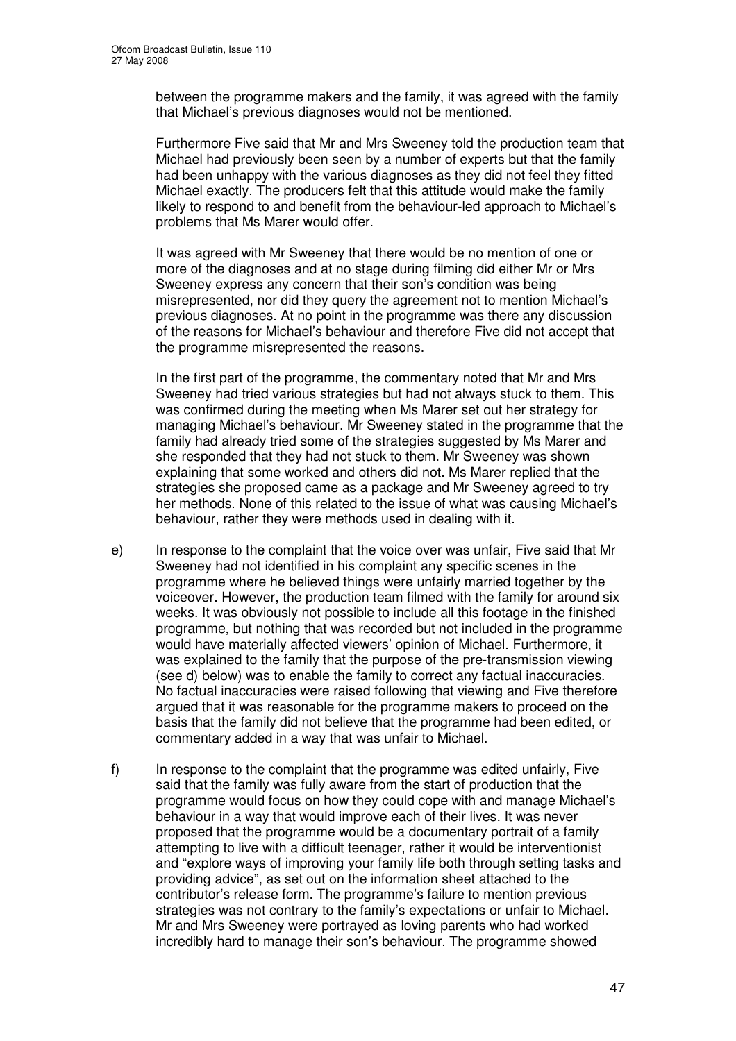between the programme makers and the family, it was agreed with the family that Michael's previous diagnoses would not be mentioned.

Furthermore Five said that Mr and Mrs Sweeney told the production team that Michael had previously been seen by a number of experts but that the family had been unhappy with the various diagnoses as they did not feel they fitted Michael exactly. The producers felt that this attitude would make the family likely to respond to and benefit from the behaviour-led approach to Michael's problems that Ms Marer would offer.

It was agreed with Mr Sweeney that there would be no mention of one or more of the diagnoses and at no stage during filming did either Mr or Mrs Sweeney express any concern that their son's condition was being misrepresented, nor did they query the agreement not to mention Michael's previous diagnoses. At no point in the programme was there any discussion of the reasons for Michael's behaviour and therefore Five did not accept that the programme misrepresented the reasons.

In the first part of the programme, the commentary noted that Mr and Mrs Sweeney had tried various strategies but had not always stuck to them. This was confirmed during the meeting when Ms Marer set out her strategy for managing Michael's behaviour. Mr Sweeney stated in the programme that the family had already tried some of the strategies suggested by Ms Marer and she responded that they had not stuck to them. Mr Sweeney was shown explaining that some worked and others did not. Ms Marer replied that the strategies she proposed came as a package and Mr Sweeney agreed to try her methods. None of this related to the issue of what was causing Michael's behaviour, rather they were methods used in dealing with it.

e) In response to the complaint that the voice over was unfair, Five said that Mr Sweeney had not identified in his complaint any specific scenes in the programme where he believed things were unfairly married together by the voiceover. However, the production team filmed with the family for around six weeks. It was obviously not possible to include all this footage in the finished programme, but nothing that was recorded but not included in the programme would have materially affected viewers' opinion of Michael. Furthermore, it was explained to the family that the purpose of the pre-transmission viewing (see d) below) was to enable the family to correct any factual inaccuracies. No factual inaccuracies were raised following that viewing and Five therefore argued that it was reasonable for the programme makers to proceed on the basis that the family did not believe that the programme had been edited, or commentary added in a way that was unfair to Michael.

f) In response to the complaint that the programme was edited unfairly, Five said that the family was fully aware from the start of production that the programme would focus on how they could cope with and manage Michael's behaviour in a way that would improve each of their lives. It was never proposed that the programme would be a documentary portrait of a family attempting to live with a difficult teenager, rather it would be interventionist and "explore ways of improving your family life both through setting tasks and providing advice", as set out on the information sheet attached to the contributor's release form. The programme's failure to mention previous strategies was not contrary to the family's expectations or unfair to Michael. Mr and Mrs Sweeney were portrayed as loving parents who had worked incredibly hard to manage their son's behaviour. The programme showed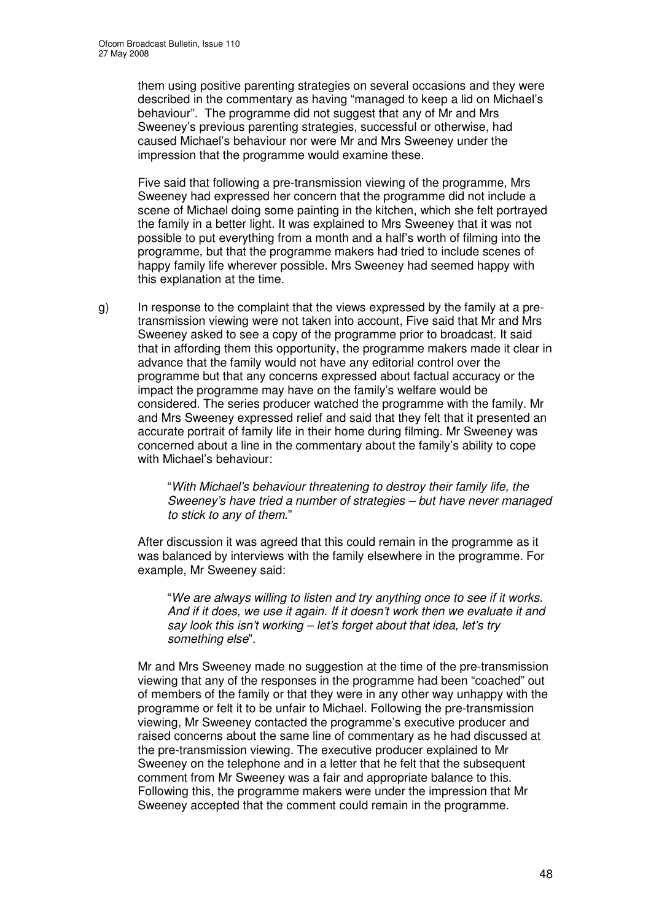them using positive parenting strategies on several occasions and they were described in the commentary as having "managed to keep a lid on Michael's behaviour". The programme did not suggest that any of Mr and Mrs Sweeney's previous parenting strategies, successful or otherwise, had caused Michael's behaviour nor were Mr and Mrs Sweeney under the impression that the programme would examine these.

Five said that following a pre-transmission viewing of the programme, Mrs Sweeney had expressed her concern that the programme did not include a scene of Michael doing some painting in the kitchen, which she felt portrayed the family in a better light. It was explained to Mrs Sweeney that it was not possible to put everything from a month and a half's worth of filming into the programme, but that the programme makers had tried to include scenes of happy family life wherever possible. Mrs Sweeney had seemed happy with this explanation at the time.

g) In response to the complaint that the views expressed by the family at a pre-transmission viewing were not taken into account, Five said that Mr and Mrs Sweeney asked to see a copy of the programme prior to broadcast. It said that in affording them this opportunity, the programme makers made it clear in advance that the family would not have any editorial control over the programme but that any concerns expressed about factual accuracy or the impact the programme may have on the family's welfare would be considered. The series producer watched the programme with the family. Mr and Mrs Sweeney expressed relief and said that they felt that it presented an accurate portrait of family life in their home during filming. Mr Sweeney was concerned about a line in the commentary about the family's ability to cope with Michael's behaviour:

> "*With Michael's behaviour threatening to destroy their family life, the Sweeney's have tried a number of strategies – but have never managed to stick to any of them*."

After discussion it was agreed that this could remain in the programme as it was balanced by interviews with the family elsewhere in the programme. For example, Mr Sweeney said:

> "*We are always willing to listen and try anything once to see if it works. And if it does, we use it again. If it doesn't work then we evaluate it and say look this isn't working – let's forget about that idea, let's try something else*".

Mr and Mrs Sweeney made no suggestion at the time of the pre-transmission viewing that any of the responses in the programme had been "coached" out of members of the family or that they were in any other way unhappy with the programme or felt it to be unfair to Michael. Following the pre-transmission viewing, Mr Sweeney contacted the programme's executive producer and raised concerns about the same line of commentary as he had discussed at the pre-transmission viewing. The executive producer explained to Mr Sweeney on the telephone and in a letter that he felt that the subsequent comment from Mr Sweeney was a fair and appropriate balance to this. Following this, the programme makers were under the impression that Mr Sweeney accepted that the comment could remain in the programme.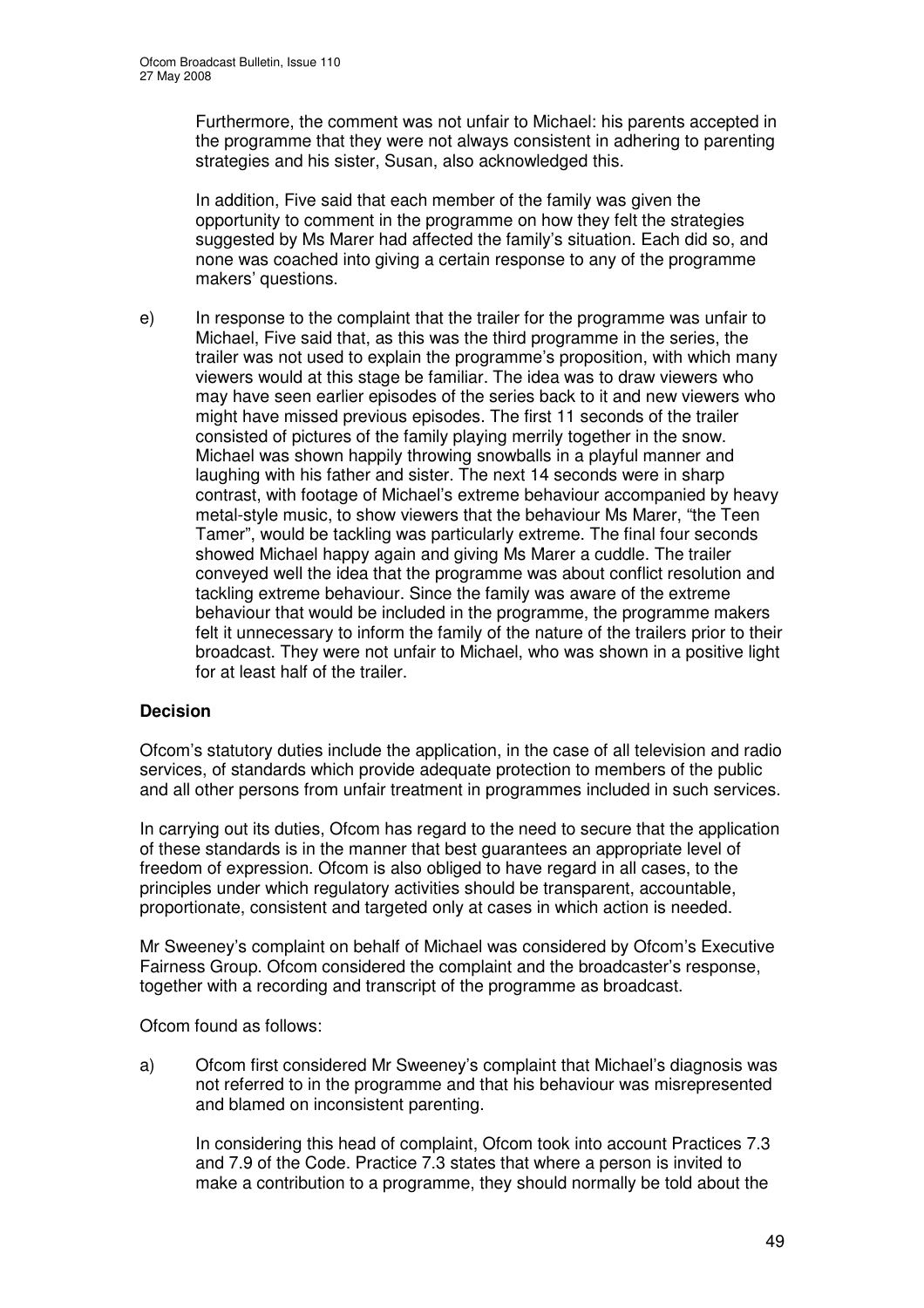Furthermore, the comment was not unfair to Michael: his parents accepted in the programme that they were not always consistent in adhering to parenting strategies and his sister, Susan, also acknowledged this.

In addition, Five said that each member of the family was given the opportunity to comment in the programme on how they felt the strategies suggested by Ms Marer had affected the family's situation. Each did so, and none was coached into giving a certain response to any of the programme makers' questions.

e) In response to the complaint that the trailer for the programme was unfair to Michael, Five said that, as this was the third programme in the series, the trailer was not used to explain the programme's proposition, with which many viewers would at this stage be familiar. The idea was to draw viewers who may have seen earlier episodes of the series back to it and new viewers who might have missed previous episodes. The first 11 seconds of the trailer consisted of pictures of the family playing merrily together in the snow. Michael was shown happily throwing snowballs in a playful manner and laughing with his father and sister. The next 14 seconds were in sharp contrast, with footage of Michael's extreme behaviour accompanied by heavy metal-style music, to show viewers that the behaviour Ms Marer, "the Teen Tamer", would be tackling was particularly extreme. The final four seconds showed Michael happy again and giving Ms Marer a cuddle. The trailer conveyed well the idea that the programme was about conflict resolution and tackling extreme behaviour. Since the family was aware of the extreme behaviour that would be included in the programme, the programme makers felt it unnecessary to inform the family of the nature of the trailers prior to their broadcast. They were not unfair to Michael, who was shown in a positive light for at least half of the trailer.

**Decision**

Ofcom's statutory duties include the application, in the case of all television and radio services, of standards which provide adequate protection to members of the public and all other persons from unfair treatment in programmes included in such services.

In carrying out its duties, Ofcom has regard to the need to secure that the application of these standards is in the manner that best guarantees an appropriate level of freedom of expression. Ofcom is also obliged to have regard in all cases, to the principles under which regulatory activities should be transparent, accountable, proportionate, consistent and targeted only at cases in which action is needed.

Mr Sweeney's complaint on behalf of Michael was considered by Ofcom's Executive Fairness Group. Ofcom considered the complaint and the broadcaster's response, together with a recording and transcript of the programme as broadcast.

Ofcom found as follows:

a) Ofcom first considered Mr Sweeney's complaint that Michael's diagnosis was not referred to in the programme and that his behaviour was misrepresented and blamed on inconsistent parenting.

In considering this head of complaint, Ofcom took into account Practices 7.3 and 7.9 of the Code. Practice 7.3 states that where a person is invited to make a contribution to a programme, they should normally be told about the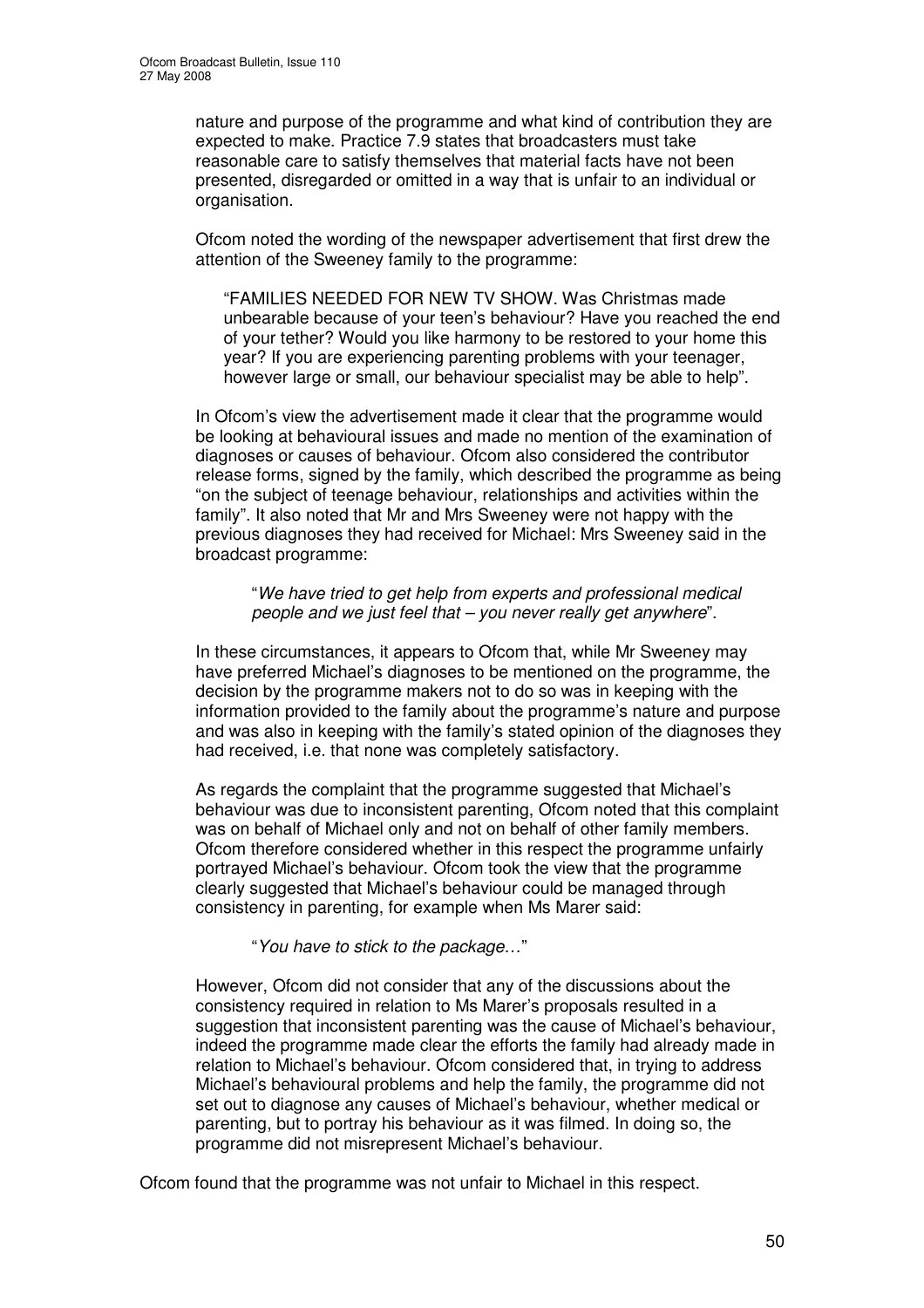nature and purpose of the programme and what kind of contribution they are expected to make. Practice 7.9 states that broadcasters must take reasonable care to satisfy themselves that material facts have not been presented, disregarded or omitted in a way that is unfair to an individual or organisation.

Ofcom noted the wording of the newspaper advertisement that first drew the attention of the Sweeney family to the programme:

> "FAMILIES NEEDED FOR NEW TV SHOW. Was Christmas made unbearable because of your teen's behaviour? Have you reached the end of your tether? Would you like harmony to be restored to your home this year? If you are experiencing parenting problems with your teenager, however large or small, our behaviour specialist may be able to help".

In Ofcom's view the advertisement made it clear that the programme would be looking at behavioural issues and made no mention of the examination of diagnoses or causes of behaviour. Ofcom also considered the contributor release forms, signed by the family, which described the programme as being "on the subject of teenage behaviour, relationships and activities within the family". It also noted that Mr and Mrs Sweeney were not happy with the previous diagnoses they had received for Michael: Mrs Sweeney said in the broadcast programme:

> "*We have tried to get help from experts and professional medical people and we just feel that – you never really get anywhere*".

In these circumstances, it appears to Ofcom that, while Mr Sweeney may have preferred Michael's diagnoses to be mentioned on the programme, the decision by the programme makers not to do so was in keeping with the information provided to the family about the programme's nature and purpose and was also in keeping with the family's stated opinion of the diagnoses they had received, i.e. that none was completely satisfactory.

As regards the complaint that the programme suggested that Michael's behaviour was due to inconsistent parenting, Ofcom noted that this complaint was on behalf of Michael only and not on behalf of other family members. Ofcom therefore considered whether in this respect the programme unfairly portrayed Michael's behaviour. Ofcom took the view that the programme clearly suggested that Michael's behaviour could be managed through consistency in parenting, for example when Ms Marer said:

> "*You have to stick to the package…*"

However, Ofcom did not consider that any of the discussions about the consistency required in relation to Ms Marer's proposals resulted in a suggestion that inconsistent parenting was the cause of Michael's behaviour, indeed the programme made clear the efforts the family had already made in relation to Michael's behaviour. Ofcom considered that, in trying to address Michael's behavioural problems and help the family, the programme did not set out to diagnose any causes of Michael's behaviour, whether medical or parenting, but to portray his behaviour as it was filmed. In doing so, the programme did not misrepresent Michael's behaviour.

Ofcom found that the programme was not unfair to Michael in this respect.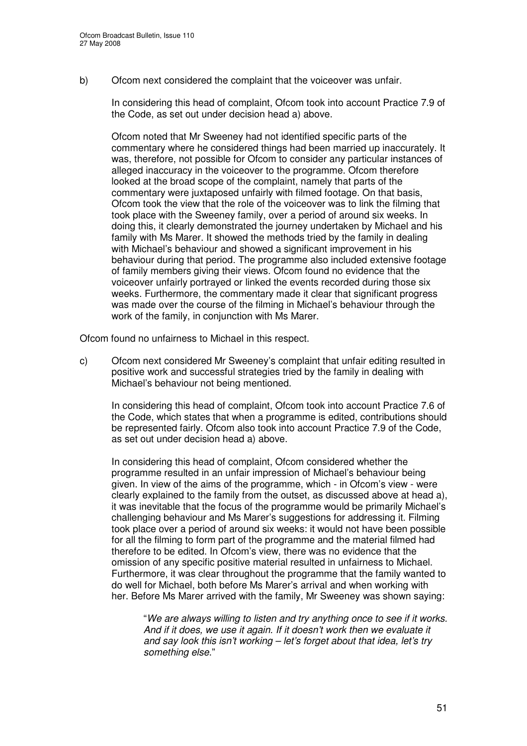b) Ofcom next considered the complaint that the voiceover was unfair.

In considering this head of complaint, Ofcom took into account Practice 7.9 of the Code, as set out under decision head a) above.

Ofcom noted that Mr Sweeney had not identified specific parts of the commentary where he considered things had been married up inaccurately. It was, therefore, not possible for Ofcom to consider any particular instances of alleged inaccuracy in the voiceover to the programme. Ofcom therefore looked at the broad scope of the complaint, namely that parts of the commentary were juxtaposed unfairly with filmed footage. On that basis, Ofcom took the view that the role of the voiceover was to link the filming that took place with the Sweeney family, over a period of around six weeks. In doing this, it clearly demonstrated the journey undertaken by Michael and his family with Ms Marer. It showed the methods tried by the family in dealing with Michael's behaviour and showed a significant improvement in his behaviour during that period. The programme also included extensive footage of family members giving their views. Ofcom found no evidence that the voiceover unfairly portrayed or linked the events recorded during those six weeks. Furthermore, the commentary made it clear that significant progress was made over the course of the filming in Michael's behaviour through the work of the family, in conjunction with Ms Marer.

Ofcom found no unfairness to Michael in this respect.

c) Ofcom next considered Mr Sweeney's complaint that unfair editing resulted in positive work and successful strategies tried by the family in dealing with Michael's behaviour not being mentioned.

In considering this head of complaint, Ofcom took into account Practice 7.6 of the Code, which states that when a programme is edited, contributions should be represented fairly. Ofcom also took into account Practice 7.9 of the Code, as set out under decision head a) above.

In considering this head of complaint, Ofcom considered whether the programme resulted in an unfair impression of Michael's behaviour being given. In view of the aims of the programme, which - in Ofcom's view - were clearly explained to the family from the outset, as discussed above at head a), it was inevitable that the focus of the programme would be primarily Michael's challenging behaviour and Ms Marer's suggestions for addressing it. Filming took place over a period of around six weeks: it would not have been possible for all the filming to form part of the programme and the material filmed had therefore to be edited. In Ofcom's view, there was no evidence that the omission of any specific positive material resulted in unfairness to Michael. Furthermore, it was clear throughout the programme that the family wanted to do well for Michael, both before Ms Marer's arrival and when working with her. Before Ms Marer arrived with the family, Mr Sweeney was shown saying:

> "*We are always willing to listen and try anything once to see if it works. And if it does, we use it again. If it doesn't work then we evaluate it and say look this isn't working – let's forget about that idea, let's try something else.*"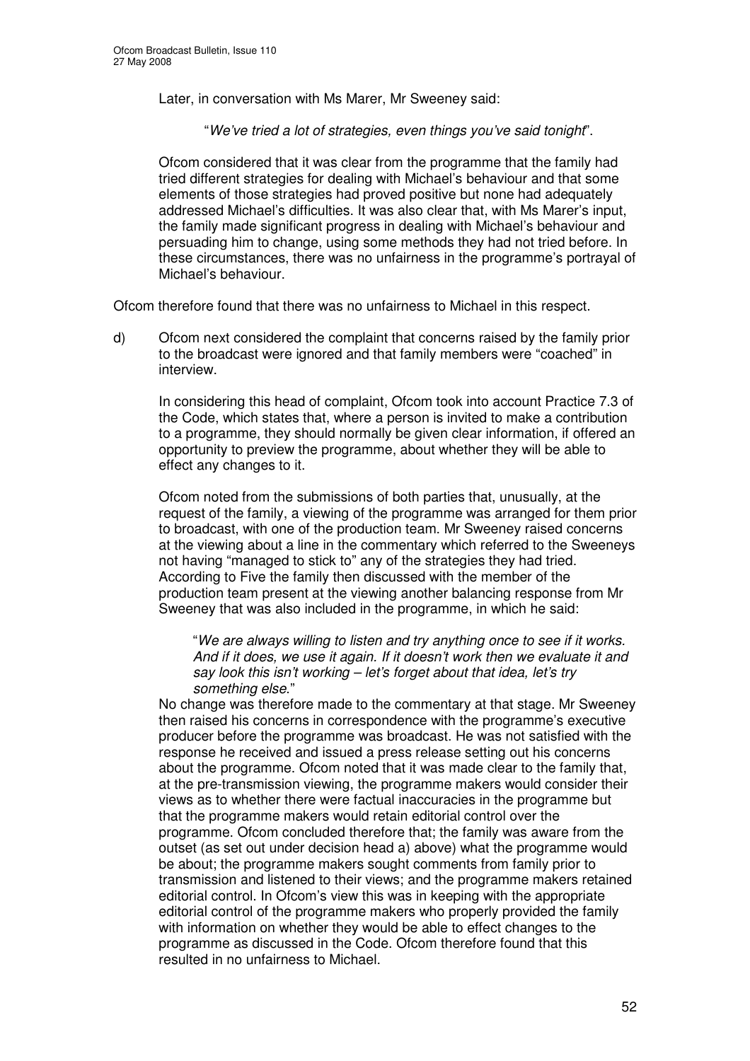Later, in conversation with Ms Marer, Mr Sweeney said:

"*We've tried a lot of strategies, even things you've said tonight*".

Ofcom considered that it was clear from the programme that the family had tried different strategies for dealing with Michael's behaviour and that some elements of those strategies had proved positive but none had adequately addressed Michael's difficulties. It was also clear that, with Ms Marer's input, the family made significant progress in dealing with Michael's behaviour and persuading him to change, using some methods they had not tried before. In these circumstances, there was no unfairness in the programme's portrayal of Michael's behaviour.

Ofcom therefore found that there was no unfairness to Michael in this respect.

d) Ofcom next considered the complaint that concerns raised by the family prior to the broadcast were ignored and that family members were "coached" in interview.

In considering this head of complaint, Ofcom took into account Practice 7.3 of the Code, which states that, where a person is invited to make a contribution to a programme, they should normally be given clear information, if offered an opportunity to preview the programme, about whether they will be able to effect any changes to it.

Ofcom noted from the submissions of both parties that, unusually, at the request of the family, a viewing of the programme was arranged for them prior to broadcast, with one of the production team. Mr Sweeney raised concerns at the viewing about a line in the commentary which referred to the Sweeneys not having "managed to stick to" any of the strategies they had tried. According to Five the family then discussed with the member of the production team present at the viewing another balancing response from Mr Sweeney that was also included in the programme, in which he said:

"*We are always willing to listen and try anything once to see if it works. And if it does, we use it again. If it doesn't work then we evaluate it and say look this isn't working – let's forget about that idea, let's try something else.*"

No change was therefore made to the commentary at that stage. Mr Sweeney then raised his concerns in correspondence with the programme's executive producer before the programme was broadcast. He was not satisfied with the response he received and issued a press release setting out his concerns about the programme. Ofcom noted that it was made clear to the family that, at the pre-transmission viewing, the programme makers would consider their views as to whether there were factual inaccuracies in the programme but that the programme makers would retain editorial control over the programme. Ofcom concluded therefore that; the family was aware from the outset (as set out under decision head a) above) what the programme would be about; the programme makers sought comments from family prior to transmission and listened to their views; and the programme makers retained editorial control. In Ofcom's view this was in keeping with the appropriate editorial control of the programme makers who properly provided the family with information on whether they would be able to effect changes to the programme as discussed in the Code. Ofcom therefore found that this resulted in no unfairness to Michael.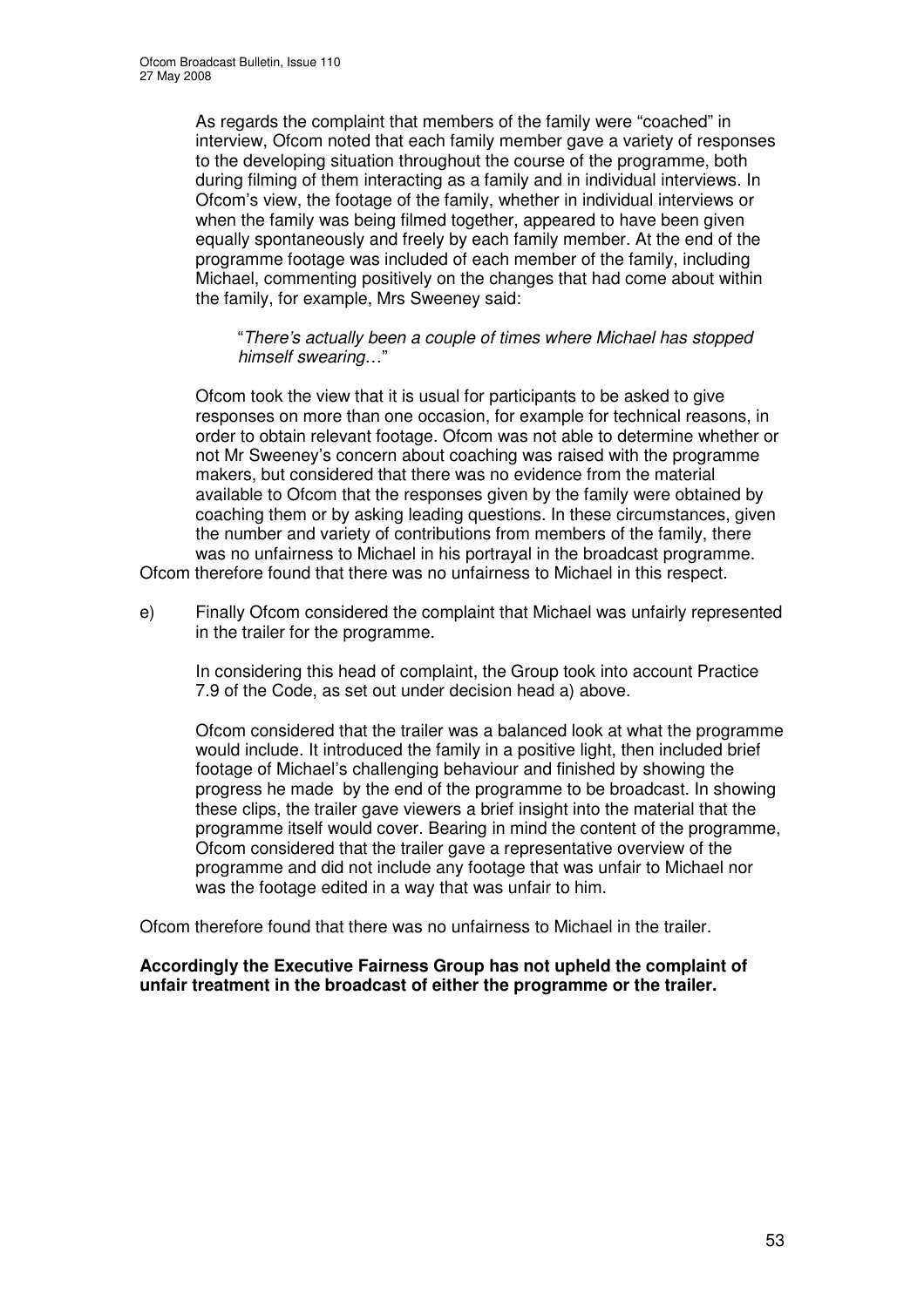As regards the complaint that members of the family were "coached" in interview, Ofcom noted that each family member gave a variety of responses to the developing situation throughout the course of the programme, both during filming of them interacting as a family and in individual interviews. In Ofcom's view, the footage of the family, whether in individual interviews or when the family was being filmed together, appeared to have been given equally spontaneously and freely by each family member. At the end of the programme footage was included of each member of the family, including Michael, commenting positively on the changes that had come about within the family, for example, Mrs Sweeney said:

> "*There's actually been a couple of times where Michael has stopped himself swearing…*"

Ofcom took the view that it is usual for participants to be asked to give responses on more than one occasion, for example for technical reasons, in order to obtain relevant footage. Ofcom was not able to determine whether or not Mr Sweeney's concern about coaching was raised with the programme makers, but considered that there was no evidence from the material available to Ofcom that the responses given by the family were obtained by coaching them or by asking leading questions. In these circumstances, given the number and variety of contributions from members of the family, there was no unfairness to Michael in his portrayal in the broadcast programme.

Ofcom therefore found that there was no unfairness to Michael in this respect.

e) Finally Ofcom considered the complaint that Michael was unfairly represented in the trailer for the programme.

In considering this head of complaint, the Group took into account Practice 7.9 of the Code, as set out under decision head a) above.

Ofcom considered that the trailer was a balanced look at what the programme would include. It introduced the family in a positive light, then included brief footage of Michael's challenging behaviour and finished by showing the progress he made by the end of the programme to be broadcast. In showing these clips, the trailer gave viewers a brief insight into the material that the programme itself would cover. Bearing in mind the content of the programme, Ofcom considered that the trailer gave a representative overview of the programme and did not include any footage that was unfair to Michael nor was the footage edited in a way that was unfair to him.

Ofcom therefore found that there was no unfairness to Michael in the trailer.

**Accordingly the Executive Fairness Group has not upheld the complaint of unfair treatment in the broadcast of either the programme or the trailer.**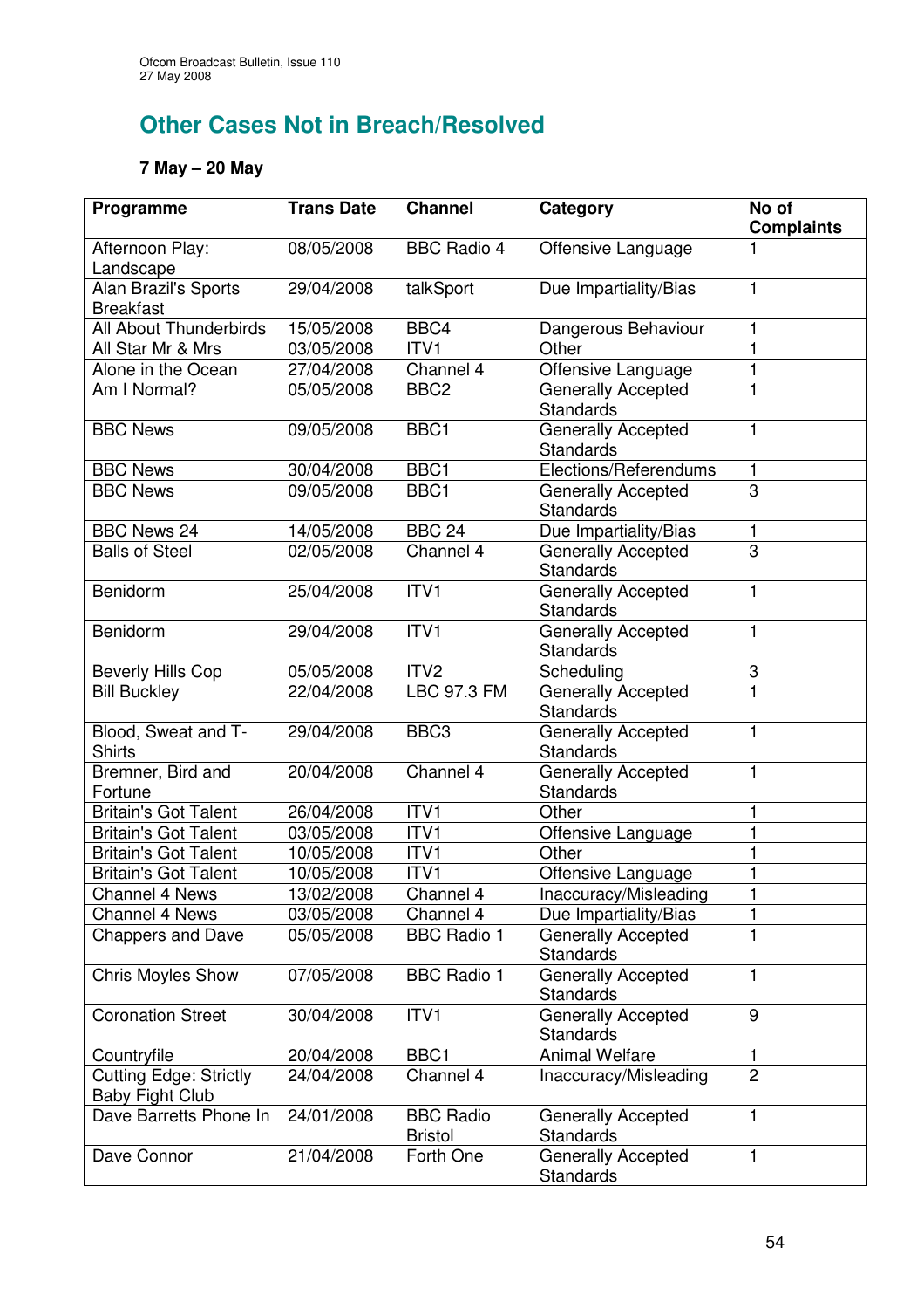## Other Cases Not in Breach/Resolved

### 7 May – 20 May

| Programme | Trans Date | Channel | Category | No of Complaints |
|---|---|---|---|---|
| Afternoon Play: Landscape | 08/05/2008 | BBC Radio 4 | Offensive Language | 1 |
| Alan Brazil's Sports Breakfast | 29/04/2008 | talkSport | Due Impartiality/Bias | 1 |
| All About Thunderbirds | 15/05/2008 | BBC4 | Dangerous Behaviour | 1 |
| All Star Mr & Mrs | 03/05/2008 | ITV1 | Other | 1 |
| Alone in the Ocean | 27/04/2008 | Channel 4 | Offensive Language | 1 |
| Am I Normal? | 05/05/2008 | BBC2 | Generally Accepted Standards | 1 |
| BBC News | 09/05/2008 | BBC1 | Generally Accepted Standards | 1 |
| BBC News | 30/04/2008 | BBC1 | Elections/Referendums | 1 |
| BBC News | 09/05/2008 | BBC1 | Generally Accepted Standards | 3 |
| BBC News 24 | 14/05/2008 | BBC 24 | Due Impartiality/Bias | 1 |
| Balls of Steel | 02/05/2008 | Channel 4 | Generally Accepted Standards | 3 |
| Benidorm | 25/04/2008 | ITV1 | Generally Accepted Standards | 1 |
| Benidorm | 29/04/2008 | ITV1 | Generally Accepted Standards | 1 |
| Beverly Hills Cop | 05/05/2008 | ITV2 | Scheduling | 3 |
| Bill Buckley | 22/04/2008 | LBC 97.3 FM | Generally Accepted Standards | 1 |
| Blood, Sweat and T-Shirts | 29/04/2008 | BBC3 | Generally Accepted Standards | 1 |
| Bremner, Bird and Fortune | 20/04/2008 | Channel 4 | Generally Accepted Standards | 1 |
| Britain's Got Talent | 26/04/2008 | ITV1 | Other | 1 |
| Britain's Got Talent | 03/05/2008 | ITV1 | Offensive Language | 1 |
| Britain's Got Talent | 10/05/2008 | ITV1 | Other | 1 |
| Britain's Got Talent | 10/05/2008 | ITV1 | Offensive Language | 1 |
| Channel 4 News | 13/02/2008 | Channel 4 | Inaccuracy/Misleading | 1 |
| Channel 4 News | 03/05/2008 | Channel 4 | Due Impartiality/Bias | 1 |
| Chappers and Dave | 05/05/2008 | BBC Radio 1 | Generally Accepted Standards | 1 |
| Chris Moyles Show | 07/05/2008 | BBC Radio 1 | Generally Accepted Standards | 1 |
| Coronation Street | 30/04/2008 | ITV1 | Generally Accepted Standards | 9 |
| Countryfile | 20/04/2008 | BBC1 | Animal Welfare | 1 |
| Cutting Edge: Strictly Baby Fight Club | 24/04/2008 | Channel 4 | Inaccuracy/Misleading | 2 |
| Dave Barretts Phone In | 24/01/2008 | BBC Radio Bristol | Generally Accepted Standards | 1 |
| Dave Connor | 21/04/2008 | Forth One | Generally Accepted Standards | 1 |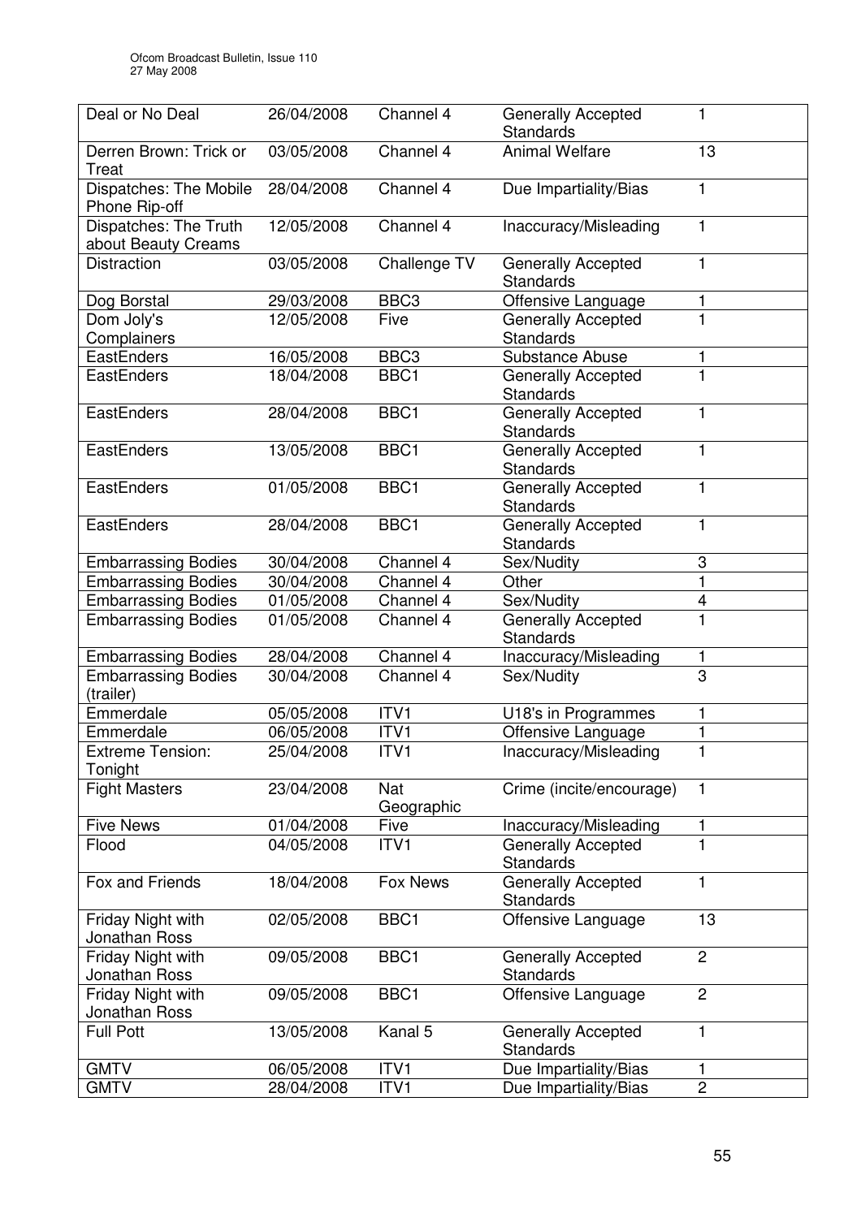| Deal or No Deal | 26/04/2008 | Channel 4 | Generally Accepted Standards | 1 |
|---|---|---|---|---|
| Derren Brown: Trick or Treat | 03/05/2008 | Channel 4 | Animal Welfare | 13 |
| Dispatches: The Mobile Phone Rip-off | 28/04/2008 | Channel 4 | Due Impartiality/Bias | 1 |
| Dispatches: The Truth about Beauty Creams | 12/05/2008 | Channel 4 | Inaccuracy/Misleading | 1 |
| Distraction | 03/05/2008 | Challenge TV | Generally Accepted Standards | 1 |
| Dog Borstal | 29/03/2008 | BBC3 | Offensive Language | 1 |
| Dom Joly's Complainers | 12/05/2008 | Five | Generally Accepted Standards | 1 |
| EastEnders | 16/05/2008 | BBC3 | Substance Abuse | 1 |
| EastEnders | 18/04/2008 | BBC1 | Generally Accepted Standards | 1 |
| EastEnders | 28/04/2008 | BBC1 | Generally Accepted Standards | 1 |
| EastEnders | 13/05/2008 | BBC1 | Generally Accepted Standards | 1 |
| EastEnders | 01/05/2008 | BBC1 | Generally Accepted Standards | 1 |
| EastEnders | 28/04/2008 | BBC1 | Generally Accepted Standards | 1 |
| Embarrassing Bodies | 30/04/2008 | Channel 4 | Sex/Nudity | 3 |
| Embarrassing Bodies | 30/04/2008 | Channel 4 | Other | 1 |
| Embarrassing Bodies | 01/05/2008 | Channel 4 | Sex/Nudity | 4 |
| Embarrassing Bodies | 01/05/2008 | Channel 4 | Generally Accepted Standards | 1 |
| Embarrassing Bodies | 28/04/2008 | Channel 4 | Inaccuracy/Misleading | 1 |
| Embarrassing Bodies (trailer) | 30/04/2008 | Channel 4 | Sex/Nudity | 3 |
| Emmerdale | 05/05/2008 | ITV1 | U18's in Programmes | 1 |
| Emmerdale | 06/05/2008 | ITV1 | Offensive Language | 1 |
| Extreme Tension: Tonight | 25/04/2008 | ITV1 | Inaccuracy/Misleading | 1 |
| Fight Masters | 23/04/2008 | Nat Geographic | Crime (incite/encourage) | 1 |
| Five News | 01/04/2008 | Five | Inaccuracy/Misleading | 1 |
| Flood | 04/05/2008 | ITV1 | Generally Accepted Standards | 1 |
| Fox and Friends | 18/04/2008 | Fox News | Generally Accepted Standards | 1 |
| Friday Night with Jonathan Ross | 02/05/2008 | BBC1 | Offensive Language | 13 |
| Friday Night with Jonathan Ross | 09/05/2008 | BBC1 | Generally Accepted Standards | 2 |
| Friday Night with Jonathan Ross | 09/05/2008 | BBC1 | Offensive Language | 2 |
| Full Pott | 13/05/2008 | Kanal 5 | Generally Accepted Standards | 1 |
| GMTV | 06/05/2008 | ITV1 | Due Impartiality/Bias | 1 |
| GMTV | 28/04/2008 | ITV1 | Due Impartiality/Bias | 2 |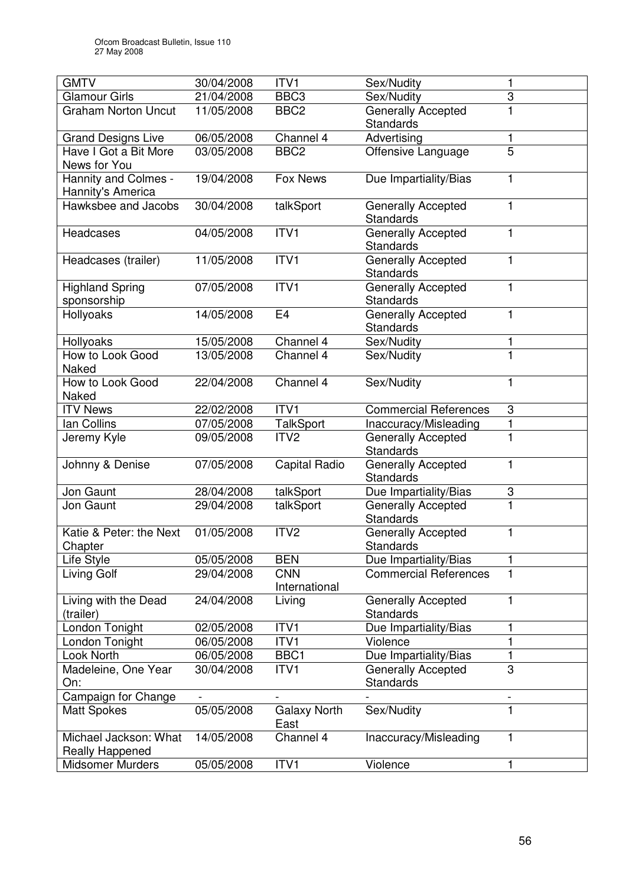| GMTV | 30/04/2008 | ITV1 | Sex/Nudity | 1 |
|---|---|---|---|---|
| Glamour Girls | 21/04/2008 | BBC3 | Sex/Nudity | 3 |
| Graham Norton Uncut | 11/05/2008 | BBC2 | Generally Accepted Standards | 1 |
| Grand Designs Live | 06/05/2008 | Channel 4 | Advertising | 1 |
| Have I Got a Bit More News for You | 03/05/2008 | BBC2 | Offensive Language | 5 |
| Hannity and Colmes - Hannity's America | 19/04/2008 | Fox News | Due Impartiality/Bias | 1 |
| Hawksbee and Jacobs | 30/04/2008 | talkSport | Generally Accepted Standards | 1 |
| Headcases | 04/05/2008 | ITV1 | Generally Accepted Standards | 1 |
| Headcases (trailer) | 11/05/2008 | ITV1 | Generally Accepted Standards | 1 |
| Highland Spring sponsorship | 07/05/2008 | ITV1 | Generally Accepted Standards | 1 |
| Hollyoaks | 14/05/2008 | E4 | Generally Accepted Standards | 1 |
| Hollyoaks | 15/05/2008 | Channel 4 | Sex/Nudity | 1 |
| How to Look Good Naked | 13/05/2008 | Channel 4 | Sex/Nudity | 1 |
| How to Look Good Naked | 22/04/2008 | Channel 4 | Sex/Nudity | 1 |
| ITV News | 22/02/2008 | ITV1 | Commercial References | 3 |
| Ian Collins | 07/05/2008 | TalkSport | Inaccuracy/Misleading | 1 |
| Jeremy Kyle | 09/05/2008 | ITV2 | Generally Accepted Standards | 1 |
| Johnny & Denise | 07/05/2008 | Capital Radio | Generally Accepted Standards | 1 |
| Jon Gaunt | 28/04/2008 | talkSport | Due Impartiality/Bias | 3 |
| Jon Gaunt | 29/04/2008 | talkSport | Generally Accepted Standards | 1 |
| Katie & Peter: the Next Chapter | 01/05/2008 | ITV2 | Generally Accepted Standards | 1 |
| Life Style | 05/05/2008 | BEN | Due Impartiality/Bias | 1 |
| Living Golf | 29/04/2008 | CNN International | Commercial References | 1 |
| Living with the Dead (trailer) | 24/04/2008 | Living | Generally Accepted Standards | 1 |
| London Tonight | 02/05/2008 | ITV1 | Due Impartiality/Bias | 1 |
| London Tonight | 06/05/2008 | ITV1 | Violence | 1 |
| Look North | 06/05/2008 | BBC1 | Due Impartiality/Bias | 1 |
| Madeleine, One Year On: | 30/04/2008 | ITV1 | Generally Accepted Standards | 3 |
| Campaign for Change | - | - | - | - |
| Matt Spokes | 05/05/2008 | Galaxy North East | Sex/Nudity | 1 |
| Michael Jackson: What Really Happened | 14/05/2008 | Channel 4 | Inaccuracy/Misleading | 1 |
| Midsomer Murders | 05/05/2008 | ITV1 | Violence | 1 |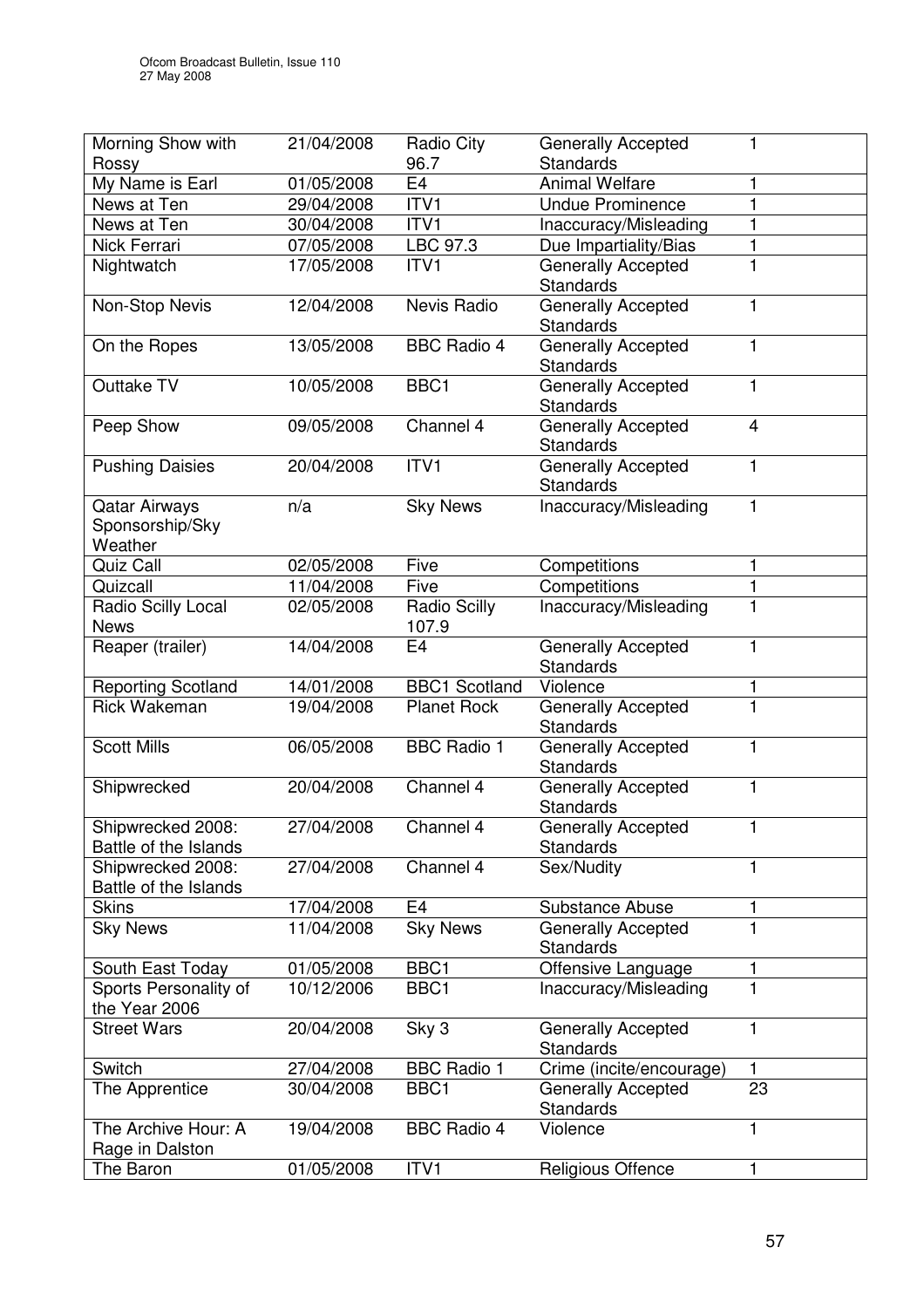| | | | | |
|---|---|---|---|---|
| Morning Show with Rossy | 21/04/2008 | Radio City 96.7 | Generally Accepted Standards | 1 |
| My Name is Earl | 01/05/2008 | E4 | Animal Welfare | 1 |
| News at Ten | 29/04/2008 | ITV1 | Undue Prominence | 1 |
| News at Ten | 30/04/2008 | ITV1 | Inaccuracy/Misleading | 1 |
| Nick Ferrari | 07/05/2008 | LBC 97.3 | Due Impartiality/Bias | 1 |
| Nightwatch | 17/05/2008 | ITV1 | Generally Accepted Standards | 1 |
| Non-Stop Nevis | 12/04/2008 | Nevis Radio | Generally Accepted Standards | 1 |
| On the Ropes | 13/05/2008 | BBC Radio 4 | Generally Accepted Standards | 1 |
| Outtake TV | 10/05/2008 | BBC1 | Generally Accepted Standards | 1 |
| Peep Show | 09/05/2008 | Channel 4 | Generally Accepted Standards | 4 |
| Pushing Daisies | 20/04/2008 | ITV1 | Generally Accepted Standards | 1 |
| Qatar Airways Sponsorship/Sky Weather | n/a | Sky News | Inaccuracy/Misleading | 1 |
| Quiz Call | 02/05/2008 | Five | Competitions | 1 |
| Quizcall | 11/04/2008 | Five | Competitions | 1 |
| Radio Scilly Local News | 02/05/2008 | Radio Scilly 107.9 | Inaccuracy/Misleading | 1 |
| Reaper (trailer) | 14/04/2008 | E4 | Generally Accepted Standards | 1 |
| Reporting Scotland | 14/01/2008 | BBC1 Scotland | Violence | 1 |
| Rick Wakeman | 19/04/2008 | Planet Rock | Generally Accepted Standards | 1 |
| Scott Mills | 06/05/2008 | BBC Radio 1 | Generally Accepted Standards | 1 |
| Shipwrecked | 20/04/2008 | Channel 4 | Generally Accepted Standards | 1 |
| Shipwrecked 2008: Battle of the Islands | 27/04/2008 | Channel 4 | Generally Accepted Standards | 1 |
| Shipwrecked 2008: Battle of the Islands | 27/04/2008 | Channel 4 | Sex/Nudity | 1 |
| Skins | 17/04/2008 | E4 | Substance Abuse | 1 |
| Sky News | 11/04/2008 | Sky News | Generally Accepted Standards | 1 |
| South East Today | 01/05/2008 | BBC1 | Offensive Language | 1 |
| Sports Personality of the Year 2006 | 10/12/2006 | BBC1 | Inaccuracy/Misleading | 1 |
| Street Wars | 20/04/2008 | Sky 3 | Generally Accepted Standards | 1 |
| Switch | 27/04/2008 | BBC Radio 1 | Crime (incite/encourage) | 1 |
| The Apprentice | 30/04/2008 | BBC1 | Generally Accepted Standards | 23 |
| The Archive Hour: A Rage in Dalston | 19/04/2008 | BBC Radio 4 | Violence | 1 |
| The Baron | 01/05/2008 | ITV1 | Religious Offence | 1 |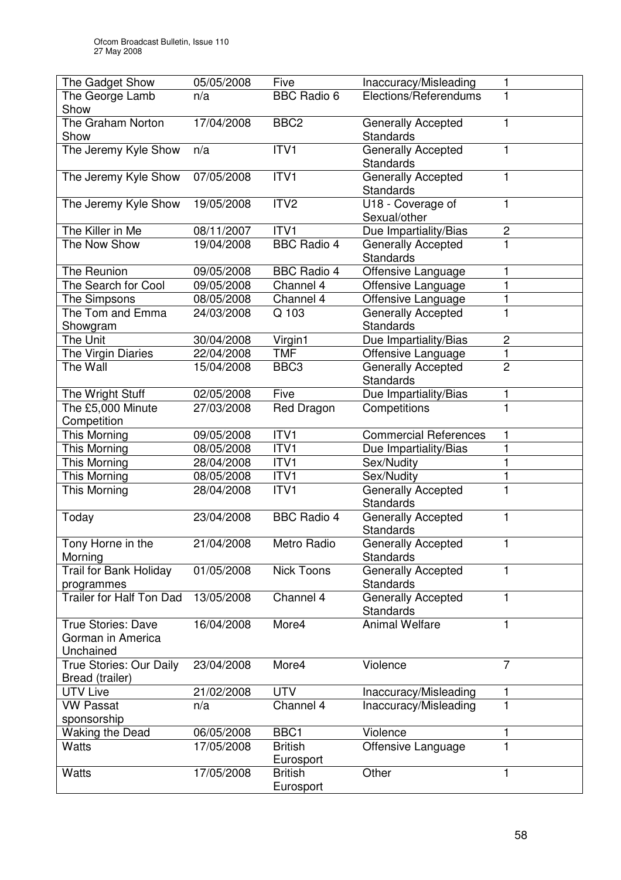| The Gadget Show | 05/05/2008 | Five | Inaccuracy/Misleading | 1 |
|---|---|---|---|---|
| The George Lamb Show | n/a | BBC Radio 6 | Elections/Referendums | 1 |
| The Graham Norton Show | 17/04/2008 | BBC2 | Generally Accepted Standards | 1 |
| The Jeremy Kyle Show | n/a | ITV1 | Generally Accepted Standards | 1 |
| The Jeremy Kyle Show | 07/05/2008 | ITV1 | Generally Accepted Standards | 1 |
| The Jeremy Kyle Show | 19/05/2008 | ITV2 | U18 - Coverage of Sexual/other | 1 |
| The Killer in Me | 08/11/2007 | ITV1 | Due Impartiality/Bias | 2 |
| The Now Show | 19/04/2008 | BBC Radio 4 | Generally Accepted Standards | 1 |
| The Reunion | 09/05/2008 | BBC Radio 4 | Offensive Language | 1 |
| The Search for Cool | 09/05/2008 | Channel 4 | Offensive Language | 1 |
| The Simpsons | 08/05/2008 | Channel 4 | Offensive Language | 1 |
| The Tom and Emma Showgram | 24/03/2008 | Q 103 | Generally Accepted Standards | 1 |
| The Unit | 30/04/2008 | Virgin1 | Due Impartiality/Bias | 2 |
| The Virgin Diaries | 22/04/2008 | TMF | Offensive Language | 1 |
| The Wall | 15/04/2008 | BBC3 | Generally Accepted Standards | 2 |
| The Wright Stuff | 02/05/2008 | Five | Due Impartiality/Bias | 1 |
| The £5,000 Minute Competition | 27/03/2008 | Red Dragon | Competitions | 1 |
| This Morning | 09/05/2008 | ITV1 | Commercial References | 1 |
| This Morning | 08/05/2008 | ITV1 | Due Impartiality/Bias | 1 |
| This Morning | 28/04/2008 | ITV1 | Sex/Nudity | 1 |
| This Morning | 08/05/2008 | ITV1 | Sex/Nudity | 1 |
| This Morning | 28/04/2008 | ITV1 | Generally Accepted Standards | 1 |
| Today | 23/04/2008 | BBC Radio 4 | Generally Accepted Standards | 1 |
| Tony Horne in the Morning | 21/04/2008 | Metro Radio | Generally Accepted Standards | 1 |
| Trail for Bank Holiday programmes | 01/05/2008 | Nick Toons | Generally Accepted Standards | 1 |
| Trailer for Half Ton Dad | 13/05/2008 | Channel 4 | Generally Accepted Standards | 1 |
| True Stories: Dave Gorman in America Unchained | 16/04/2008 | More4 | Animal Welfare | 1 |
| True Stories: Our Daily Bread (trailer) | 23/04/2008 | More4 | Violence | 7 |
| UTV Live | 21/02/2008 | UTV | Inaccuracy/Misleading | 1 |
| VW Passat sponsorship | n/a | Channel 4 | Inaccuracy/Misleading | 1 |
| Waking the Dead | 06/05/2008 | BBC1 | Violence | 1 |
| Watts | 17/05/2008 | British Eurosport | Offensive Language | 1 |
| Watts | 17/05/2008 | British Eurosport | Other | 1 |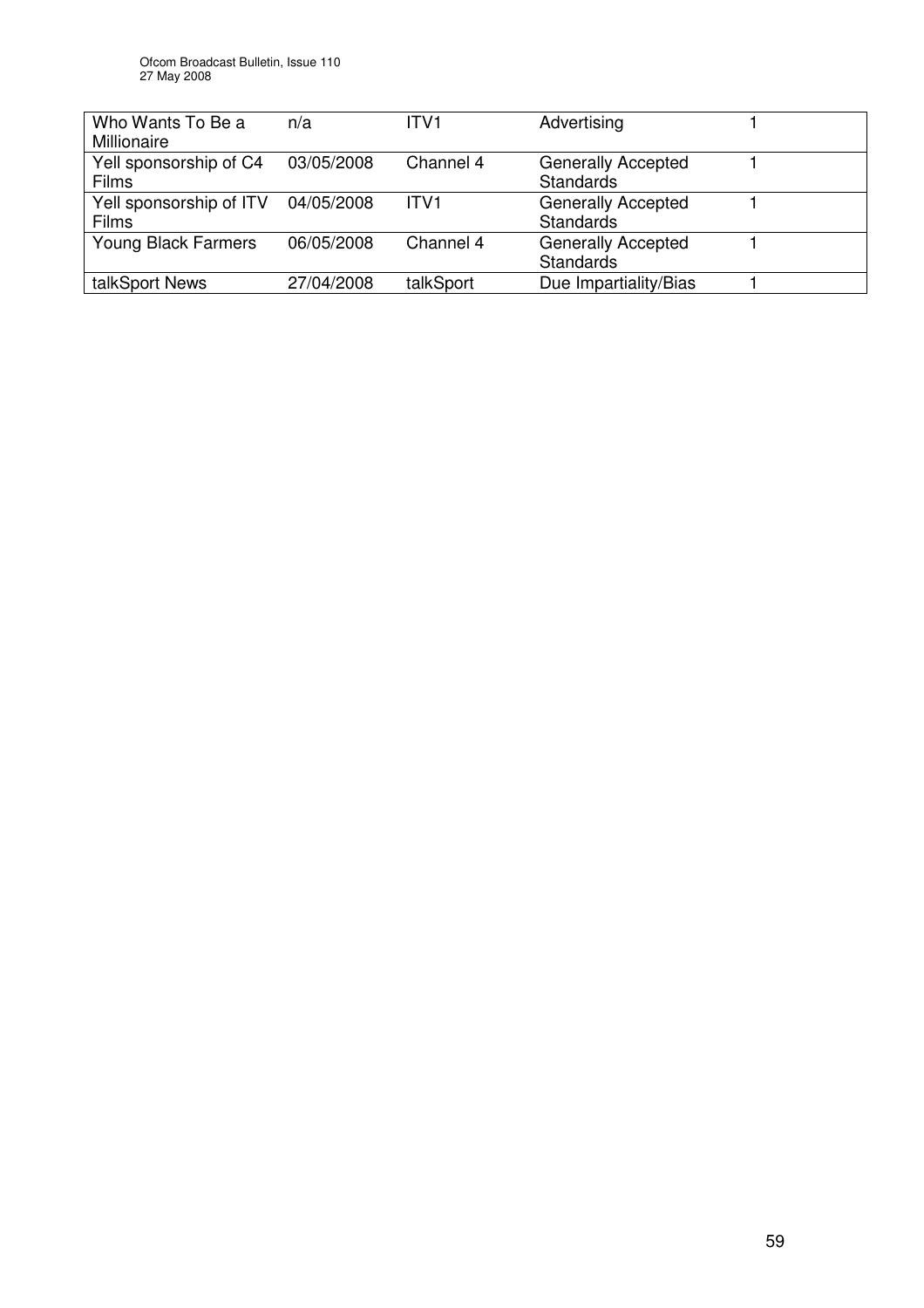| | | | | |
|---|---|---|---|---|
| Who Wants To Be a Millionaire | n/a | ITV1 | Advertising | 1 |
| Yell sponsorship of C4 Films | 03/05/2008 | Channel 4 | Generally Accepted Standards | 1 |
| Yell sponsorship of ITV Films | 04/05/2008 | ITV1 | Generally Accepted Standards | 1 |
| Young Black Farmers | 06/05/2008 | Channel 4 | Generally Accepted Standards | 1 |
| talkSport News | 27/04/2008 | talkSport | Due Impartiality/Bias | 1 |